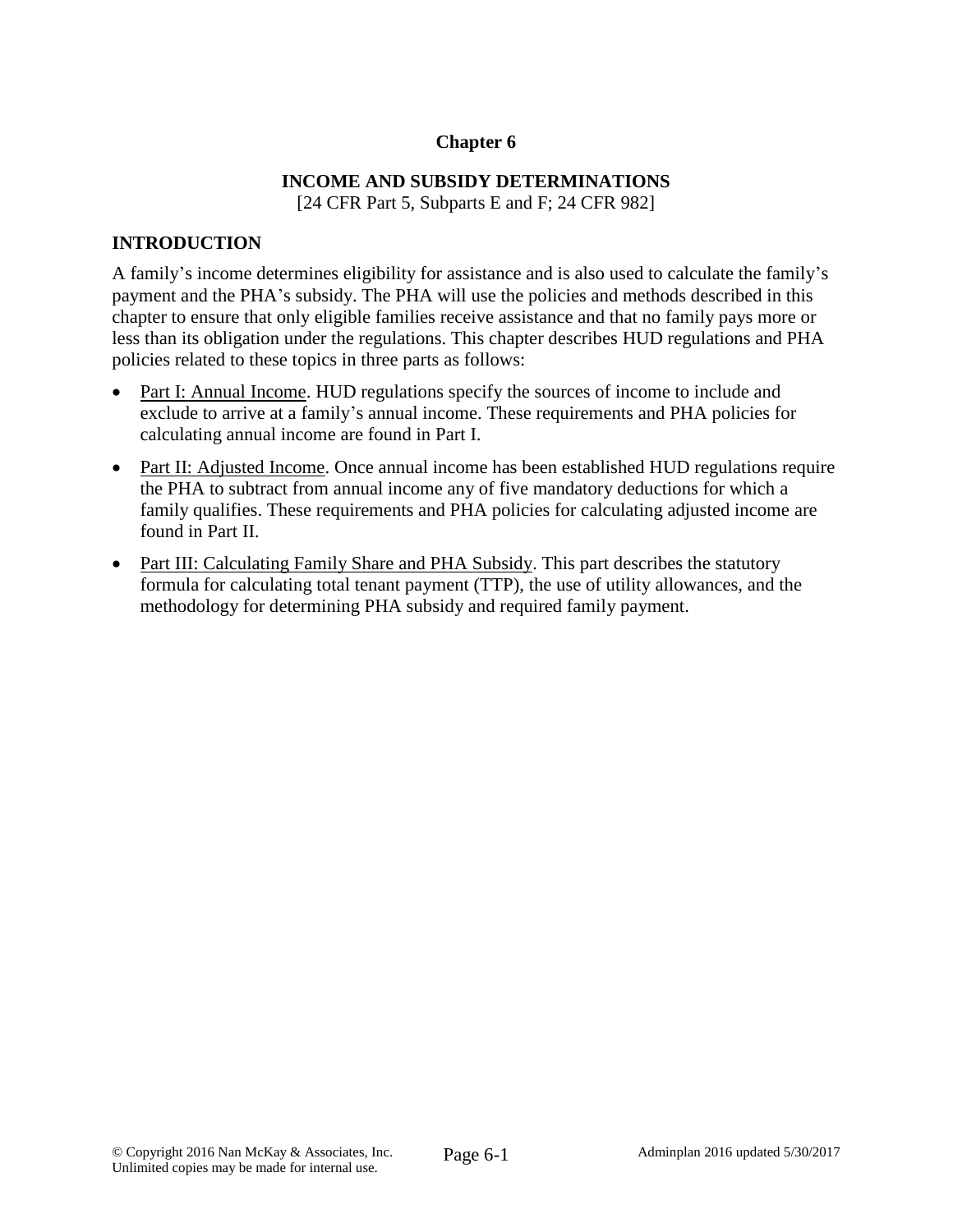# Chapter 6

## INCOME AND SUBSIDY DETERMINATIONS

[24 CFR Part 5, Subparts E and F; 24 CFR 982]

### INTRODUCTION

A family's income determines eligibility for assistance and is also used to calculate the family's payment and the PHA's subsidy. The PHA will use the policies and methods described in this chapter to ensure that only eligible families receive assistance and that no family pays more or less than its obligation under the regulations. This chapter describes HUD regulations and PHA policies related to these topics in three parts as follows:

- Part I: Annual Income. HUD regulations specify the sources of income to include and exclude to arrive at a family's annual income. These requirements and PHA policies for calculating annual income are found in Part I.
- Part II: Adjusted Income. Once annual income has been established HUD regulations require the PHA to subtract from annual income any of five mandatory deductions for which a family qualifies. These requirements and PHA policies for calculating adjusted income are found in Part II.
- Part III: Calculating Family Share and PHA Subsidy. This part describes the statutory formula for calculating total tenant payment (TTP), the use of utility allowances, and the methodology for determining PHA subsidy and required family payment.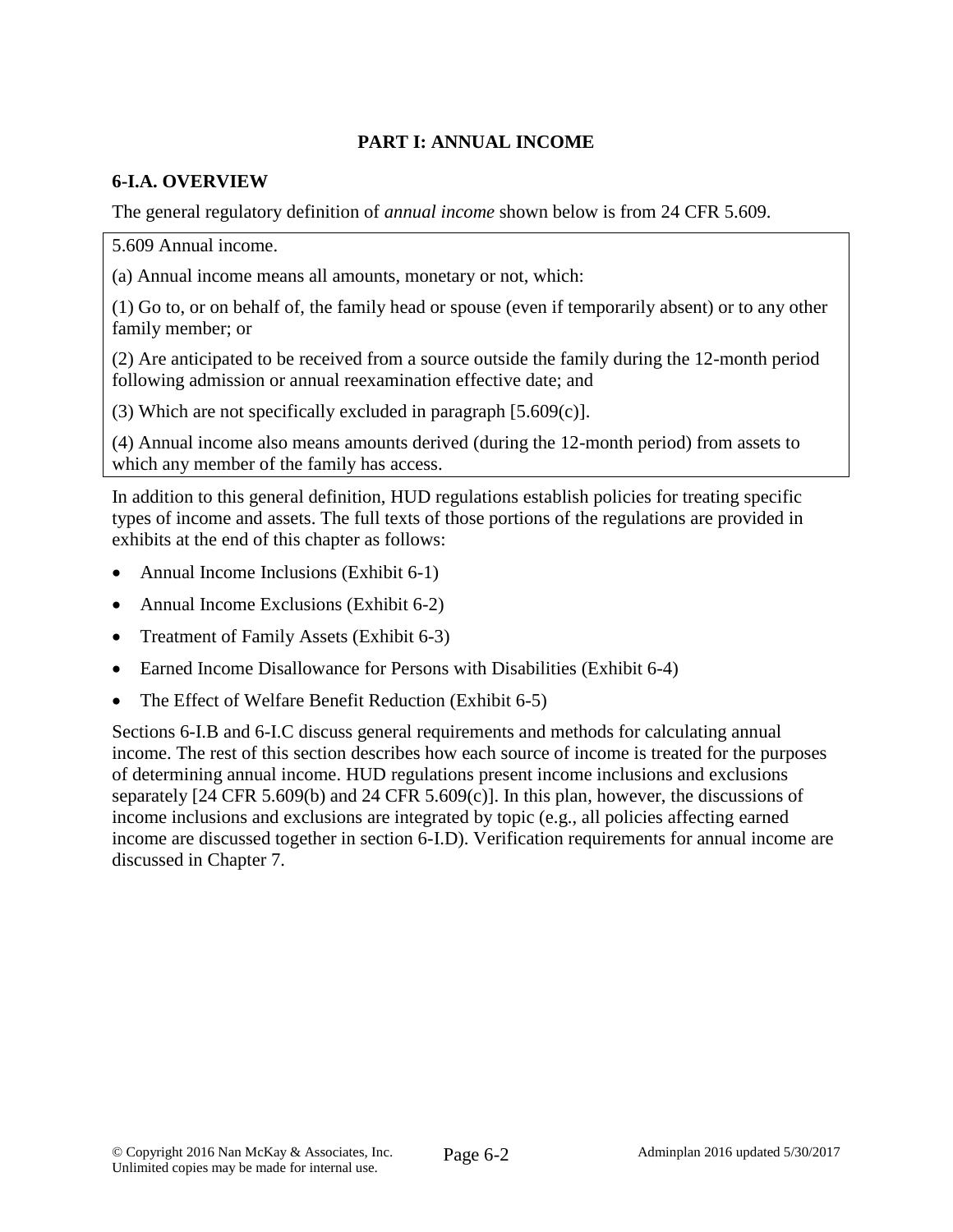## PART I: ANNUAL INCOME

### 6-I.A. OVERVIEW

The general regulatory definition of *annual income* shown below is from 24 CFR 5.609.

> 5.609 Annual income.
>
> (a) Annual income means all amounts, monetary or not, which:
>
> (1) Go to, or on behalf of, the family head or spouse (even if temporarily absent) or to any other family member; or
>
> (2) Are anticipated to be received from a source outside the family during the 12-month period following admission or annual reexamination effective date; and
>
> (3) Which are not specifically excluded in paragraph [5.609(c)].
>
> (4) Annual income also means amounts derived (during the 12-month period) from assets to which any member of the family has access.

In addition to this general definition, HUD regulations establish policies for treating specific types of income and assets. The full texts of those portions of the regulations are provided in exhibits at the end of this chapter as follows:

- Annual Income Inclusions (Exhibit 6-1)
- Annual Income Exclusions (Exhibit 6-2)
- Treatment of Family Assets (Exhibit 6-3)
- Earned Income Disallowance for Persons with Disabilities (Exhibit 6-4)
- The Effect of Welfare Benefit Reduction (Exhibit 6-5)

Sections 6-I.B and 6-I.C discuss general requirements and methods for calculating annual income. The rest of this section describes how each source of income is treated for the purposes of determining annual income. HUD regulations present income inclusions and exclusions separately [24 CFR 5.609(b) and 24 CFR 5.609(c)]. In this plan, however, the discussions of income inclusions and exclusions are integrated by topic (e.g., all policies affecting earned income are discussed together in section 6-I.D). Verification requirements for annual income are discussed in Chapter 7.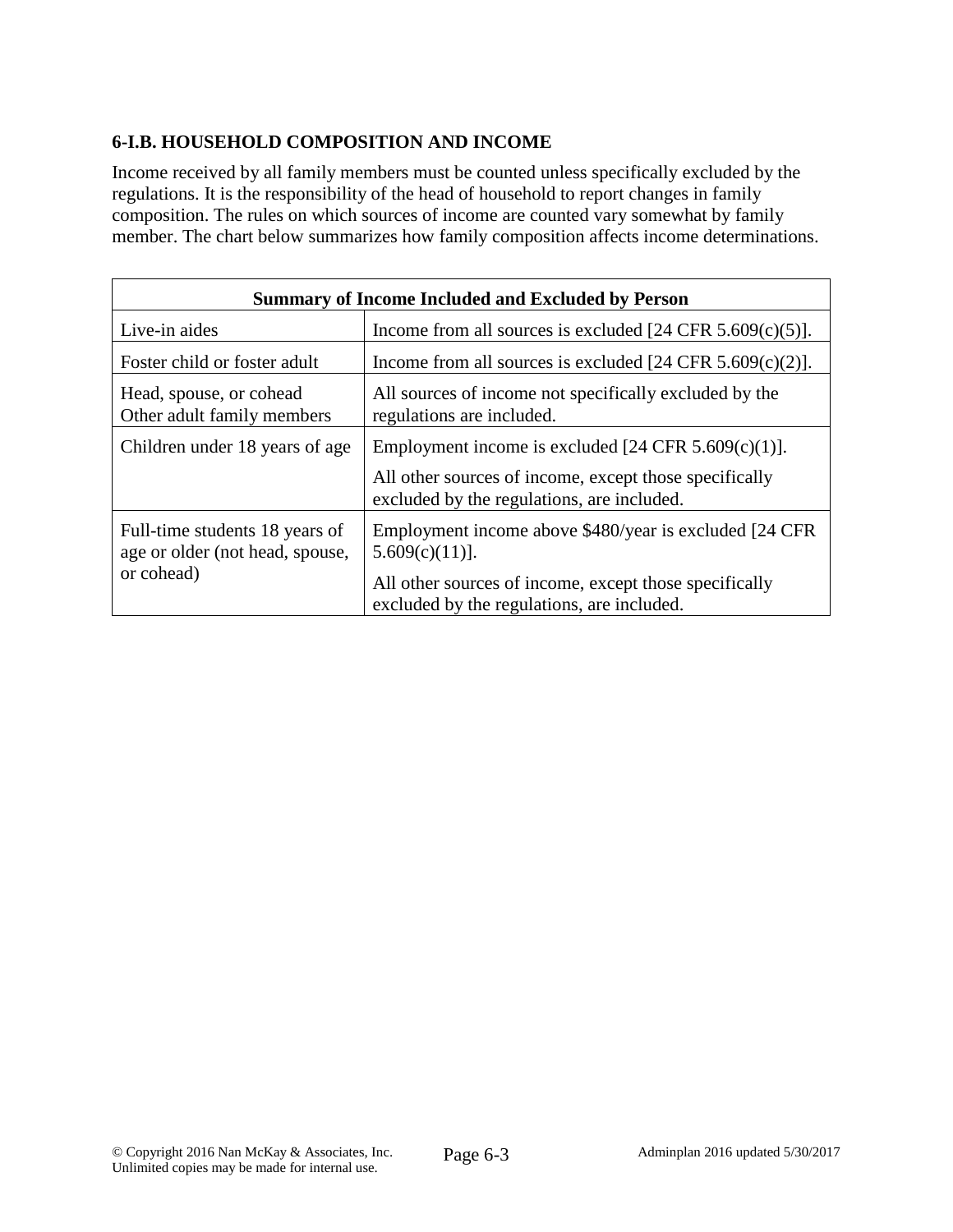## 6-I.B. HOUSEHOLD COMPOSITION AND INCOME

Income received by all family members must be counted unless specifically excluded by the regulations. It is the responsibility of the head of household to report changes in family composition. The rules on which sources of income are counted vary somewhat by family member. The chart below summarizes how family composition affects income determinations.

| Summary of Income Included and Excluded by Person | |
|---|---|
| Live-in aides | Income from all sources is excluded [24 CFR 5.609(c)(5)]. |
| Foster child or foster adult | Income from all sources is excluded [24 CFR 5.609(c)(2)]. |
| Head, spouse, or cohead<br>Other adult family members | All sources of income not specifically excluded by the regulations are included. |
| Children under 18 years of age | Employment income is excluded [24 CFR 5.609(c)(1)].<br>All other sources of income, except those specifically excluded by the regulations, are included. |
| Full-time students 18 years of age or older (not head, spouse, or cohead) | Employment income above $480/year is excluded [24 CFR 5.609(c)(11)].<br>All other sources of income, except those specifically excluded by the regulations, are included. |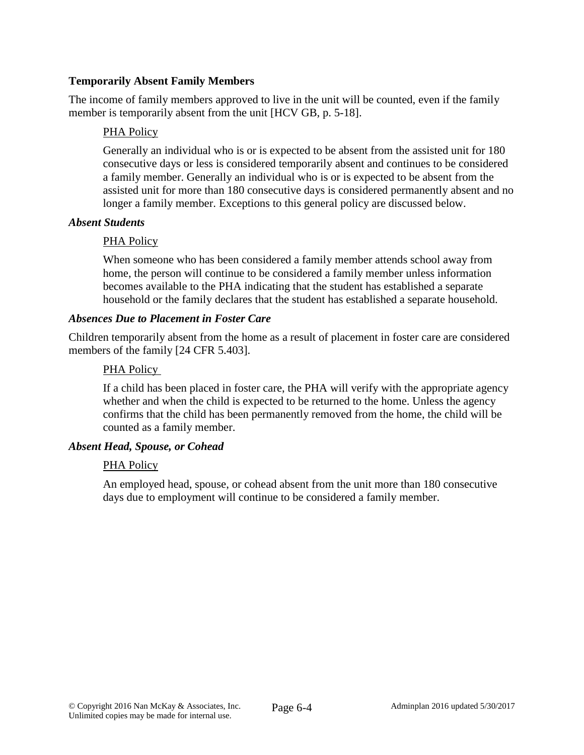**Temporarily Absent Family Members**

The income of family members approved to live in the unit will be counted, even if the family member is temporarily absent from the unit [HCV GB, p. 5-18].

> PHA Policy
>
> Generally an individual who is or is expected to be absent from the assisted unit for 180 consecutive days or less is considered temporarily absent and continues to be considered a family member. Generally an individual who is or is expected to be absent from the assisted unit for more than 180 consecutive days is considered permanently absent and no longer a family member. Exceptions to this general policy are discussed below.

***Absent Students***

> PHA Policy
>
> When someone who has been considered a family member attends school away from home, the person will continue to be considered a family member unless information becomes available to the PHA indicating that the student has established a separate household or the family declares that the student has established a separate household.

***Absences Due to Placement in Foster Care***

Children temporarily absent from the home as a result of placement in foster care are considered members of the family [24 CFR 5.403].

> PHA Policy
>
> If a child has been placed in foster care, the PHA will verify with the appropriate agency whether and when the child is expected to be returned to the home. Unless the agency confirms that the child has been permanently removed from the home, the child will be counted as a family member.

***Absent Head, Spouse, or Cohead***

> PHA Policy
>
> An employed head, spouse, or cohead absent from the unit more than 180 consecutive days due to employment will continue to be considered a family member.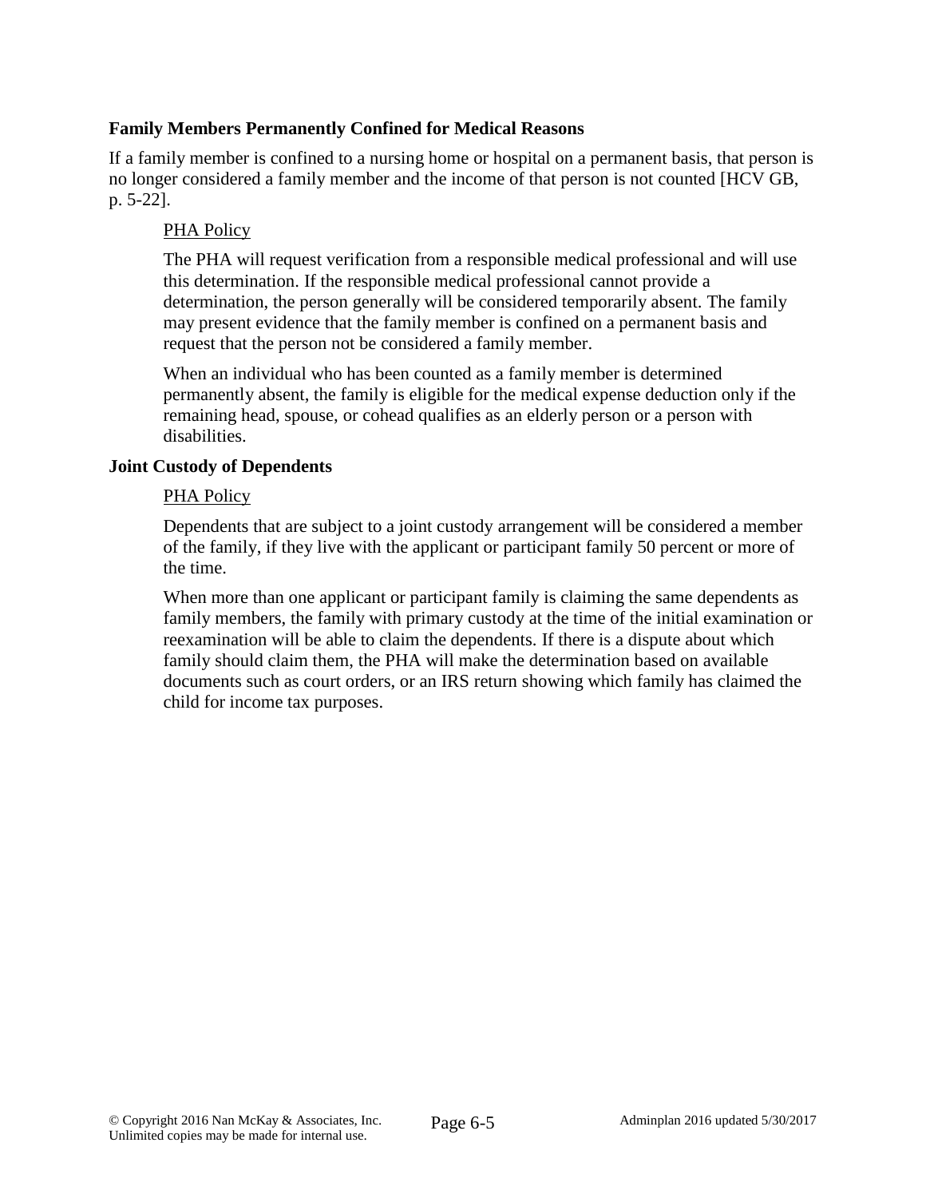### Family Members Permanently Confined for Medical Reasons

If a family member is confined to a nursing home or hospital on a permanent basis, that person is no longer considered a family member and the income of that person is not counted [HCV GB, p. 5-22].

<u>PHA Policy</u>

The PHA will request verification from a responsible medical professional and will use this determination. If the responsible medical professional cannot provide a determination, the person generally will be considered temporarily absent. The family may present evidence that the family member is confined on a permanent basis and request that the person not be considered a family member.

When an individual who has been counted as a family member is determined permanently absent, the family is eligible for the medical expense deduction only if the remaining head, spouse, or cohead qualifies as an elderly person or a person with disabilities.

### Joint Custody of Dependents

<u>PHA Policy</u>

Dependents that are subject to a joint custody arrangement will be considered a member of the family, if they live with the applicant or participant family 50 percent or more of the time.

When more than one applicant or participant family is claiming the same dependents as family members, the family with primary custody at the time of the initial examination or reexamination will be able to claim the dependents. If there is a dispute about which family should claim them, the PHA will make the determination based on available documents such as court orders, or an IRS return showing which family has claimed the child for income tax purposes.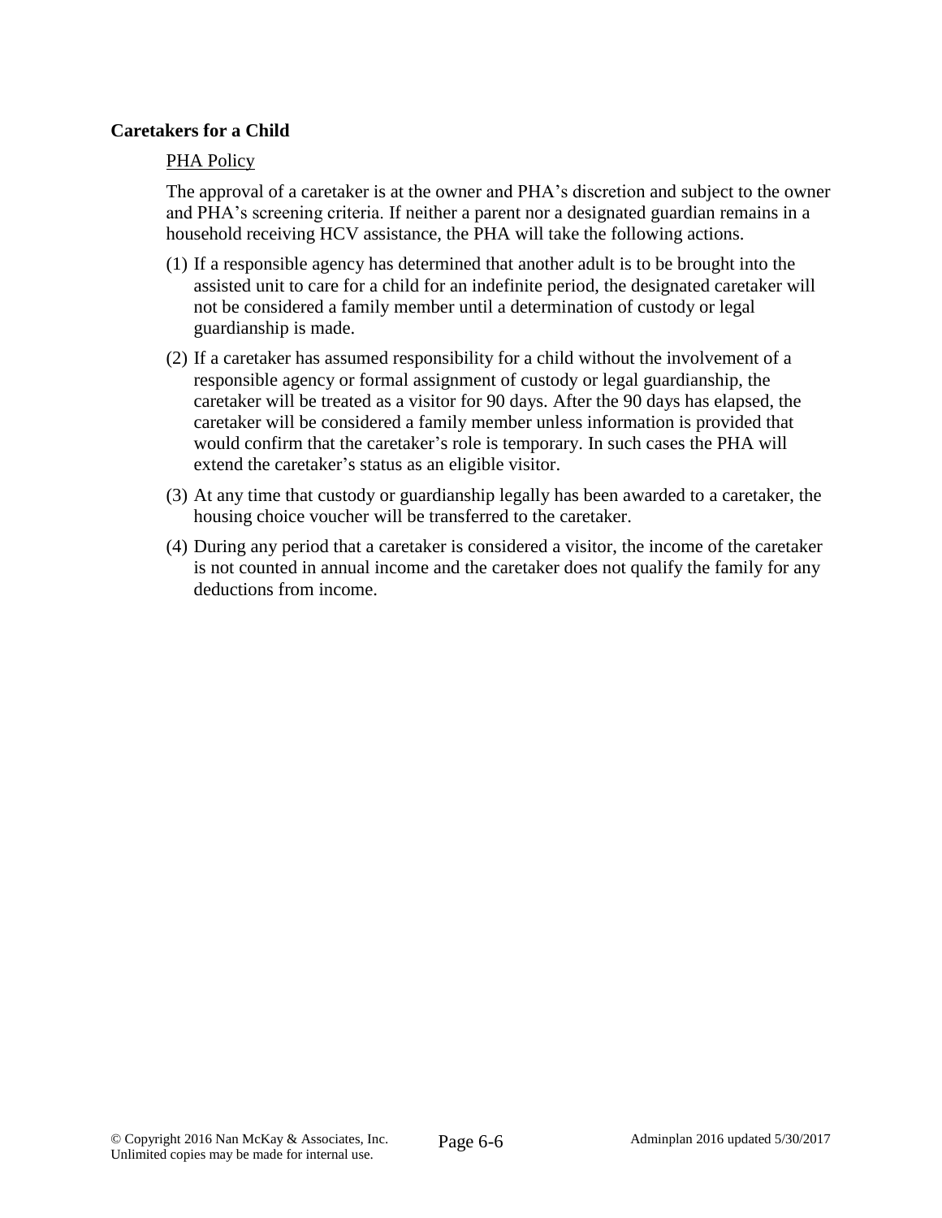**Caretakers for a Child**

PHA Policy

The approval of a caretaker is at the owner and PHA's discretion and subject to the owner and PHA's screening criteria. If neither a parent nor a designated guardian remains in a household receiving HCV assistance, the PHA will take the following actions.

(1) If a responsible agency has determined that another adult is to be brought into the assisted unit to care for a child for an indefinite period, the designated caretaker will not be considered a family member until a determination of custody or legal guardianship is made.

(2) If a caretaker has assumed responsibility for a child without the involvement of a responsible agency or formal assignment of custody or legal guardianship, the caretaker will be treated as a visitor for 90 days. After the 90 days has elapsed, the caretaker will be considered a family member unless information is provided that would confirm that the caretaker's role is temporary. In such cases the PHA will extend the caretaker's status as an eligible visitor.

(3) At any time that custody or guardianship legally has been awarded to a caretaker, the housing choice voucher will be transferred to the caretaker.

(4) During any period that a caretaker is considered a visitor, the income of the caretaker is not counted in annual income and the caretaker does not qualify the family for any deductions from income.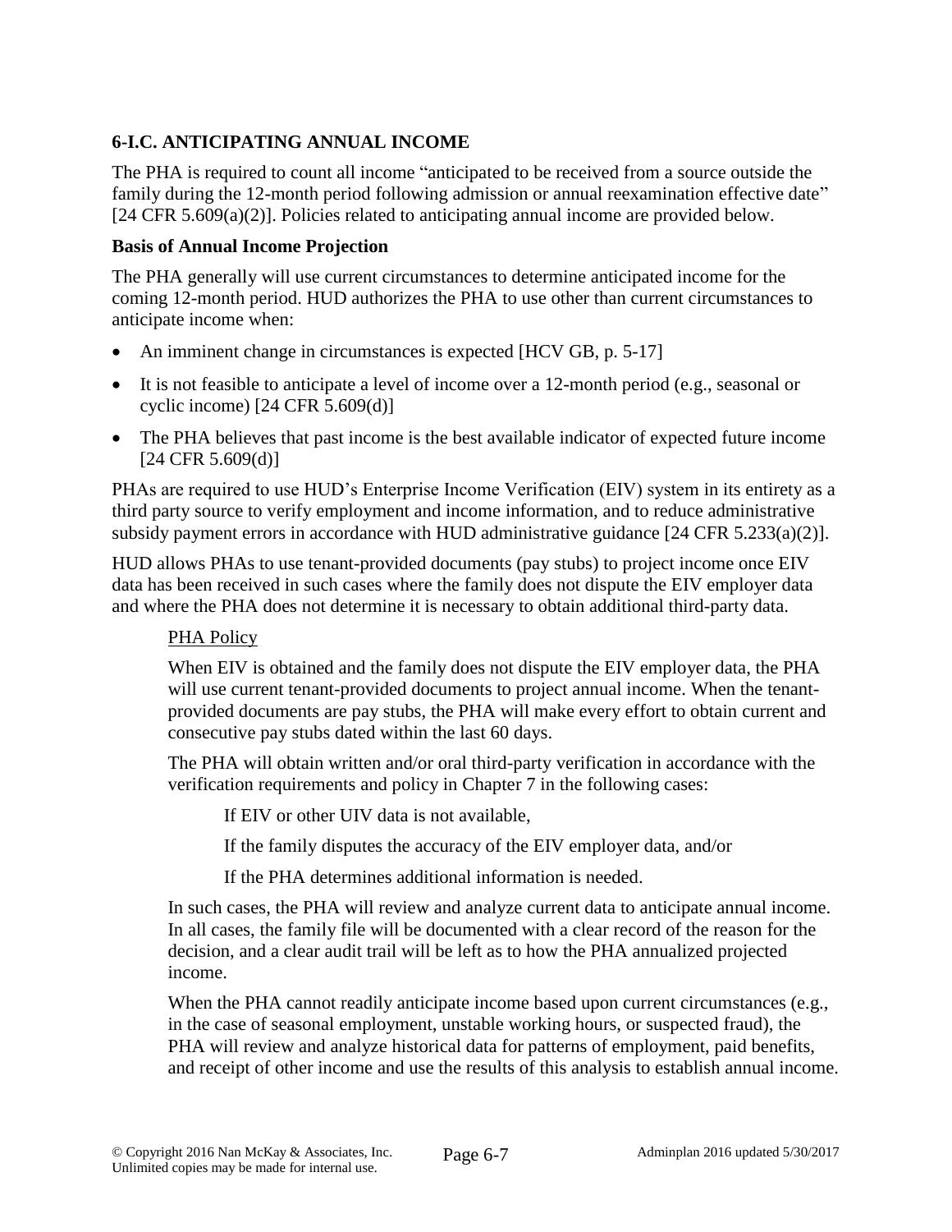## 6-I.C. ANTICIPATING ANNUAL INCOME

The PHA is required to count all income "anticipated to be received from a source outside the family during the 12-month period following admission or annual reexamination effective date" [24 CFR 5.609(a)(2)]. Policies related to anticipating annual income are provided below.

### Basis of Annual Income Projection

The PHA generally will use current circumstances to determine anticipated income for the coming 12-month period. HUD authorizes the PHA to use other than current circumstances to anticipate income when:

- An imminent change in circumstances is expected [HCV GB, p. 5-17]
- It is not feasible to anticipate a level of income over a 12-month period (e.g., seasonal or cyclic income) [24 CFR 5.609(d)]
- The PHA believes that past income is the best available indicator of expected future income [24 CFR 5.609(d)]

PHAs are required to use HUD's Enterprise Income Verification (EIV) system in its entirety as a third party source to verify employment and income information, and to reduce administrative subsidy payment errors in accordance with HUD administrative guidance [24 CFR 5.233(a)(2)].

HUD allows PHAs to use tenant-provided documents (pay stubs) to project income once EIV data has been received in such cases where the family does not dispute the EIV employer data and where the PHA does not determine it is necessary to obtain additional third-party data.

PHA Policy

When EIV is obtained and the family does not dispute the EIV employer data, the PHA will use current tenant-provided documents to project annual income. When the tenant-provided documents are pay stubs, the PHA will make every effort to obtain current and consecutive pay stubs dated within the last 60 days.

The PHA will obtain written and/or oral third-party verification in accordance with the verification requirements and policy in Chapter 7 in the following cases:

If EIV or other UIV data is not available,

If the family disputes the accuracy of the EIV employer data, and/or

If the PHA determines additional information is needed.

In such cases, the PHA will review and analyze current data to anticipate annual income. In all cases, the family file will be documented with a clear record of the reason for the decision, and a clear audit trail will be left as to how the PHA annualized projected income.

When the PHA cannot readily anticipate income based upon current circumstances (e.g., in the case of seasonal employment, unstable working hours, or suspected fraud), the PHA will review and analyze historical data for patterns of employment, paid benefits, and receipt of other income and use the results of this analysis to establish annual income.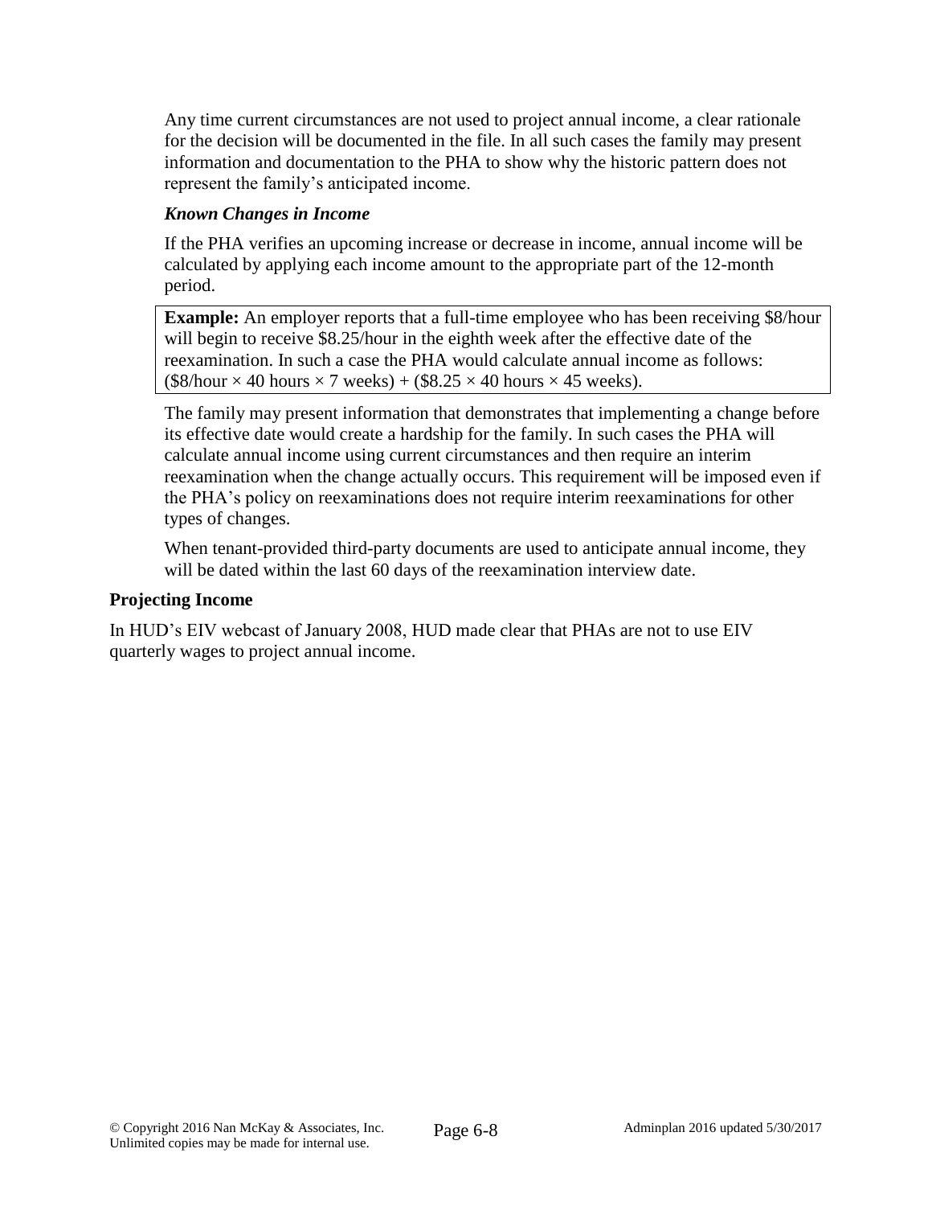Any time current circumstances are not used to project annual income, a clear rationale for the decision will be documented in the file. In all such cases the family may present information and documentation to the PHA to show why the historic pattern does not represent the family's anticipated income.

***Known Changes in Income***

If the PHA verifies an upcoming increase or decrease in income, annual income will be calculated by applying each income amount to the appropriate part of the 12-month period.

> **Example:** An employer reports that a full-time employee who has been receiving $8/hour will begin to receive $8.25/hour in the eighth week after the effective date of the reexamination. In such a case the PHA would calculate annual income as follows: ($8/hour × 40 hours × 7 weeks) + ($8.25 × 40 hours × 45 weeks).

The family may present information that demonstrates that implementing a change before its effective date would create a hardship for the family. In such cases the PHA will calculate annual income using current circumstances and then require an interim reexamination when the change actually occurs. This requirement will be imposed even if the PHA's policy on reexaminations does not require interim reexaminations for other types of changes.

When tenant-provided third-party documents are used to anticipate annual income, they will be dated within the last 60 days of the reexamination interview date.

**Projecting Income**

In HUD's EIV webcast of January 2008, HUD made clear that PHAs are not to use EIV quarterly wages to project annual income.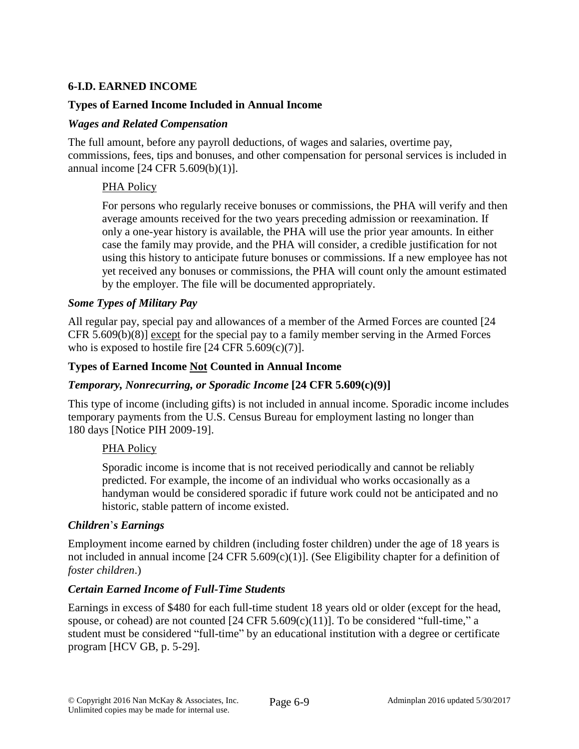## 6-I.D. EARNED INCOME

### Types of Earned Income Included in Annual Income

#### *Wages and Related Compensation*

The full amount, before any payroll deductions, of wages and salaries, overtime pay, commissions, fees, tips and bonuses, and other compensation for personal services is included in annual income [24 CFR 5.609(b)(1)].

> PHA Policy
>
> For persons who regularly receive bonuses or commissions, the PHA will verify and then average amounts received for the two years preceding admission or reexamination. If only a one-year history is available, the PHA will use the prior year amounts. In either case the family may provide, and the PHA will consider, a credible justification for not using this history to anticipate future bonuses or commissions. If a new employee has not yet received any bonuses or commissions, the PHA will count only the amount estimated by the employer. The file will be documented appropriately.

#### *Some Types of Military Pay*

All regular pay, special pay and allowances of a member of the Armed Forces are counted [24 CFR 5.609(b)(8)] except for the special pay to a family member serving in the Armed Forces who is exposed to hostile fire [24 CFR 5.609(c)(7)].

### Types of Earned Income Not Counted in Annual Income

#### *Temporary, Nonrecurring, or Sporadic Income* [24 CFR 5.609(c)(9)]

This type of income (including gifts) is not included in annual income. Sporadic income includes temporary payments from the U.S. Census Bureau for employment lasting no longer than 180 days [Notice PIH 2009-19].

> PHA Policy
>
> Sporadic income is income that is not received periodically and cannot be reliably predicted. For example, the income of an individual who works occasionally as a handyman would be considered sporadic if future work could not be anticipated and no historic, stable pattern of income existed.

#### *Children's Earnings*

Employment income earned by children (including foster children) under the age of 18 years is not included in annual income [24 CFR 5.609(c)(1)]. (See Eligibility chapter for a definition of *foster children*.)

#### *Certain Earned Income of Full-Time Students*

Earnings in excess of $480 for each full-time student 18 years old or older (except for the head, spouse, or cohead) are not counted [24 CFR 5.609(c)(11)]. To be considered "full-time," a student must be considered "full-time" by an educational institution with a degree or certificate program [HCV GB, p. 5-29].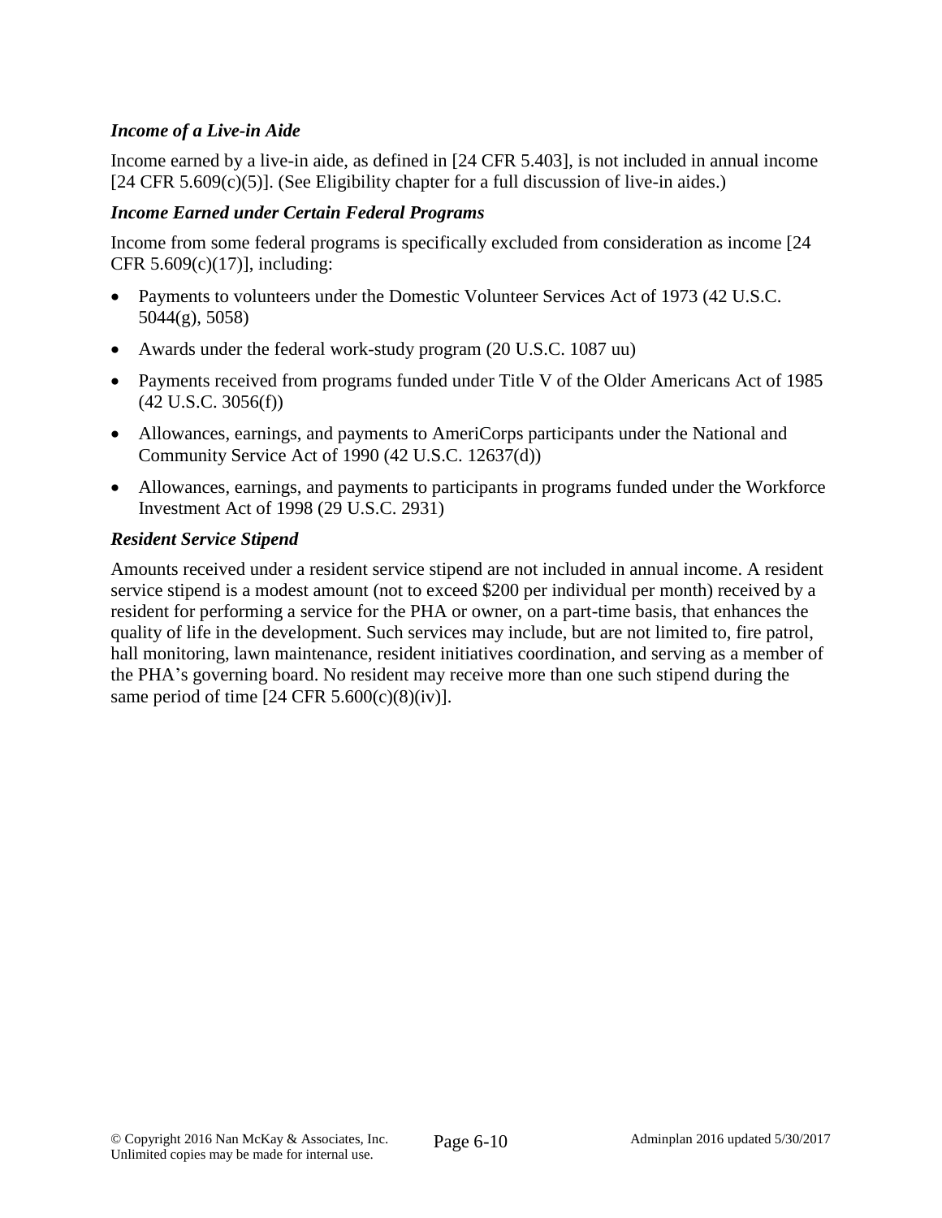***Income of a Live-in Aide***

Income earned by a live-in aide, as defined in [24 CFR 5.403], is not included in annual income [24 CFR 5.609(c)(5)]. (See Eligibility chapter for a full discussion of live-in aides.)

***Income Earned under Certain Federal Programs***

Income from some federal programs is specifically excluded from consideration as income [24 CFR 5.609(c)(17)], including:

- Payments to volunteers under the Domestic Volunteer Services Act of 1973 (42 U.S.C. 5044(g), 5058)
- Awards under the federal work-study program (20 U.S.C. 1087 uu)
- Payments received from programs funded under Title V of the Older Americans Act of 1985 (42 U.S.C. 3056(f))
- Allowances, earnings, and payments to AmeriCorps participants under the National and Community Service Act of 1990 (42 U.S.C. 12637(d))
- Allowances, earnings, and payments to participants in programs funded under the Workforce Investment Act of 1998 (29 U.S.C. 2931)

***Resident Service Stipend***

Amounts received under a resident service stipend are not included in annual income. A resident service stipend is a modest amount (not to exceed $200 per individual per month) received by a resident for performing a service for the PHA or owner, on a part-time basis, that enhances the quality of life in the development. Such services may include, but are not limited to, fire patrol, hall monitoring, lawn maintenance, resident initiatives coordination, and serving as a member of the PHA's governing board. No resident may receive more than one such stipend during the same period of time [24 CFR 5.600(c)(8)(iv)].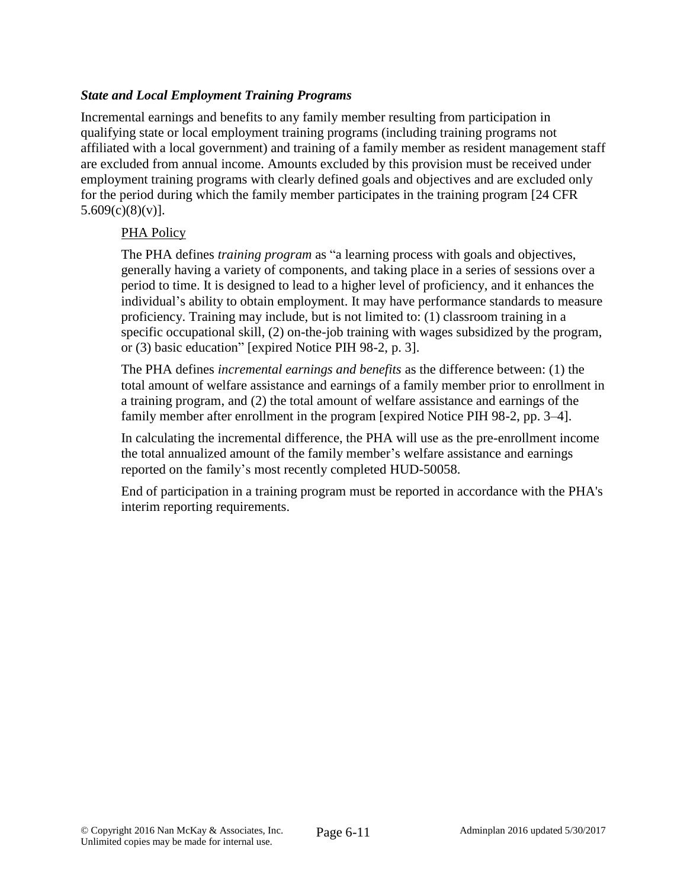***State and Local Employment Training Programs***

Incremental earnings and benefits to any family member resulting from participation in qualifying state or local employment training programs (including training programs not affiliated with a local government) and training of a family member as resident management staff are excluded from annual income. Amounts excluded by this provision must be received under employment training programs with clearly defined goals and objectives and are excluded only for the period during which the family member participates in the training program [24 CFR 5.609(c)(8)(v)].

PHA Policy

The PHA defines *training program* as "a learning process with goals and objectives, generally having a variety of components, and taking place in a series of sessions over a period to time. It is designed to lead to a higher level of proficiency, and it enhances the individual's ability to obtain employment. It may have performance standards to measure proficiency. Training may include, but is not limited to: (1) classroom training in a specific occupational skill, (2) on-the-job training with wages subsidized by the program, or (3) basic education" [expired Notice PIH 98-2, p. 3].

The PHA defines *incremental earnings and benefits* as the difference between: (1) the total amount of welfare assistance and earnings of a family member prior to enrollment in a training program, and (2) the total amount of welfare assistance and earnings of the family member after enrollment in the program [expired Notice PIH 98-2, pp. 3–4].

In calculating the incremental difference, the PHA will use as the pre-enrollment income the total annualized amount of the family member's welfare assistance and earnings reported on the family's most recently completed HUD-50058.

End of participation in a training program must be reported in accordance with the PHA's interim reporting requirements.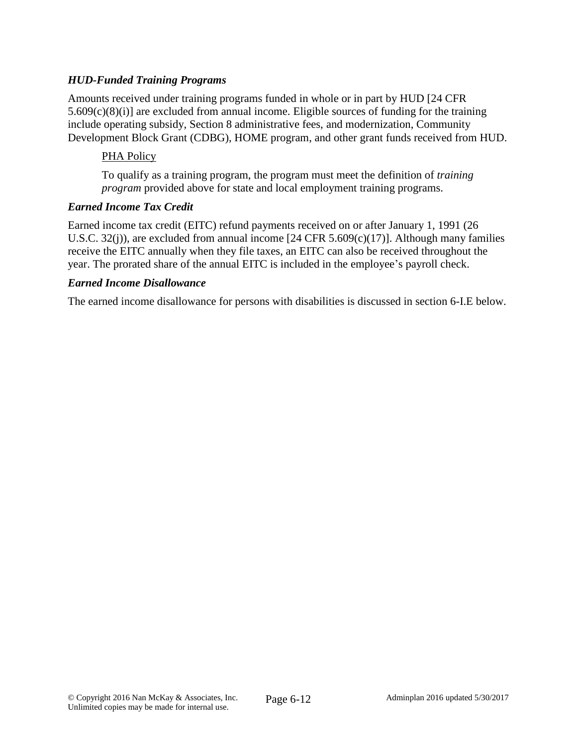### *HUD-Funded Training Programs*

Amounts received under training programs funded in whole or in part by HUD [24 CFR 5.609(c)(8)(i)] are excluded from annual income. Eligible sources of funding for the training include operating subsidy, Section 8 administrative fees, and modernization, Community Development Block Grant (CDBG), HOME program, and other grant funds received from HUD.

> <u>PHA Policy</u>
>
> To qualify as a training program, the program must meet the definition of *training program* provided above for state and local employment training programs.

### *Earned Income Tax Credit*

Earned income tax credit (EITC) refund payments received on or after January 1, 1991 (26 U.S.C. 32(j)), are excluded from annual income [24 CFR 5.609(c)(17)]. Although many families receive the EITC annually when they file taxes, an EITC can also be received throughout the year. The prorated share of the annual EITC is included in the employee's payroll check.

### *Earned Income Disallowance*

The earned income disallowance for persons with disabilities is discussed in section 6-I.E below.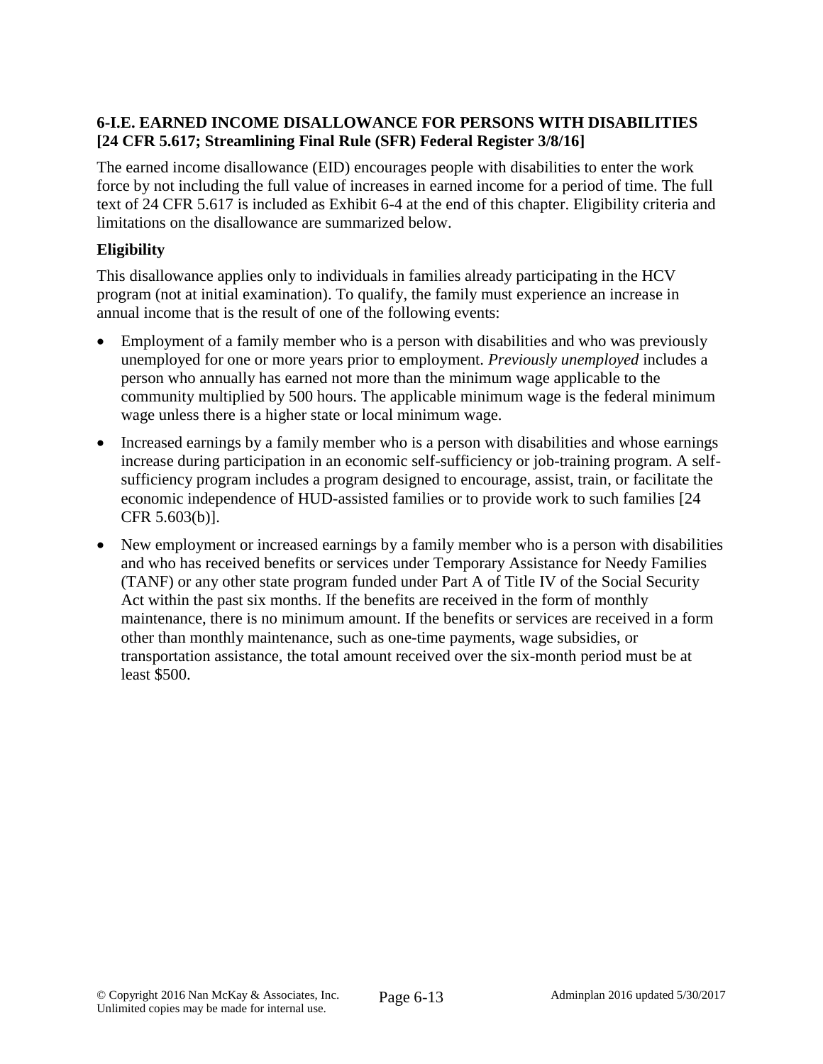### 6-I.E. EARNED INCOME DISALLOWANCE FOR PERSONS WITH DISABILITIES [24 CFR 5.617; Streamlining Final Rule (SFR) Federal Register 3/8/16]

The earned income disallowance (EID) encourages people with disabilities to enter the work force by not including the full value of increases in earned income for a period of time. The full text of 24 CFR 5.617 is included as Exhibit 6-4 at the end of this chapter. Eligibility criteria and limitations on the disallowance are summarized below.

#### Eligibility

This disallowance applies only to individuals in families already participating in the HCV program (not at initial examination). To qualify, the family must experience an increase in annual income that is the result of one of the following events:

- Employment of a family member who is a person with disabilities and who was previously unemployed for one or more years prior to employment. *Previously unemployed* includes a person who annually has earned not more than the minimum wage applicable to the community multiplied by 500 hours. The applicable minimum wage is the federal minimum wage unless there is a higher state or local minimum wage.
- Increased earnings by a family member who is a person with disabilities and whose earnings increase during participation in an economic self-sufficiency or job-training program. A self-sufficiency program includes a program designed to encourage, assist, train, or facilitate the economic independence of HUD-assisted families or to provide work to such families [24 CFR 5.603(b)].
- New employment or increased earnings by a family member who is a person with disabilities and who has received benefits or services under Temporary Assistance for Needy Families (TANF) or any other state program funded under Part A of Title IV of the Social Security Act within the past six months. If the benefits are received in the form of monthly maintenance, there is no minimum amount. If the benefits or services are received in a form other than monthly maintenance, such as one-time payments, wage subsidies, or transportation assistance, the total amount received over the six-month period must be at least $500.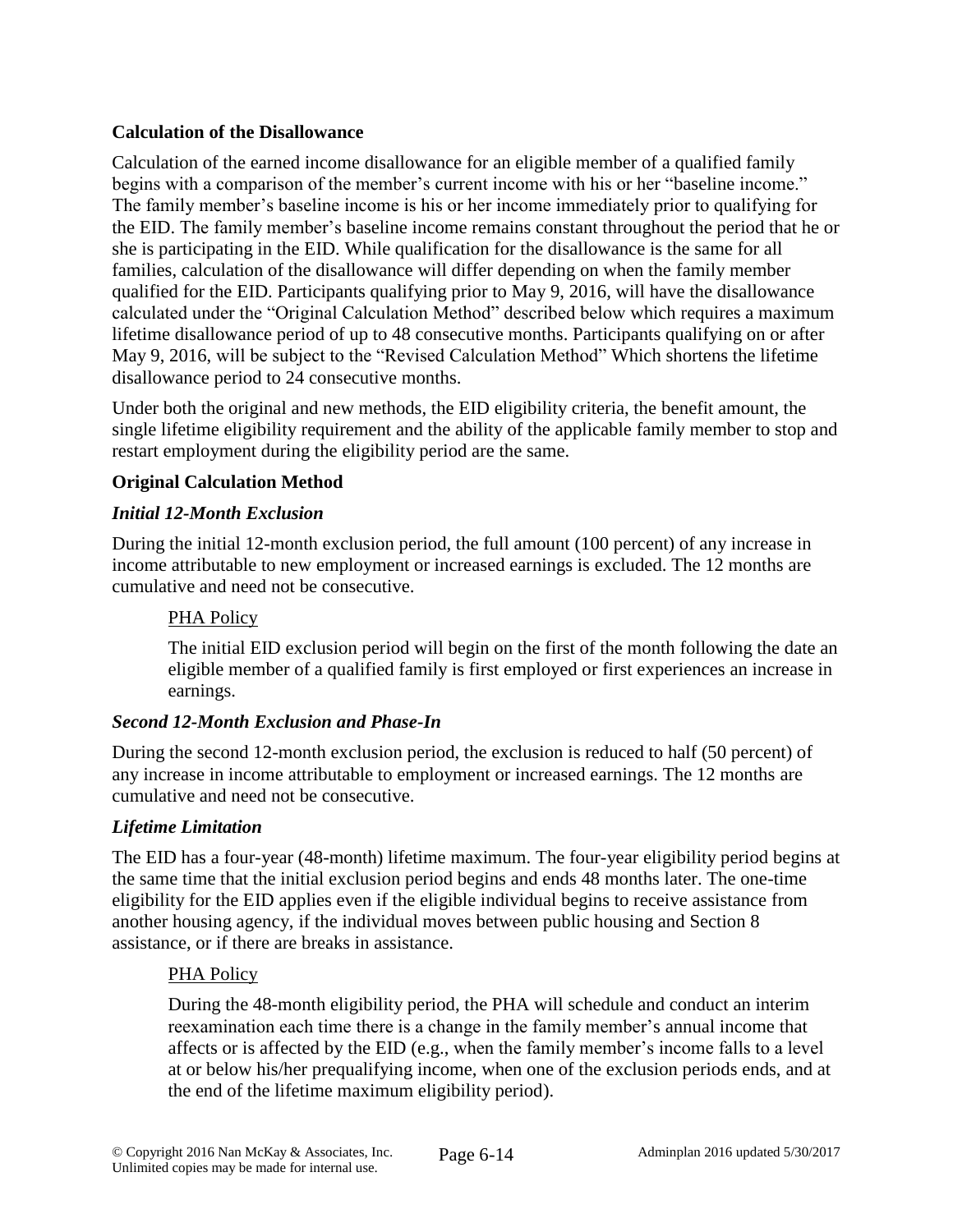### Calculation of the Disallowance

Calculation of the earned income disallowance for an eligible member of a qualified family begins with a comparison of the member's current income with his or her "baseline income." The family member's baseline income is his or her income immediately prior to qualifying for the EID. The family member's baseline income remains constant throughout the period that he or she is participating in the EID. While qualification for the disallowance is the same for all families, calculation of the disallowance will differ depending on when the family member qualified for the EID. Participants qualifying prior to May 9, 2016, will have the disallowance calculated under the "Original Calculation Method" described below which requires a maximum lifetime disallowance period of up to 48 consecutive months. Participants qualifying on or after May 9, 2016, will be subject to the "Revised Calculation Method" Which shortens the lifetime disallowance period to 24 consecutive months.

Under both the original and new methods, the EID eligibility criteria, the benefit amount, the single lifetime eligibility requirement and the ability of the applicable family member to stop and restart employment during the eligibility period are the same.

### Original Calculation Method

#### *Initial 12-Month Exclusion*

During the initial 12-month exclusion period, the full amount (100 percent) of any increase in income attributable to new employment or increased earnings is excluded. The 12 months are cumulative and need not be consecutive.

> PHA Policy
>
> The initial EID exclusion period will begin on the first of the month following the date an eligible member of a qualified family is first employed or first experiences an increase in earnings.

#### *Second 12-Month Exclusion and Phase-In*

During the second 12-month exclusion period, the exclusion is reduced to half (50 percent) of any increase in income attributable to employment or increased earnings. The 12 months are cumulative and need not be consecutive.

#### *Lifetime Limitation*

The EID has a four-year (48-month) lifetime maximum. The four-year eligibility period begins at the same time that the initial exclusion period begins and ends 48 months later. The one-time eligibility for the EID applies even if the eligible individual begins to receive assistance from another housing agency, if the individual moves between public housing and Section 8 assistance, or if there are breaks in assistance.

> PHA Policy
>
> During the 48-month eligibility period, the PHA will schedule and conduct an interim reexamination each time there is a change in the family member's annual income that affects or is affected by the EID (e.g., when the family member's income falls to a level at or below his/her prequalifying income, when one of the exclusion periods ends, and at the end of the lifetime maximum eligibility period).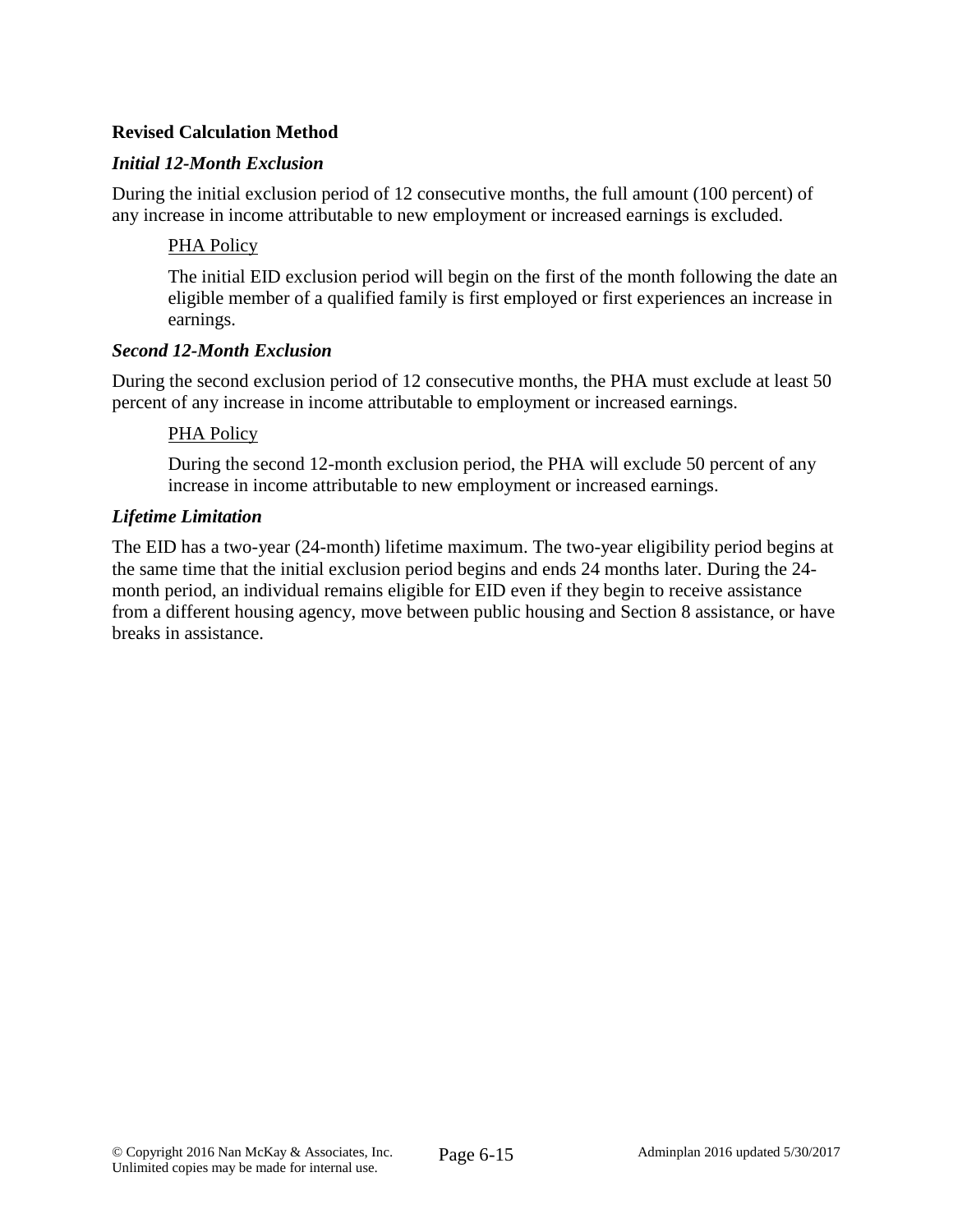**Revised Calculation Method**

***Initial 12-Month Exclusion***

During the initial exclusion period of 12 consecutive months, the full amount (100 percent) of any increase in income attributable to new employment or increased earnings is excluded.

> <u>PHA Policy</u>
>
> The initial EID exclusion period will begin on the first of the month following the date an eligible member of a qualified family is first employed or first experiences an increase in earnings.

***Second 12-Month Exclusion***

During the second exclusion period of 12 consecutive months, the PHA must exclude at least 50 percent of any increase in income attributable to employment or increased earnings.

> <u>PHA Policy</u>
>
> During the second 12-month exclusion period, the PHA will exclude 50 percent of any increase in income attributable to new employment or increased earnings.

***Lifetime Limitation***

The EID has a two-year (24-month) lifetime maximum. The two-year eligibility period begins at the same time that the initial exclusion period begins and ends 24 months later. During the 24-month period, an individual remains eligible for EID even if they begin to receive assistance from a different housing agency, move between public housing and Section 8 assistance, or have breaks in assistance.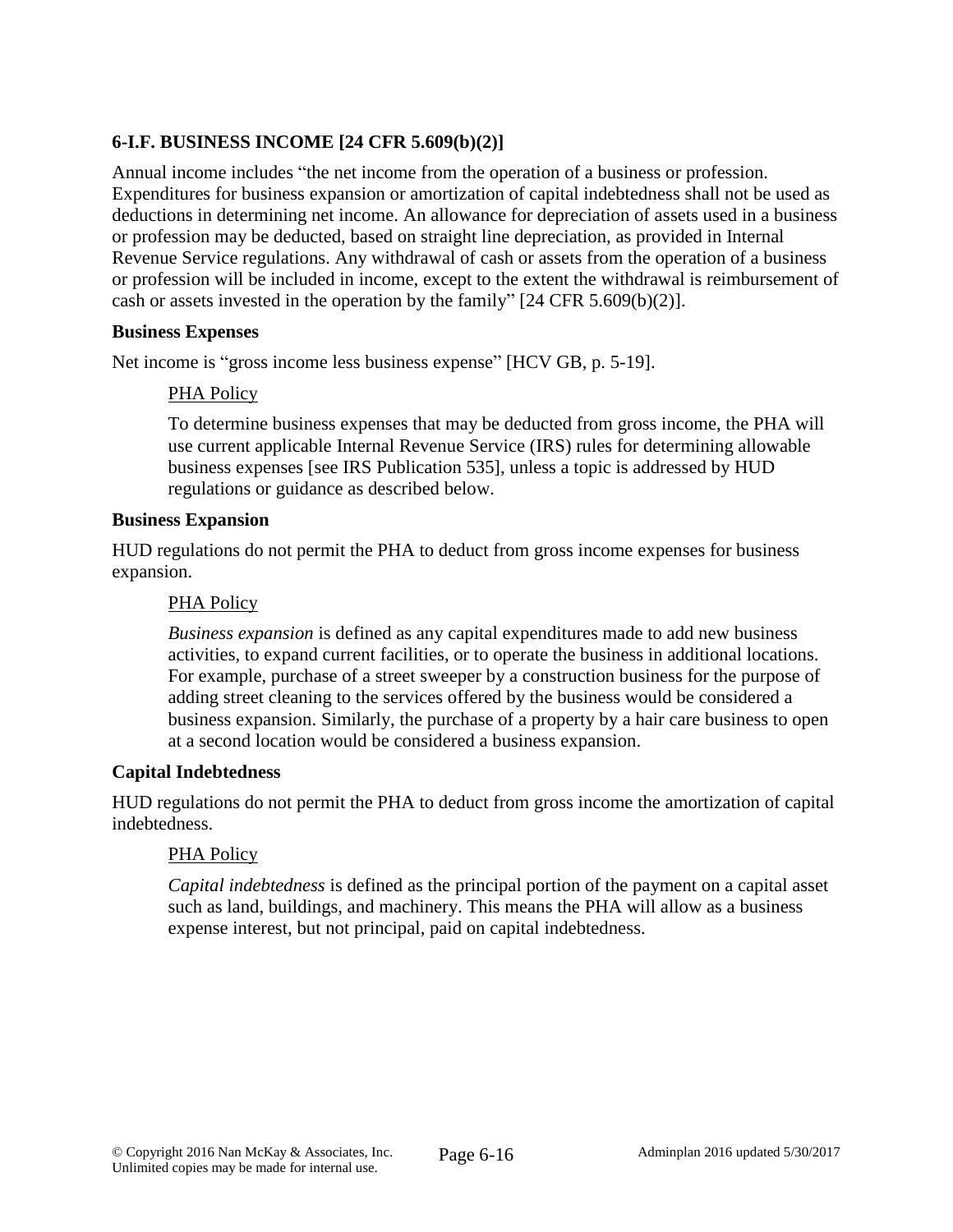## 6-I.F. BUSINESS INCOME [24 CFR 5.609(b)(2)]

Annual income includes "the net income from the operation of a business or profession. Expenditures for business expansion or amortization of capital indebtedness shall not be used as deductions in determining net income. An allowance for depreciation of assets used in a business or profession may be deducted, based on straight line depreciation, as provided in Internal Revenue Service regulations. Any withdrawal of cash or assets from the operation of a business or profession will be included in income, except to the extent the withdrawal is reimbursement of cash or assets invested in the operation by the family" [24 CFR 5.609(b)(2)].

### Business Expenses

Net income is "gross income less business expense" [HCV GB, p. 5-19].

> PHA Policy
>
> To determine business expenses that may be deducted from gross income, the PHA will use current applicable Internal Revenue Service (IRS) rules for determining allowable business expenses [see IRS Publication 535], unless a topic is addressed by HUD regulations or guidance as described below.

### Business Expansion

HUD regulations do not permit the PHA to deduct from gross income expenses for business expansion.

> PHA Policy
>
> *Business expansion* is defined as any capital expenditures made to add new business activities, to expand current facilities, or to operate the business in additional locations. For example, purchase of a street sweeper by a construction business for the purpose of adding street cleaning to the services offered by the business would be considered a business expansion. Similarly, the purchase of a property by a hair care business to open at a second location would be considered a business expansion.

### Capital Indebtedness

HUD regulations do not permit the PHA to deduct from gross income the amortization of capital indebtedness.

> PHA Policy
>
> *Capital indebtedness* is defined as the principal portion of the payment on a capital asset such as land, buildings, and machinery. This means the PHA will allow as a business expense interest, but not principal, paid on capital indebtedness.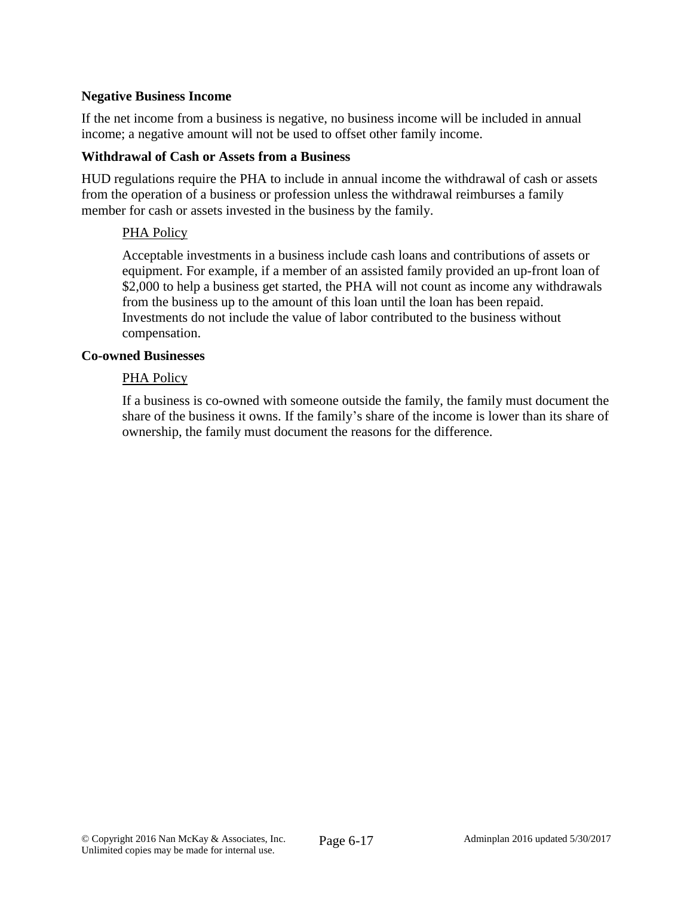**Negative Business Income**

If the net income from a business is negative, no business income will be included in annual income; a negative amount will not be used to offset other family income.

**Withdrawal of Cash or Assets from a Business**

HUD regulations require the PHA to include in annual income the withdrawal of cash or assets from the operation of a business or profession unless the withdrawal reimburses a family member for cash or assets invested in the business by the family.

> PHA Policy
>
> Acceptable investments in a business include cash loans and contributions of assets or equipment. For example, if a member of an assisted family provided an up-front loan of $2,000 to help a business get started, the PHA will not count as income any withdrawals from the business up to the amount of this loan until the loan has been repaid. Investments do not include the value of labor contributed to the business without compensation.

**Co-owned Businesses**

> PHA Policy
>
> If a business is co-owned with someone outside the family, the family must document the share of the business it owns. If the family's share of the income is lower than its share of ownership, the family must document the reasons for the difference.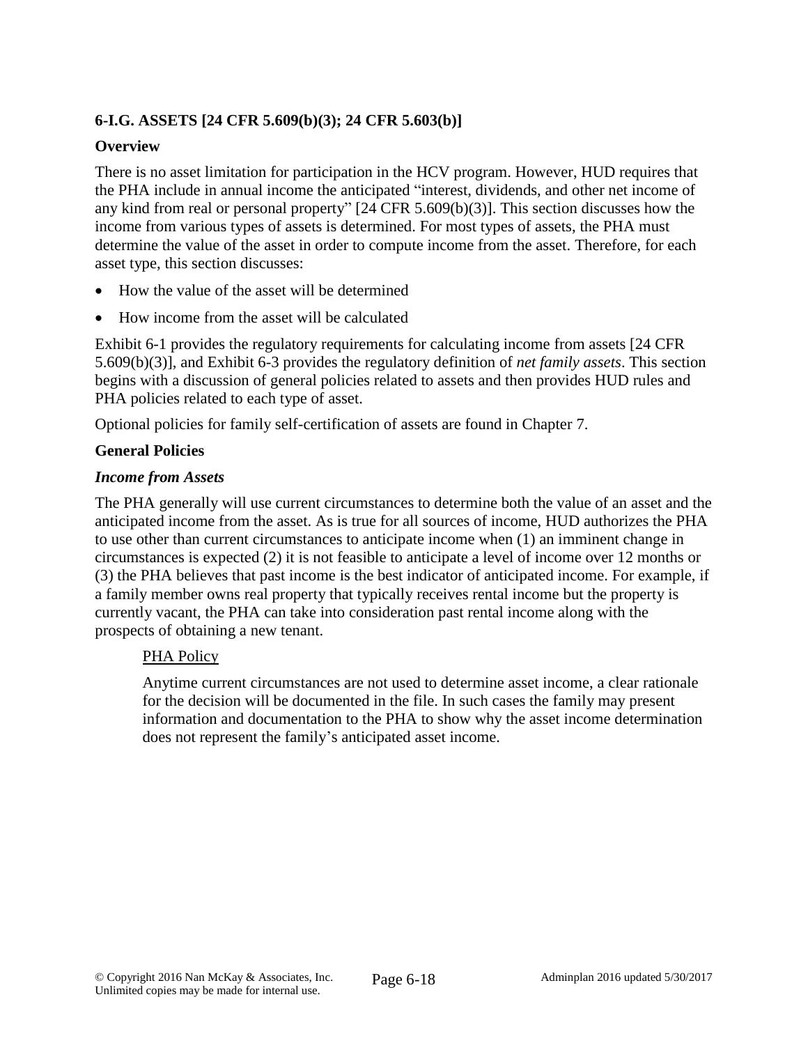## 6-I.G. ASSETS [24 CFR 5.609(b)(3); 24 CFR 5.603(b)]

### Overview

There is no asset limitation for participation in the HCV program. However, HUD requires that the PHA include in annual income the anticipated "interest, dividends, and other net income of any kind from real or personal property" [24 CFR 5.609(b)(3)]. This section discusses how the income from various types of assets is determined. For most types of assets, the PHA must determine the value of the asset in order to compute income from the asset. Therefore, for each asset type, this section discusses:

- How the value of the asset will be determined
- How income from the asset will be calculated

Exhibit 6-1 provides the regulatory requirements for calculating income from assets [24 CFR 5.609(b)(3)], and Exhibit 6-3 provides the regulatory definition of *net family assets*. This section begins with a discussion of general policies related to assets and then provides HUD rules and PHA policies related to each type of asset.

Optional policies for family self-certification of assets are found in Chapter 7.

### General Policies

#### *Income from Assets*

The PHA generally will use current circumstances to determine both the value of an asset and the anticipated income from the asset. As is true for all sources of income, HUD authorizes the PHA to use other than current circumstances to anticipate income when (1) an imminent change in circumstances is expected (2) it is not feasible to anticipate a level of income over 12 months or (3) the PHA believes that past income is the best indicator of anticipated income. For example, if a family member owns real property that typically receives rental income but the property is currently vacant, the PHA can take into consideration past rental income along with the prospects of obtaining a new tenant.

> PHA Policy
>
> Anytime current circumstances are not used to determine asset income, a clear rationale for the decision will be documented in the file. In such cases the family may present information and documentation to the PHA to show why the asset income determination does not represent the family's anticipated asset income.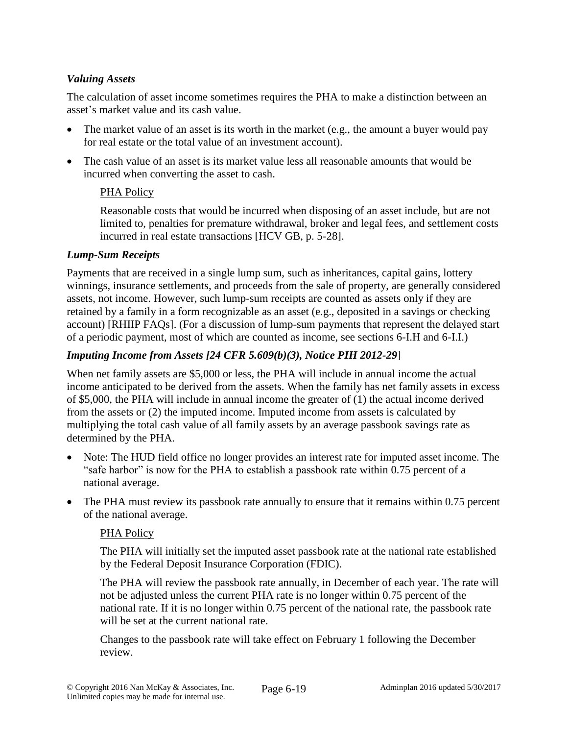### *Valuing Assets*

The calculation of asset income sometimes requires the PHA to make a distinction between an asset's market value and its cash value.

- The market value of an asset is its worth in the market (e.g., the amount a buyer would pay for real estate or the total value of an investment account).
- The cash value of an asset is its market value less all reasonable amounts that would be incurred when converting the asset to cash.

> PHA Policy
>
> Reasonable costs that would be incurred when disposing of an asset include, but are not limited to, penalties for premature withdrawal, broker and legal fees, and settlement costs incurred in real estate transactions [HCV GB, p. 5-28].

### *Lump-Sum Receipts*

Payments that are received in a single lump sum, such as inheritances, capital gains, lottery winnings, insurance settlements, and proceeds from the sale of property, are generally considered assets, not income. However, such lump-sum receipts are counted as assets only if they are retained by a family in a form recognizable as an asset (e.g., deposited in a savings or checking account) [RHIIP FAQs]. (For a discussion of lump-sum payments that represent the delayed start of a periodic payment, most of which are counted as income, see sections 6-I.H and 6-I.I.)

### *Imputing Income from Assets [24 CFR 5.609(b)(3), Notice PIH 2012-29]*

When net family assets are $5,000 or less, the PHA will include in annual income the actual income anticipated to be derived from the assets. When the family has net family assets in excess of $5,000, the PHA will include in annual income the greater of (1) the actual income derived from the assets or (2) the imputed income. Imputed income from assets is calculated by multiplying the total cash value of all family assets by an average passbook savings rate as determined by the PHA.

- Note: The HUD field office no longer provides an interest rate for imputed asset income. The "safe harbor" is now for the PHA to establish a passbook rate within 0.75 percent of a national average.
- The PHA must review its passbook rate annually to ensure that it remains within 0.75 percent of the national average.

> PHA Policy
>
> The PHA will initially set the imputed asset passbook rate at the national rate established by the Federal Deposit Insurance Corporation (FDIC).
>
> The PHA will review the passbook rate annually, in December of each year. The rate will not be adjusted unless the current PHA rate is no longer within 0.75 percent of the national rate. If it is no longer within 0.75 percent of the national rate, the passbook rate will be set at the current national rate.
>
> Changes to the passbook rate will take effect on February 1 following the December review.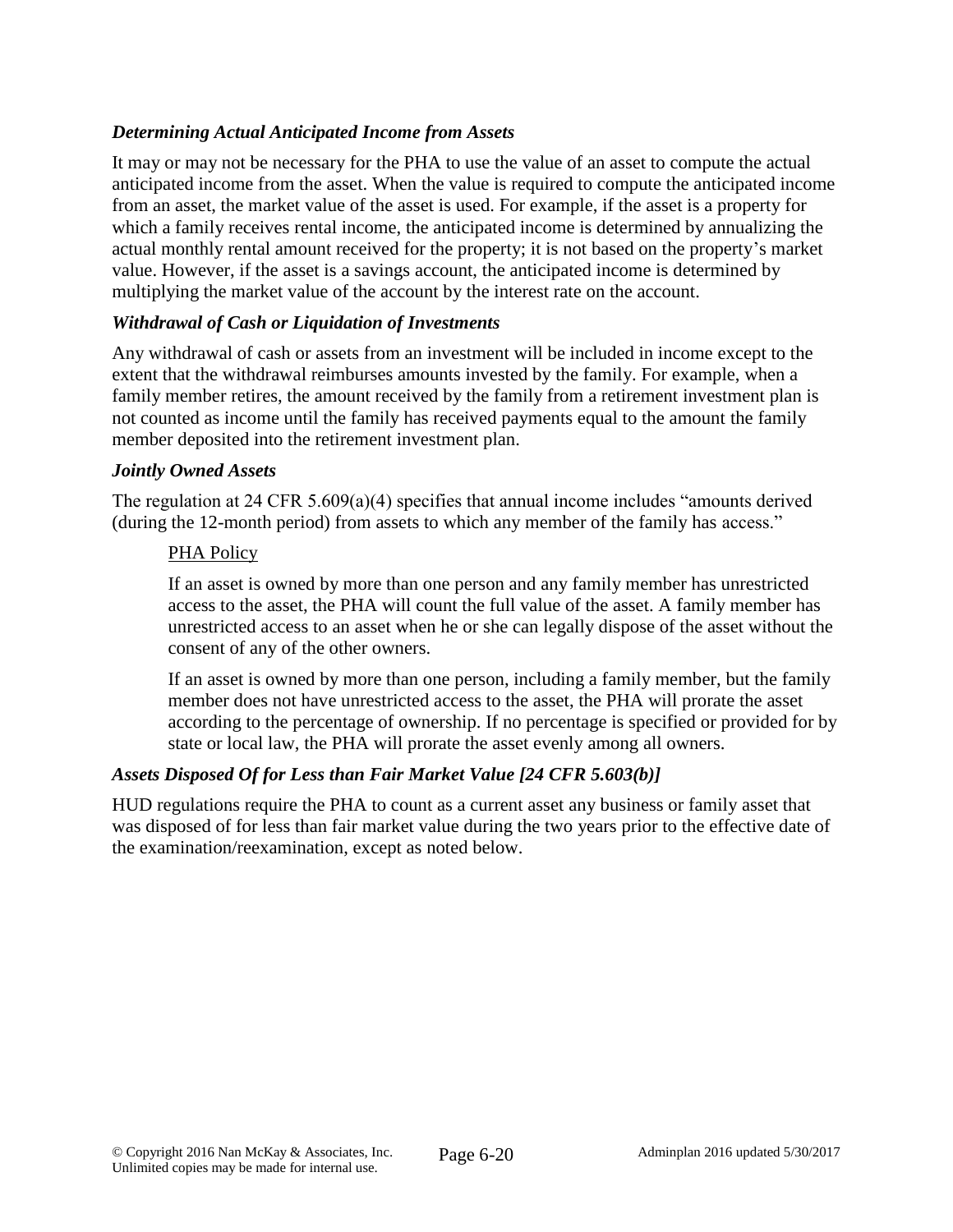### *Determining Actual Anticipated Income from Assets*

It may or may not be necessary for the PHA to use the value of an asset to compute the actual anticipated income from the asset. When the value is required to compute the anticipated income from an asset, the market value of the asset is used. For example, if the asset is a property for which a family receives rental income, the anticipated income is determined by annualizing the actual monthly rental amount received for the property; it is not based on the property's market value. However, if the asset is a savings account, the anticipated income is determined by multiplying the market value of the account by the interest rate on the account.

### *Withdrawal of Cash or Liquidation of Investments*

Any withdrawal of cash or assets from an investment will be included in income except to the extent that the withdrawal reimburses amounts invested by the family. For example, when a family member retires, the amount received by the family from a retirement investment plan is not counted as income until the family has received payments equal to the amount the family member deposited into the retirement investment plan.

### *Jointly Owned Assets*

The regulation at 24 CFR 5.609(a)(4) specifies that annual income includes "amounts derived (during the 12-month period) from assets to which any member of the family has access."

> PHA Policy
>
> If an asset is owned by more than one person and any family member has unrestricted access to the asset, the PHA will count the full value of the asset. A family member has unrestricted access to an asset when he or she can legally dispose of the asset without the consent of any of the other owners.
>
> If an asset is owned by more than one person, including a family member, but the family member does not have unrestricted access to the asset, the PHA will prorate the asset according to the percentage of ownership. If no percentage is specified or provided for by state or local law, the PHA will prorate the asset evenly among all owners.

### *Assets Disposed Of for Less than Fair Market Value [24 CFR 5.603(b)]*

HUD regulations require the PHA to count as a current asset any business or family asset that was disposed of for less than fair market value during the two years prior to the effective date of the examination/reexamination, except as noted below.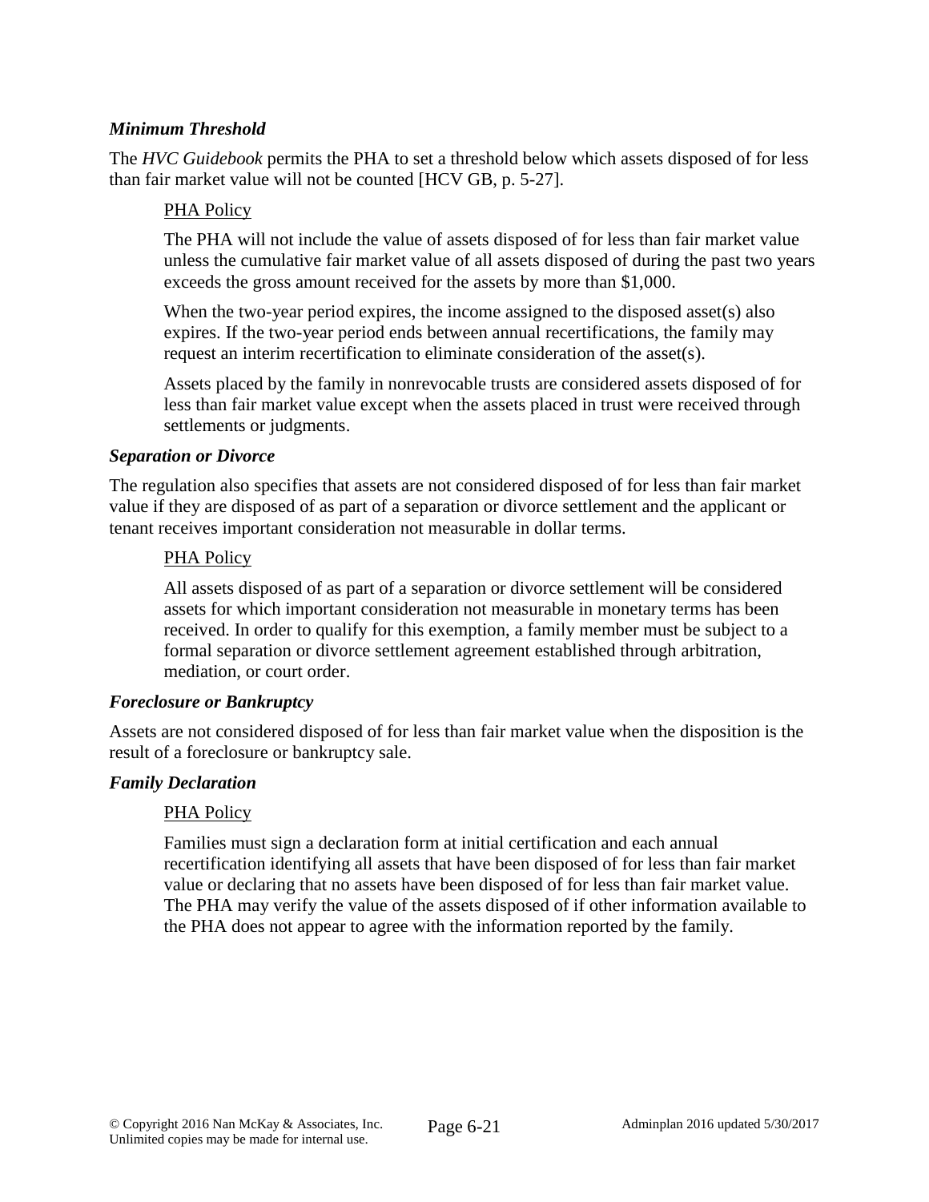### *Minimum Threshold*

The *HVC Guidebook* permits the PHA to set a threshold below which assets disposed of for less than fair market value will not be counted [HCV GB, p. 5-27].

> PHA Policy
>
> The PHA will not include the value of assets disposed of for less than fair market value unless the cumulative fair market value of all assets disposed of during the past two years exceeds the gross amount received for the assets by more than $1,000.
>
> When the two-year period expires, the income assigned to the disposed asset(s) also expires. If the two-year period ends between annual recertifications, the family may request an interim recertification to eliminate consideration of the asset(s).
>
> Assets placed by the family in nonrevocable trusts are considered assets disposed of for less than fair market value except when the assets placed in trust were received through settlements or judgments.

### *Separation or Divorce*

The regulation also specifies that assets are not considered disposed of for less than fair market value if they are disposed of as part of a separation or divorce settlement and the applicant or tenant receives important consideration not measurable in dollar terms.

> PHA Policy
>
> All assets disposed of as part of a separation or divorce settlement will be considered assets for which important consideration not measurable in monetary terms has been received. In order to qualify for this exemption, a family member must be subject to a formal separation or divorce settlement agreement established through arbitration, mediation, or court order.

### *Foreclosure or Bankruptcy*

Assets are not considered disposed of for less than fair market value when the disposition is the result of a foreclosure or bankruptcy sale.

### *Family Declaration*

> PHA Policy
>
> Families must sign a declaration form at initial certification and each annual recertification identifying all assets that have been disposed of for less than fair market value or declaring that no assets have been disposed of for less than fair market value. The PHA may verify the value of the assets disposed of if other information available to the PHA does not appear to agree with the information reported by the family.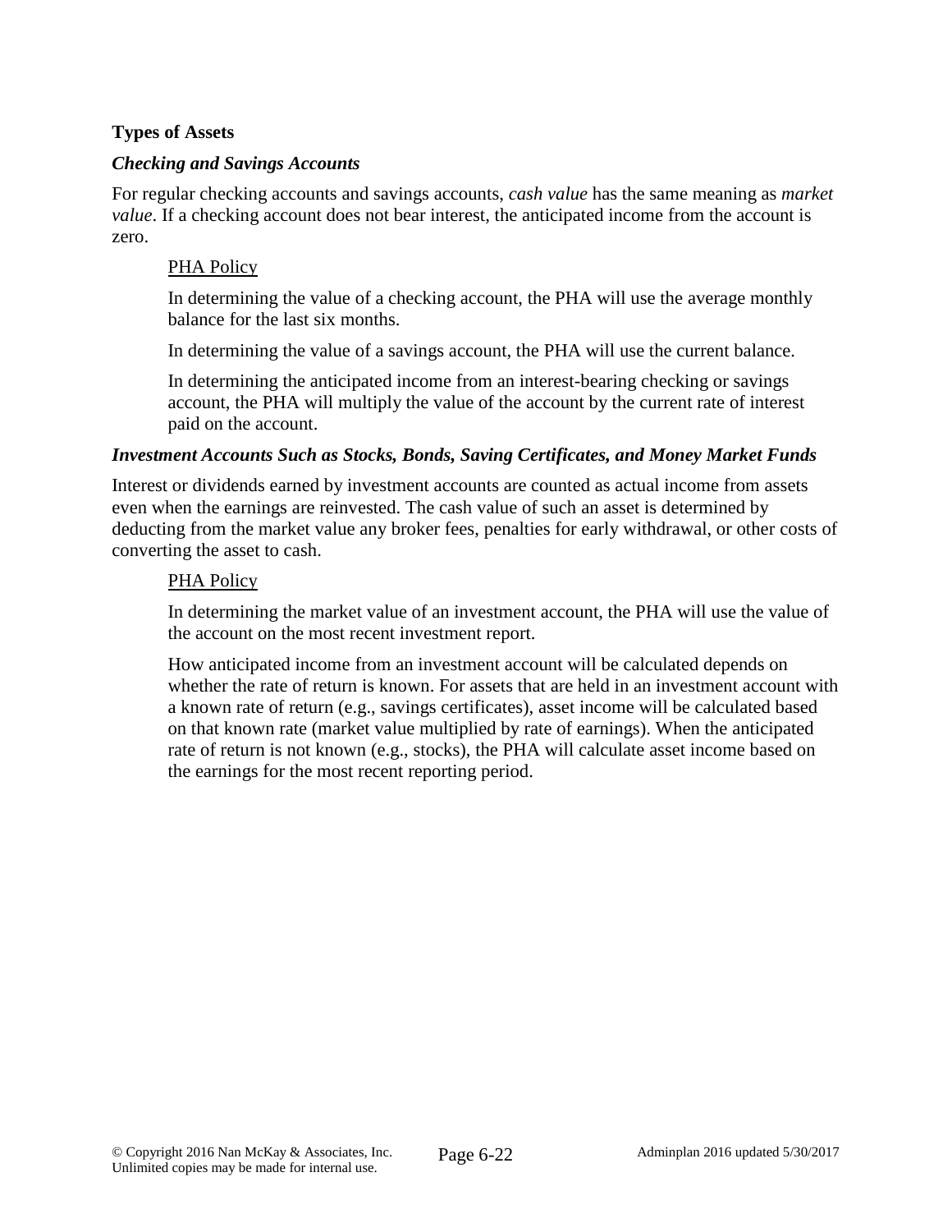**Types of Assets**

***Checking and Savings Accounts***

For regular checking accounts and savings accounts, *cash value* has the same meaning as *market value*. If a checking account does not bear interest, the anticipated income from the account is zero.

> PHA Policy
>
> In determining the value of a checking account, the PHA will use the average monthly balance for the last six months.
>
> In determining the value of a savings account, the PHA will use the current balance.
>
> In determining the anticipated income from an interest-bearing checking or savings account, the PHA will multiply the value of the account by the current rate of interest paid on the account.

***Investment Accounts Such as Stocks, Bonds, Saving Certificates, and Money Market Funds***

Interest or dividends earned by investment accounts are counted as actual income from assets even when the earnings are reinvested. The cash value of such an asset is determined by deducting from the market value any broker fees, penalties for early withdrawal, or other costs of converting the asset to cash.

> PHA Policy
>
> In determining the market value of an investment account, the PHA will use the value of the account on the most recent investment report.
>
> How anticipated income from an investment account will be calculated depends on whether the rate of return is known. For assets that are held in an investment account with a known rate of return (e.g., savings certificates), asset income will be calculated based on that known rate (market value multiplied by rate of earnings). When the anticipated rate of return is not known (e.g., stocks), the PHA will calculate asset income based on the earnings for the most recent reporting period.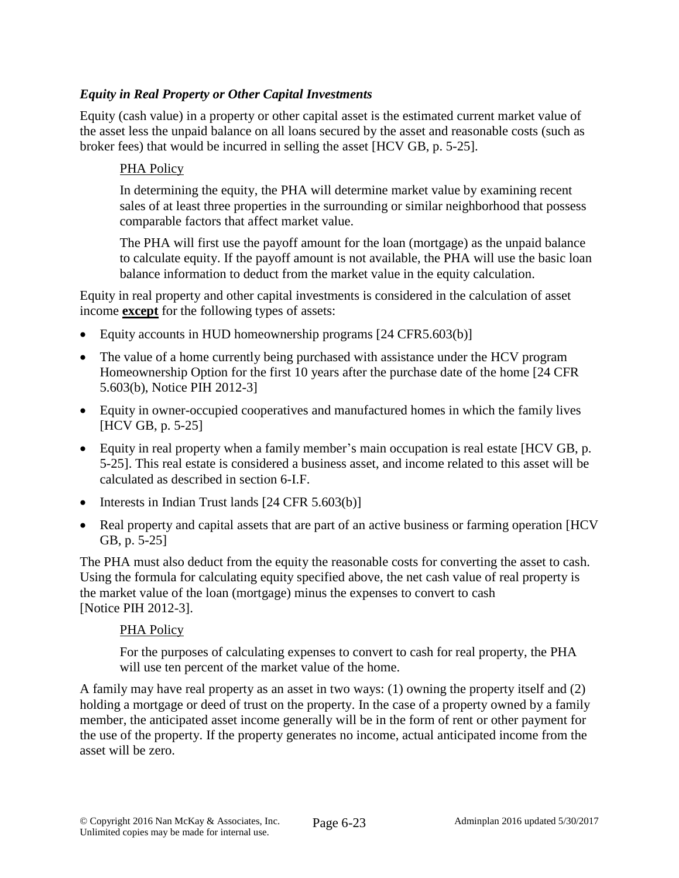### *Equity in Real Property or Other Capital Investments*

Equity (cash value) in a property or other capital asset is the estimated current market value of the asset less the unpaid balance on all loans secured by the asset and reasonable costs (such as broker fees) that would be incurred in selling the asset [HCV GB, p. 5-25].

> PHA Policy
>
> In determining the equity, the PHA will determine market value by examining recent sales of at least three properties in the surrounding or similar neighborhood that possess comparable factors that affect market value.
>
> The PHA will first use the payoff amount for the loan (mortgage) as the unpaid balance to calculate equity. If the payoff amount is not available, the PHA will use the basic loan balance information to deduct from the market value in the equity calculation.

Equity in real property and other capital investments is considered in the calculation of asset income **except** for the following types of assets:

- Equity accounts in HUD homeownership programs [24 CFR5.603(b)]
- The value of a home currently being purchased with assistance under the HCV program Homeownership Option for the first 10 years after the purchase date of the home [24 CFR 5.603(b), Notice PIH 2012-3]
- Equity in owner-occupied cooperatives and manufactured homes in which the family lives [HCV GB, p. 5-25]
- Equity in real property when a family member's main occupation is real estate [HCV GB, p. 5-25]. This real estate is considered a business asset, and income related to this asset will be calculated as described in section 6-I.F.
- Interests in Indian Trust lands [24 CFR 5.603(b)]
- Real property and capital assets that are part of an active business or farming operation [HCV GB, p. 5-25]

The PHA must also deduct from the equity the reasonable costs for converting the asset to cash. Using the formula for calculating equity specified above, the net cash value of real property is the market value of the loan (mortgage) minus the expenses to convert to cash [Notice PIH 2012-3].

> PHA Policy
>
> For the purposes of calculating expenses to convert to cash for real property, the PHA will use ten percent of the market value of the home.

A family may have real property as an asset in two ways: (1) owning the property itself and (2) holding a mortgage or deed of trust on the property. In the case of a property owned by a family member, the anticipated asset income generally will be in the form of rent or other payment for the use of the property. If the property generates no income, actual anticipated income from the asset will be zero.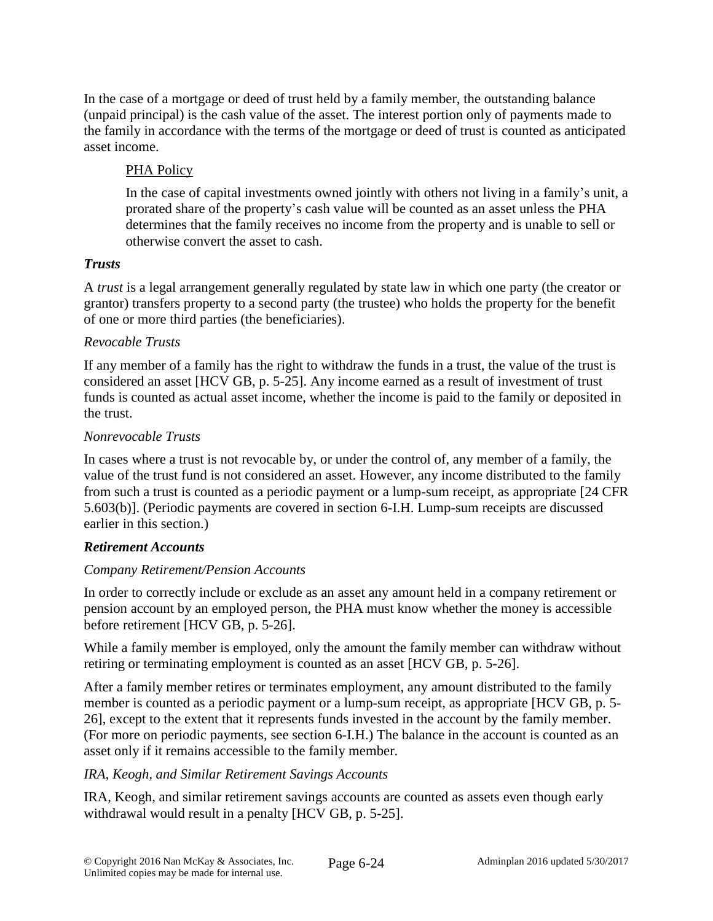In the case of a mortgage or deed of trust held by a family member, the outstanding balance (unpaid principal) is the cash value of the asset. The interest portion only of payments made to the family in accordance with the terms of the mortgage or deed of trust is counted as anticipated asset income.

> PHA Policy
>
> In the case of capital investments owned jointly with others not living in a family's unit, a prorated share of the property's cash value will be counted as an asset unless the PHA determines that the family receives no income from the property and is unable to sell or otherwise convert the asset to cash.

***Trusts***

A *trust* is a legal arrangement generally regulated by state law in which one party (the creator or grantor) transfers property to a second party (the trustee) who holds the property for the benefit of one or more third parties (the beneficiaries).

*Revocable Trusts*

If any member of a family has the right to withdraw the funds in a trust, the value of the trust is considered an asset [HCV GB, p. 5-25]. Any income earned as a result of investment of trust funds is counted as actual asset income, whether the income is paid to the family or deposited in the trust.

*Nonrevocable Trusts*

In cases where a trust is not revocable by, or under the control of, any member of a family, the value of the trust fund is not considered an asset. However, any income distributed to the family from such a trust is counted as a periodic payment or a lump-sum receipt, as appropriate [24 CFR 5.603(b)]. (Periodic payments are covered in section 6-I.H. Lump-sum receipts are discussed earlier in this section.)

***Retirement Accounts***

*Company Retirement/Pension Accounts*

In order to correctly include or exclude as an asset any amount held in a company retirement or pension account by an employed person, the PHA must know whether the money is accessible before retirement [HCV GB, p. 5-26].

While a family member is employed, only the amount the family member can withdraw without retiring or terminating employment is counted as an asset [HCV GB, p. 5-26].

After a family member retires or terminates employment, any amount distributed to the family member is counted as a periodic payment or a lump-sum receipt, as appropriate [HCV GB, p. 5-26], except to the extent that it represents funds invested in the account by the family member. (For more on periodic payments, see section 6-I.H.) The balance in the account is counted as an asset only if it remains accessible to the family member.

*IRA, Keogh, and Similar Retirement Savings Accounts*

IRA, Keogh, and similar retirement savings accounts are counted as assets even though early withdrawal would result in a penalty [HCV GB, p. 5-25].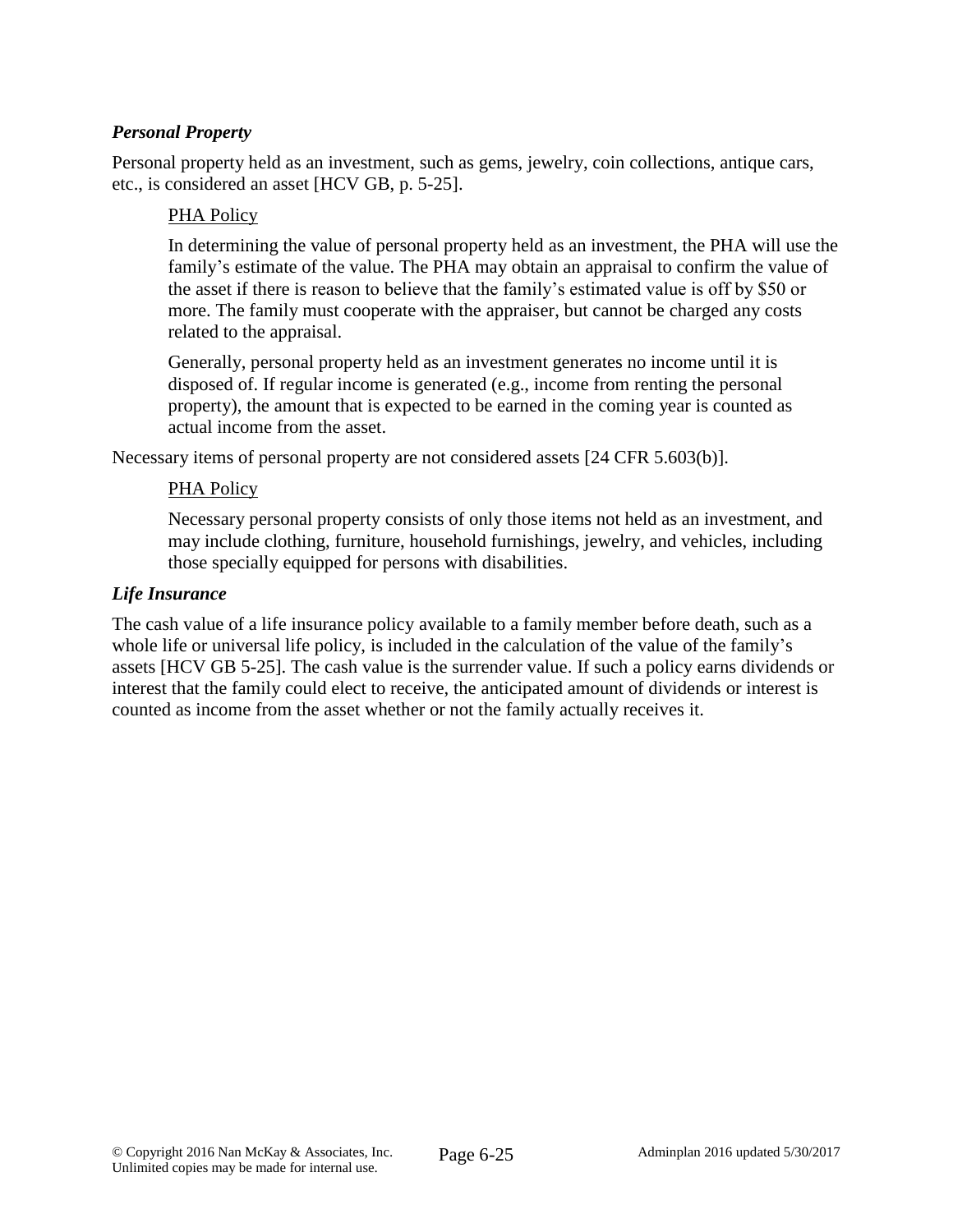### *Personal Property*

Personal property held as an investment, such as gems, jewelry, coin collections, antique cars, etc., is considered an asset [HCV GB, p. 5-25].

> PHA Policy
>
> In determining the value of personal property held as an investment, the PHA will use the family's estimate of the value. The PHA may obtain an appraisal to confirm the value of the asset if there is reason to believe that the family's estimated value is off by $50 or more. The family must cooperate with the appraiser, but cannot be charged any costs related to the appraisal.
>
> Generally, personal property held as an investment generates no income until it is disposed of. If regular income is generated (e.g., income from renting the personal property), the amount that is expected to be earned in the coming year is counted as actual income from the asset.

Necessary items of personal property are not considered assets [24 CFR 5.603(b)].

> PHA Policy
>
> Necessary personal property consists of only those items not held as an investment, and may include clothing, furniture, household furnishings, jewelry, and vehicles, including those specially equipped for persons with disabilities.

### *Life Insurance*

The cash value of a life insurance policy available to a family member before death, such as a whole life or universal life policy, is included in the calculation of the value of the family's assets [HCV GB 5-25]. The cash value is the surrender value. If such a policy earns dividends or interest that the family could elect to receive, the anticipated amount of dividends or interest is counted as income from the asset whether or not the family actually receives it.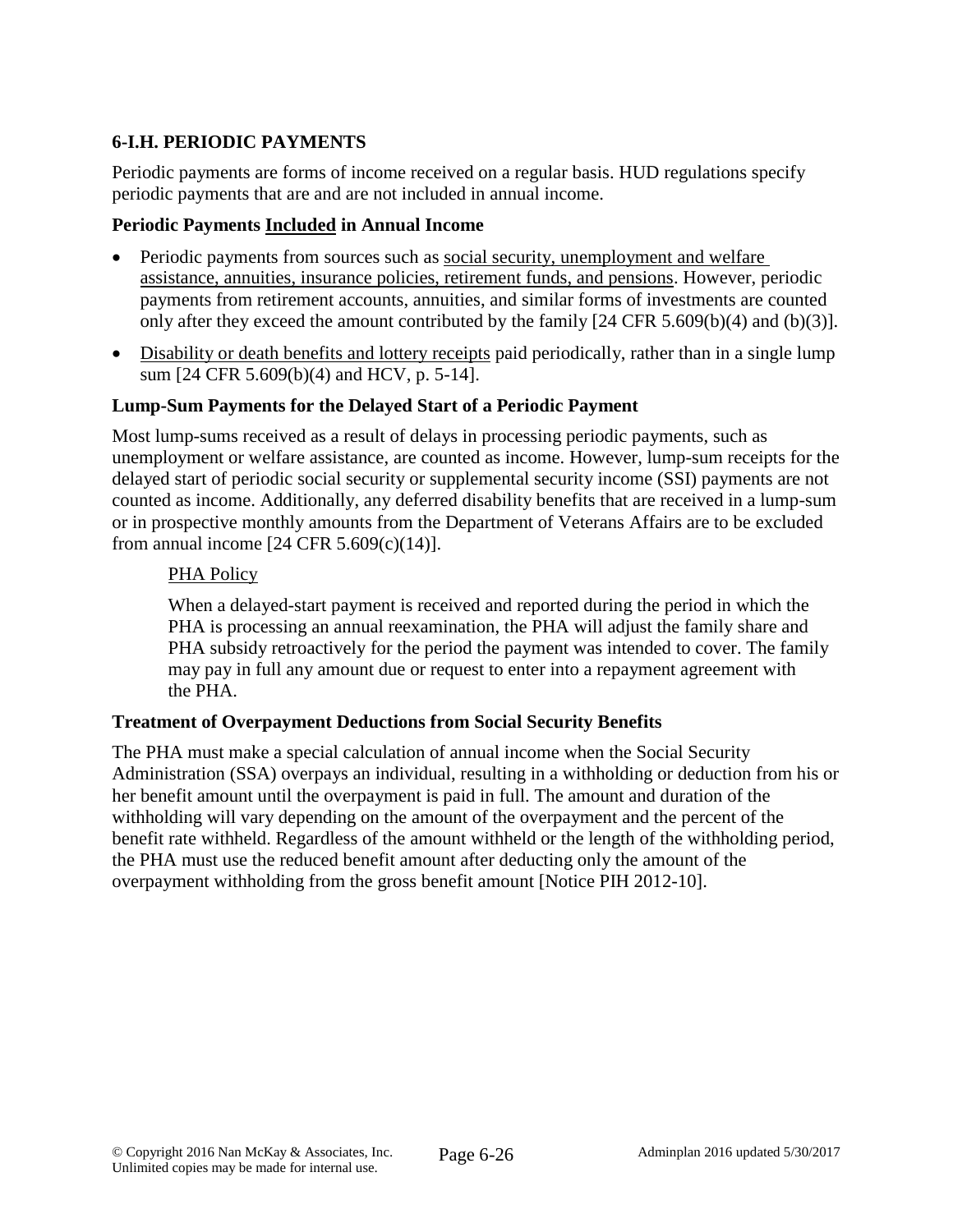## 6-I.H. PERIODIC PAYMENTS

Periodic payments are forms of income received on a regular basis. HUD regulations specify periodic payments that are and are not included in annual income.

### Periodic Payments Included in Annual Income

- Periodic payments from sources such as social security, unemployment and welfare assistance, annuities, insurance policies, retirement funds, and pensions. However, periodic payments from retirement accounts, annuities, and similar forms of investments are counted only after they exceed the amount contributed by the family [24 CFR 5.609(b)(4) and (b)(3)].
- Disability or death benefits and lottery receipts paid periodically, rather than in a single lump sum [24 CFR 5.609(b)(4) and HCV, p. 5-14].

### Lump-Sum Payments for the Delayed Start of a Periodic Payment

Most lump-sums received as a result of delays in processing periodic payments, such as unemployment or welfare assistance, are counted as income. However, lump-sum receipts for the delayed start of periodic social security or supplemental security income (SSI) payments are not counted as income. Additionally, any deferred disability benefits that are received in a lump-sum or in prospective monthly amounts from the Department of Veterans Affairs are to be excluded from annual income [24 CFR 5.609(c)(14)].

> PHA Policy
>
> When a delayed-start payment is received and reported during the period in which the PHA is processing an annual reexamination, the PHA will adjust the family share and PHA subsidy retroactively for the period the payment was intended to cover. The family may pay in full any amount due or request to enter into a repayment agreement with the PHA.

### Treatment of Overpayment Deductions from Social Security Benefits

The PHA must make a special calculation of annual income when the Social Security Administration (SSA) overpays an individual, resulting in a withholding or deduction from his or her benefit amount until the overpayment is paid in full. The amount and duration of the withholding will vary depending on the amount of the overpayment and the percent of the benefit rate withheld. Regardless of the amount withheld or the length of the withholding period, the PHA must use the reduced benefit amount after deducting only the amount of the overpayment withholding from the gross benefit amount [Notice PIH 2012-10].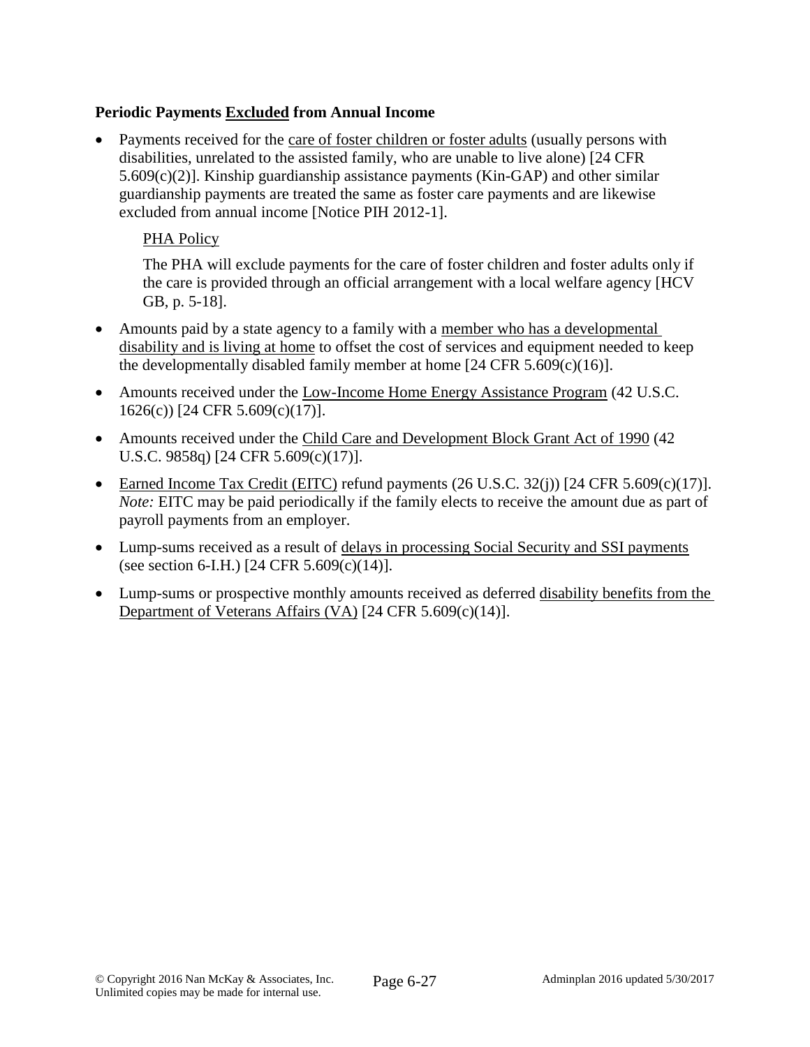**Periodic Payments Excluded from Annual Income**

- Payments received for the care of foster children or foster adults (usually persons with disabilities, unrelated to the assisted family, who are unable to live alone) [24 CFR 5.609(c)(2)]. Kinship guardianship assistance payments (Kin-GAP) and other similar guardianship payments are treated the same as foster care payments and are likewise excluded from annual income [Notice PIH 2012-1].

  PHA Policy

  The PHA will exclude payments for the care of foster children and foster adults only if the care is provided through an official arrangement with a local welfare agency [HCV GB, p. 5-18].

- Amounts paid by a state agency to a family with a member who has a developmental disability and is living at home to offset the cost of services and equipment needed to keep the developmentally disabled family member at home [24 CFR 5.609(c)(16)].
- Amounts received under the Low-Income Home Energy Assistance Program (42 U.S.C. 1626(c)) [24 CFR 5.609(c)(17)].
- Amounts received under the Child Care and Development Block Grant Act of 1990 (42 U.S.C. 9858q) [24 CFR 5.609(c)(17)].
- Earned Income Tax Credit (EITC) refund payments (26 U.S.C. 32(j)) [24 CFR 5.609(c)(17)]. *Note:* EITC may be paid periodically if the family elects to receive the amount due as part of payroll payments from an employer.
- Lump-sums received as a result of delays in processing Social Security and SSI payments (see section 6-I.H.) [24 CFR 5.609(c)(14)].
- Lump-sums or prospective monthly amounts received as deferred disability benefits from the Department of Veterans Affairs (VA) [24 CFR 5.609(c)(14)].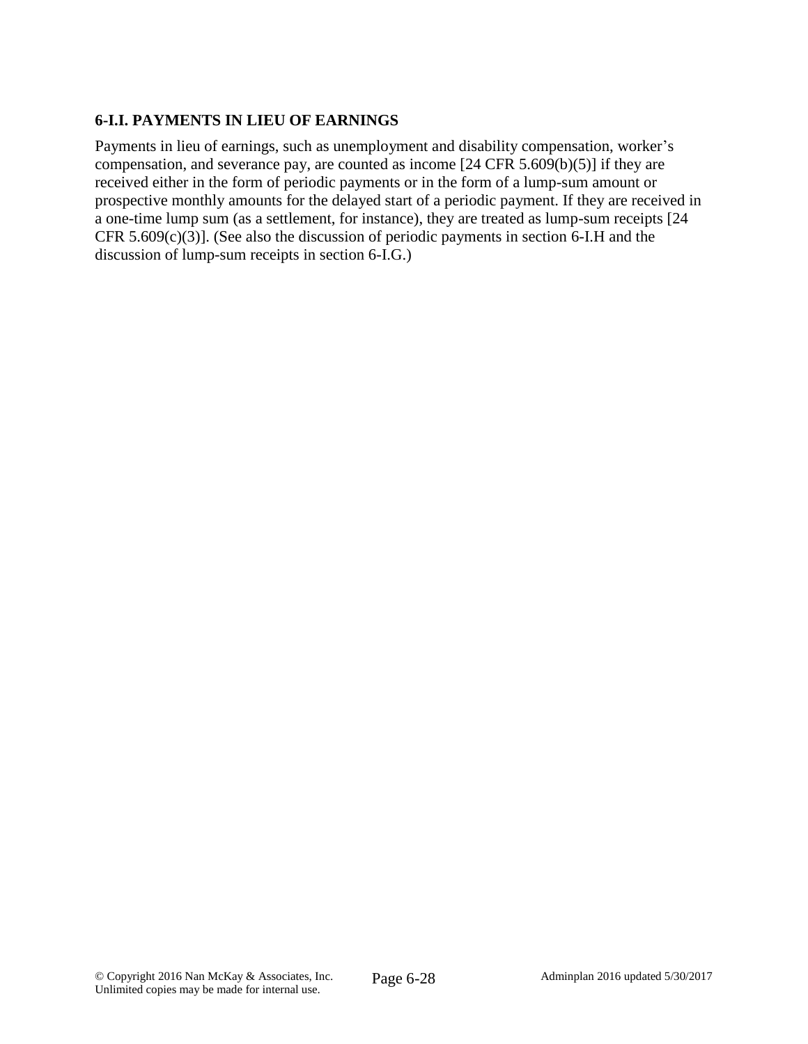### 6-I.I. PAYMENTS IN LIEU OF EARNINGS

Payments in lieu of earnings, such as unemployment and disability compensation, worker's compensation, and severance pay, are counted as income [24 CFR 5.609(b)(5)] if they are received either in the form of periodic payments or in the form of a lump-sum amount or prospective monthly amounts for the delayed start of a periodic payment. If they are received in a one-time lump sum (as a settlement, for instance), they are treated as lump-sum receipts [24 CFR 5.609(c)(3)]. (See also the discussion of periodic payments in section 6-I.H and the discussion of lump-sum receipts in section 6-I.G.)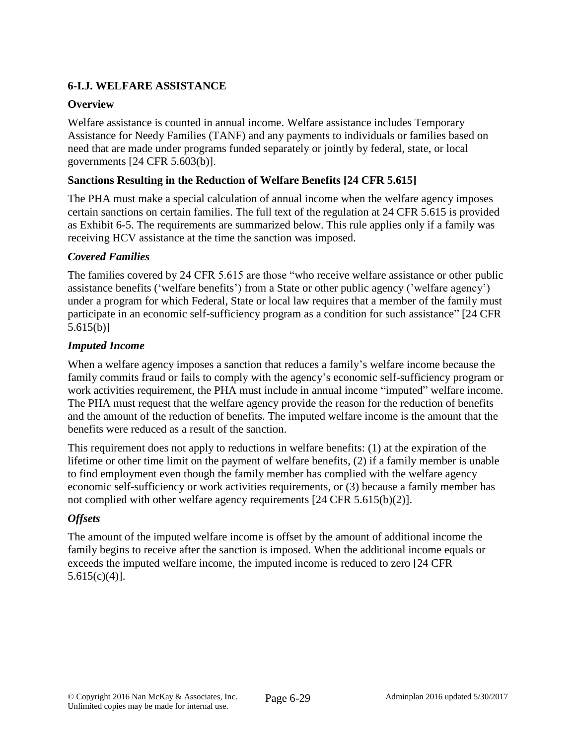## 6-I.J. WELFARE ASSISTANCE

### Overview

Welfare assistance is counted in annual income. Welfare assistance includes Temporary Assistance for Needy Families (TANF) and any payments to individuals or families based on need that are made under programs funded separately or jointly by federal, state, or local governments [24 CFR 5.603(b)].

### Sanctions Resulting in the Reduction of Welfare Benefits [24 CFR 5.615]

The PHA must make a special calculation of annual income when the welfare agency imposes certain sanctions on certain families. The full text of the regulation at 24 CFR 5.615 is provided as Exhibit 6-5. The requirements are summarized below. This rule applies only if a family was receiving HCV assistance at the time the sanction was imposed.

#### *Covered Families*

The families covered by 24 CFR 5.615 are those "who receive welfare assistance or other public assistance benefits ('welfare benefits') from a State or other public agency ('welfare agency') under a program for which Federal, State or local law requires that a member of the family must participate in an economic self-sufficiency program as a condition for such assistance" [24 CFR 5.615(b)]

#### *Imputed Income*

When a welfare agency imposes a sanction that reduces a family's welfare income because the family commits fraud or fails to comply with the agency's economic self-sufficiency program or work activities requirement, the PHA must include in annual income "imputed" welfare income. The PHA must request that the welfare agency provide the reason for the reduction of benefits and the amount of the reduction of benefits. The imputed welfare income is the amount that the benefits were reduced as a result of the sanction.

This requirement does not apply to reductions in welfare benefits: (1) at the expiration of the lifetime or other time limit on the payment of welfare benefits, (2) if a family member is unable to find employment even though the family member has complied with the welfare agency economic self-sufficiency or work activities requirements, or (3) because a family member has not complied with other welfare agency requirements [24 CFR 5.615(b)(2)].

#### *Offsets*

The amount of the imputed welfare income is offset by the amount of additional income the family begins to receive after the sanction is imposed. When the additional income equals or exceeds the imputed welfare income, the imputed income is reduced to zero [24 CFR 5.615(c)(4)].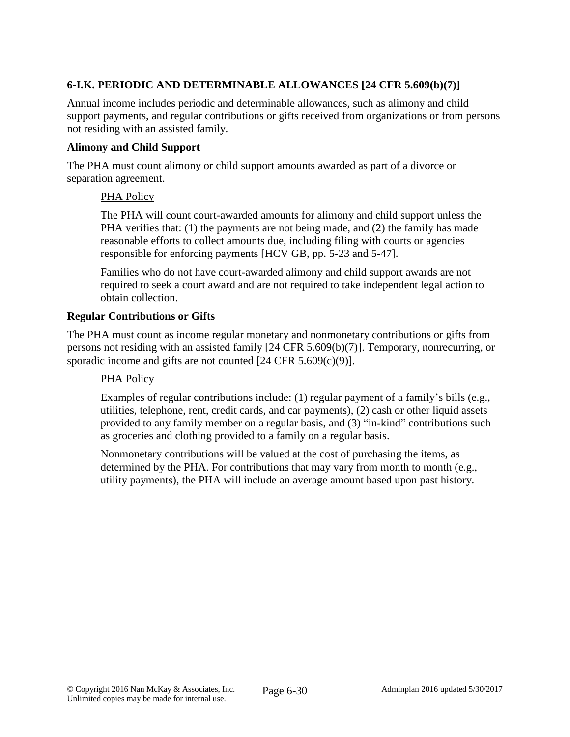### 6-I.K. PERIODIC AND DETERMINABLE ALLOWANCES [24 CFR 5.609(b)(7)]

Annual income includes periodic and determinable allowances, such as alimony and child support payments, and regular contributions or gifts received from organizations or from persons not residing with an assisted family.

#### Alimony and Child Support

The PHA must count alimony or child support amounts awarded as part of a divorce or separation agreement.

> PHA Policy
>
> The PHA will count court-awarded amounts for alimony and child support unless the PHA verifies that: (1) the payments are not being made, and (2) the family has made reasonable efforts to collect amounts due, including filing with courts or agencies responsible for enforcing payments [HCV GB, pp. 5-23 and 5-47].
>
> Families who do not have court-awarded alimony and child support awards are not required to seek a court award and are not required to take independent legal action to obtain collection.

#### Regular Contributions or Gifts

The PHA must count as income regular monetary and nonmonetary contributions or gifts from persons not residing with an assisted family [24 CFR 5.609(b)(7)]. Temporary, nonrecurring, or sporadic income and gifts are not counted [24 CFR 5.609(c)(9)].

> PHA Policy
>
> Examples of regular contributions include: (1) regular payment of a family's bills (e.g., utilities, telephone, rent, credit cards, and car payments), (2) cash or other liquid assets provided to any family member on a regular basis, and (3) "in-kind" contributions such as groceries and clothing provided to a family on a regular basis.
>
> Nonmonetary contributions will be valued at the cost of purchasing the items, as determined by the PHA. For contributions that may vary from month to month (e.g., utility payments), the PHA will include an average amount based upon past history.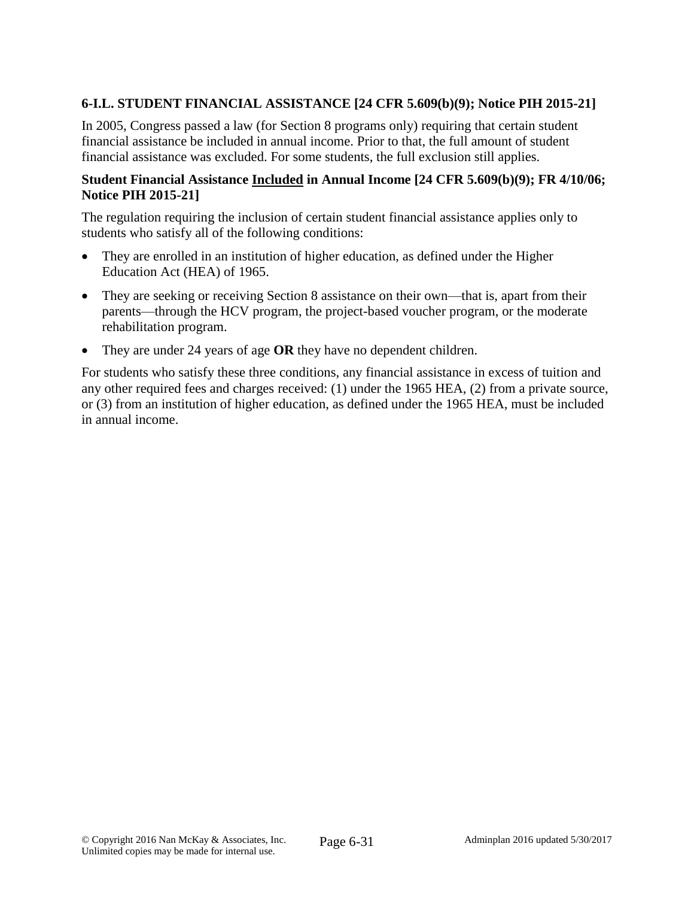### 6-I.L. STUDENT FINANCIAL ASSISTANCE [24 CFR 5.609(b)(9); Notice PIH 2015-21]

In 2005, Congress passed a law (for Section 8 programs only) requiring that certain student financial assistance be included in annual income. Prior to that, the full amount of student financial assistance was excluded. For some students, the full exclusion still applies.

**Student Financial Assistance <u>Included</u> in Annual Income [24 CFR 5.609(b)(9); FR 4/10/06; Notice PIH 2015-21]**

The regulation requiring the inclusion of certain student financial assistance applies only to students who satisfy all of the following conditions:

- They are enrolled in an institution of higher education, as defined under the Higher Education Act (HEA) of 1965.
- They are seeking or receiving Section 8 assistance on their own—that is, apart from their parents—through the HCV program, the project-based voucher program, or the moderate rehabilitation program.
- They are under 24 years of age **OR** they have no dependent children.

For students who satisfy these three conditions, any financial assistance in excess of tuition and any other required fees and charges received: (1) under the 1965 HEA, (2) from a private source, or (3) from an institution of higher education, as defined under the 1965 HEA, must be included in annual income.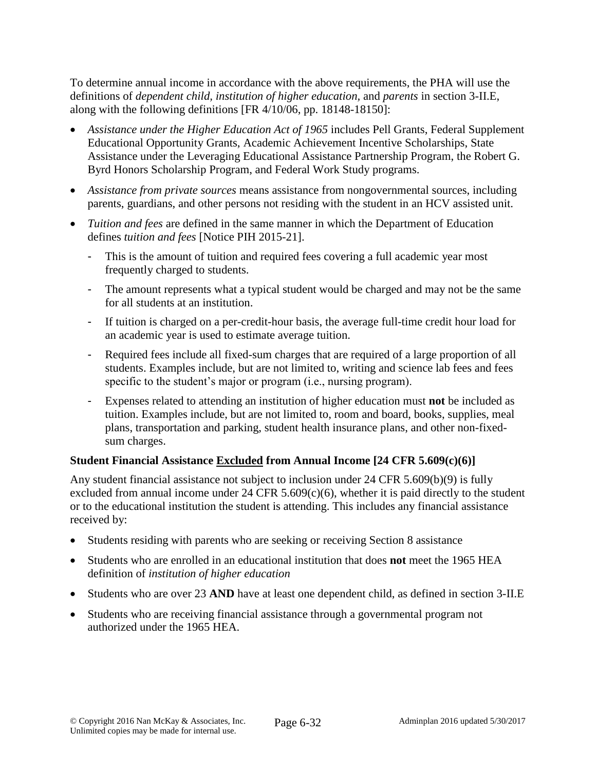To determine annual income in accordance with the above requirements, the PHA will use the definitions of *dependent child, institution of higher education*, and *parents* in section 3-II.E, along with the following definitions [FR 4/10/06, pp. 18148-18150]:

- *Assistance under the Higher Education Act of 1965* includes Pell Grants, Federal Supplement Educational Opportunity Grants, Academic Achievement Incentive Scholarships, State Assistance under the Leveraging Educational Assistance Partnership Program, the Robert G. Byrd Honors Scholarship Program, and Federal Work Study programs.
- *Assistance from private sources* means assistance from nongovernmental sources, including parents, guardians, and other persons not residing with the student in an HCV assisted unit.
- *Tuition and fees* are defined in the same manner in which the Department of Education defines *tuition and fees* [Notice PIH 2015-21].
  - This is the amount of tuition and required fees covering a full academic year most frequently charged to students.
  - The amount represents what a typical student would be charged and may not be the same for all students at an institution.
  - If tuition is charged on a per-credit-hour basis, the average full-time credit hour load for an academic year is used to estimate average tuition.
  - Required fees include all fixed-sum charges that are required of a large proportion of all students. Examples include, but are not limited to, writing and science lab fees and fees specific to the student's major or program (i.e., nursing program).
  - Expenses related to attending an institution of higher education must **not** be included as tuition. Examples include, but are not limited to, room and board, books, supplies, meal plans, transportation and parking, student health insurance plans, and other non-fixed-sum charges.

**Student Financial Assistance <u>Excluded</u> from Annual Income [24 CFR 5.609(c)(6)]**

Any student financial assistance not subject to inclusion under 24 CFR 5.609(b)(9) is fully excluded from annual income under 24 CFR 5.609(c)(6), whether it is paid directly to the student or to the educational institution the student is attending. This includes any financial assistance received by:

- Students residing with parents who are seeking or receiving Section 8 assistance
- Students who are enrolled in an educational institution that does **not** meet the 1965 HEA definition of *institution of higher education*
- Students who are over 23 **AND** have at least one dependent child, as defined in section 3-II.E
- Students who are receiving financial assistance through a governmental program not authorized under the 1965 HEA.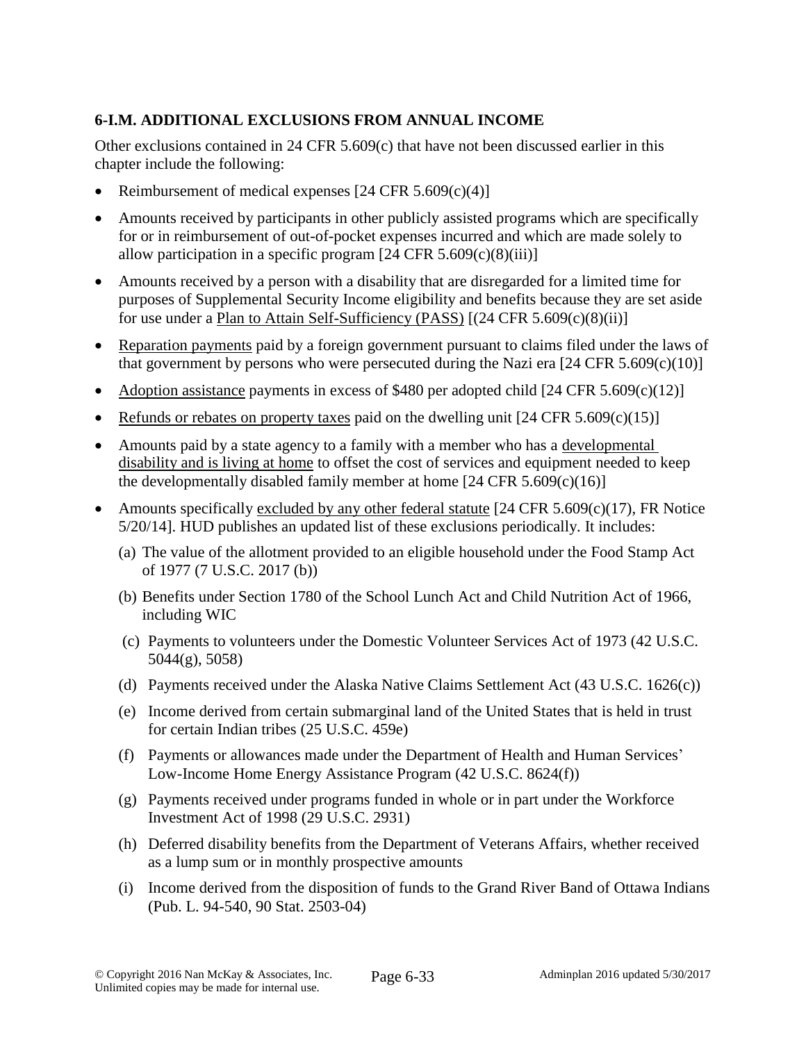### 6-I.M. ADDITIONAL EXCLUSIONS FROM ANNUAL INCOME

Other exclusions contained in 24 CFR 5.609(c) that have not been discussed earlier in this chapter include the following:

- Reimbursement of medical expenses [24 CFR 5.609(c)(4)]
- Amounts received by participants in other publicly assisted programs which are specifically for or in reimbursement of out-of-pocket expenses incurred and which are made solely to allow participation in a specific program [24 CFR 5.609(c)(8)(iii)]
- Amounts received by a person with a disability that are disregarded for a limited time for purposes of Supplemental Security Income eligibility and benefits because they are set aside for use under a Plan to Attain Self-Sufficiency (PASS) [(24 CFR 5.609(c)(8)(ii)]
- Reparation payments paid by a foreign government pursuant to claims filed under the laws of that government by persons who were persecuted during the Nazi era [24 CFR 5.609(c)(10)]
- Adoption assistance payments in excess of $480 per adopted child [24 CFR 5.609(c)(12)]
- Refunds or rebates on property taxes paid on the dwelling unit [24 CFR 5.609(c)(15)]
- Amounts paid by a state agency to a family with a member who has a developmental disability and is living at home to offset the cost of services and equipment needed to keep the developmentally disabled family member at home [24 CFR 5.609(c)(16)]
- Amounts specifically excluded by any other federal statute [24 CFR 5.609(c)(17), FR Notice 5/20/14]. HUD publishes an updated list of these exclusions periodically. It includes:
  - (a) The value of the allotment provided to an eligible household under the Food Stamp Act of 1977 (7 U.S.C. 2017 (b))
  - (b) Benefits under Section 1780 of the School Lunch Act and Child Nutrition Act of 1966, including WIC
  - (c) Payments to volunteers under the Domestic Volunteer Services Act of 1973 (42 U.S.C. 5044(g), 5058)
  - (d) Payments received under the Alaska Native Claims Settlement Act (43 U.S.C. 1626(c))
  - (e) Income derived from certain submarginal land of the United States that is held in trust for certain Indian tribes (25 U.S.C. 459e)
  - (f) Payments or allowances made under the Department of Health and Human Services' Low-Income Home Energy Assistance Program (42 U.S.C. 8624(f))
  - (g) Payments received under programs funded in whole or in part under the Workforce Investment Act of 1998 (29 U.S.C. 2931)
  - (h) Deferred disability benefits from the Department of Veterans Affairs, whether received as a lump sum or in monthly prospective amounts
  - (i) Income derived from the disposition of funds to the Grand River Band of Ottawa Indians (Pub. L. 94-540, 90 Stat. 2503-04)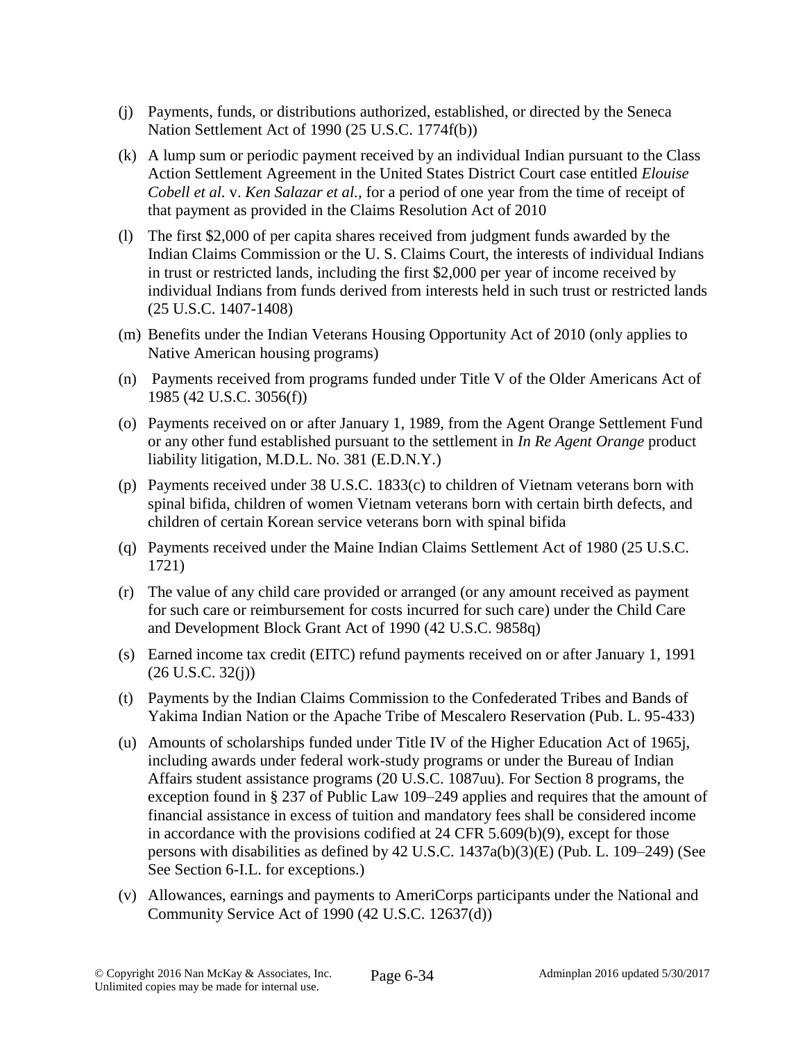(j) Payments, funds, or distributions authorized, established, or directed by the Seneca Nation Settlement Act of 1990 (25 U.S.C. 1774f(b))

(k) A lump sum or periodic payment received by an individual Indian pursuant to the Class Action Settlement Agreement in the United States District Court case entitled *Elouise Cobell et al.* v. *Ken Salazar et al.*, for a period of one year from the time of receipt of that payment as provided in the Claims Resolution Act of 2010

(l) The first $2,000 of per capita shares received from judgment funds awarded by the Indian Claims Commission or the U. S. Claims Court, the interests of individual Indians in trust or restricted lands, including the first $2,000 per year of income received by individual Indians from funds derived from interests held in such trust or restricted lands (25 U.S.C. 1407-1408)

(m) Benefits under the Indian Veterans Housing Opportunity Act of 2010 (only applies to Native American housing programs)

(n) Payments received from programs funded under Title V of the Older Americans Act of 1985 (42 U.S.C. 3056(f))

(o) Payments received on or after January 1, 1989, from the Agent Orange Settlement Fund or any other fund established pursuant to the settlement in *In Re Agent Orange* product liability litigation, M.D.L. No. 381 (E.D.N.Y.)

(p) Payments received under 38 U.S.C. 1833(c) to children of Vietnam veterans born with spinal bifida, children of women Vietnam veterans born with certain birth defects, and children of certain Korean service veterans born with spinal bifida

(q) Payments received under the Maine Indian Claims Settlement Act of 1980 (25 U.S.C. 1721)

(r) The value of any child care provided or arranged (or any amount received as payment for such care or reimbursement for costs incurred for such care) under the Child Care and Development Block Grant Act of 1990 (42 U.S.C. 9858q)

(s) Earned income tax credit (EITC) refund payments received on or after January 1, 1991 (26 U.S.C. 32(j))

(t) Payments by the Indian Claims Commission to the Confederated Tribes and Bands of Yakima Indian Nation or the Apache Tribe of Mescalero Reservation (Pub. L. 95-433)

(u) Amounts of scholarships funded under Title IV of the Higher Education Act of 1965j, including awards under federal work-study programs or under the Bureau of Indian Affairs student assistance programs (20 U.S.C. 1087uu). For Section 8 programs, the exception found in § 237 of Public Law 109–249 applies and requires that the amount of financial assistance in excess of tuition and mandatory fees shall be considered income in accordance with the provisions codified at 24 CFR 5.609(b)(9), except for those persons with disabilities as defined by 42 U.S.C. 1437a(b)(3)(E) (Pub. L. 109–249) (See See Section 6-I.L. for exceptions.)

(v) Allowances, earnings and payments to AmeriCorps participants under the National and Community Service Act of 1990 (42 U.S.C. 12637(d))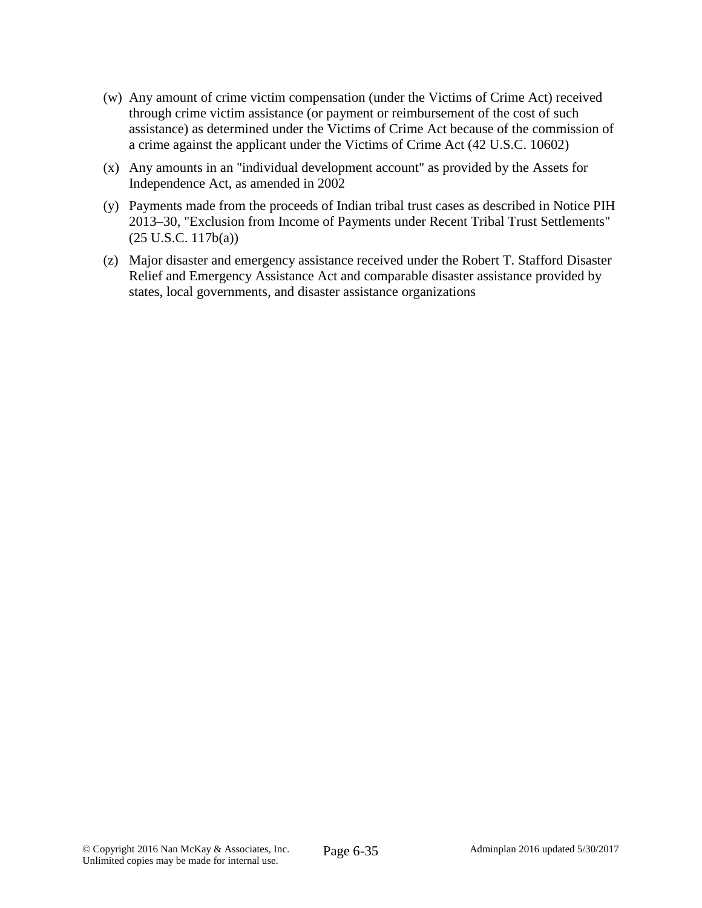(w) Any amount of crime victim compensation (under the Victims of Crime Act) received through crime victim assistance (or payment or reimbursement of the cost of such assistance) as determined under the Victims of Crime Act because of the commission of a crime against the applicant under the Victims of Crime Act (42 U.S.C. 10602)

(x) Any amounts in an "individual development account" as provided by the Assets for Independence Act, as amended in 2002

(y) Payments made from the proceeds of Indian tribal trust cases as described in Notice PIH 2013–30, "Exclusion from Income of Payments under Recent Tribal Trust Settlements" (25 U.S.C. 117b(a))

(z) Major disaster and emergency assistance received under the Robert T. Stafford Disaster Relief and Emergency Assistance Act and comparable disaster assistance provided by states, local governments, and disaster assistance organizations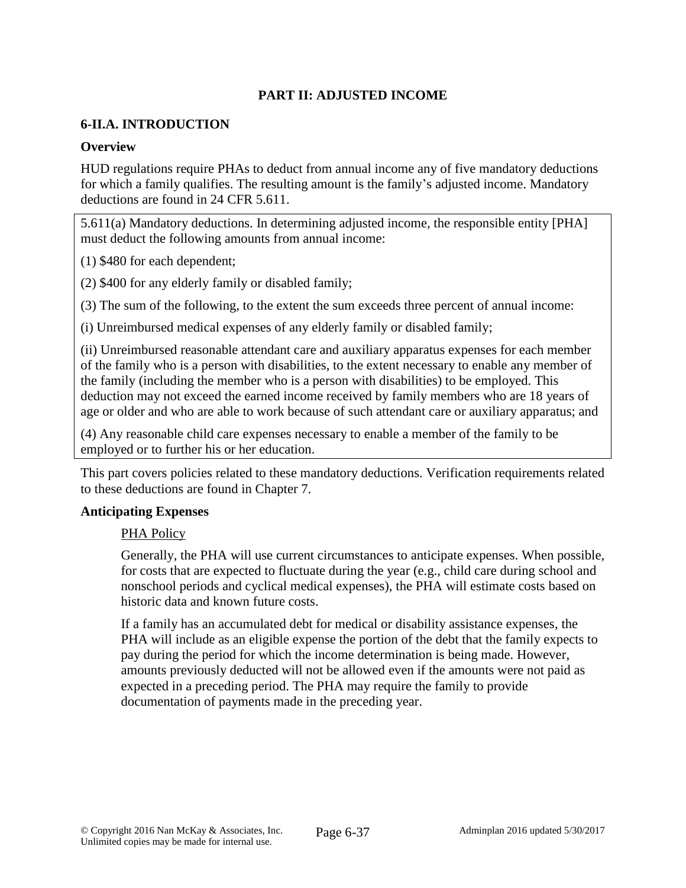# PART II: ADJUSTED INCOME

## 6-II.A. INTRODUCTION

### Overview

HUD regulations require PHAs to deduct from annual income any of five mandatory deductions for which a family qualifies. The resulting amount is the family's adjusted income. Mandatory deductions are found in 24 CFR 5.611.

> 5.611(a) Mandatory deductions. In determining adjusted income, the responsible entity [PHA] must deduct the following amounts from annual income:
>
> (1) $480 for each dependent;
>
> (2) $400 for any elderly family or disabled family;
>
> (3) The sum of the following, to the extent the sum exceeds three percent of annual income:
>
> (i) Unreimbursed medical expenses of any elderly family or disabled family;
>
> (ii) Unreimbursed reasonable attendant care and auxiliary apparatus expenses for each member of the family who is a person with disabilities, to the extent necessary to enable any member of the family (including the member who is a person with disabilities) to be employed. This deduction may not exceed the earned income received by family members who are 18 years of age or older and who are able to work because of such attendant care or auxiliary apparatus; and
>
> (4) Any reasonable child care expenses necessary to enable a member of the family to be employed or to further his or her education.

This part covers policies related to these mandatory deductions. Verification requirements related to these deductions are found in Chapter 7.

### Anticipating Expenses

<u>PHA Policy</u>

Generally, the PHA will use current circumstances to anticipate expenses. When possible, for costs that are expected to fluctuate during the year (e.g., child care during school and nonschool periods and cyclical medical expenses), the PHA will estimate costs based on historic data and known future costs.

If a family has an accumulated debt for medical or disability assistance expenses, the PHA will include as an eligible expense the portion of the debt that the family expects to pay during the period for which the income determination is being made. However, amounts previously deducted will not be allowed even if the amounts were not paid as expected in a preceding period. The PHA may require the family to provide documentation of payments made in the preceding year.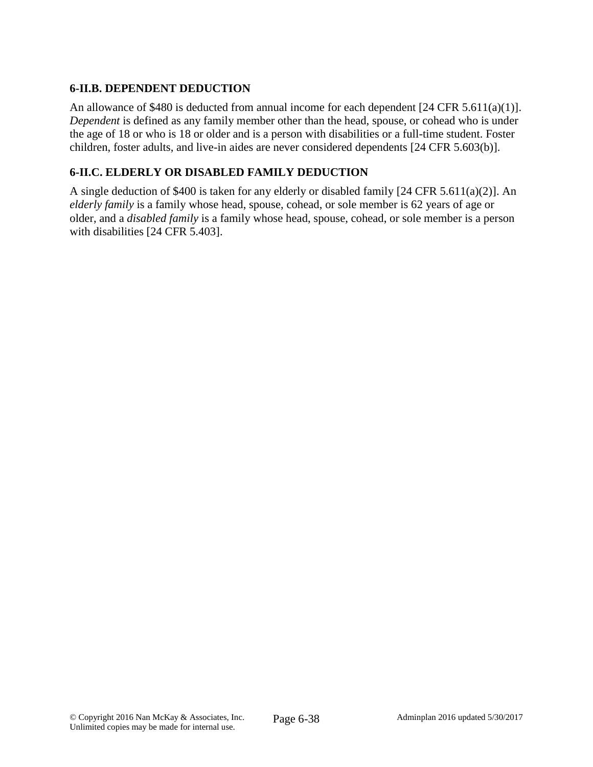### 6-II.B. DEPENDENT DEDUCTION

An allowance of $480 is deducted from annual income for each dependent [24 CFR 5.611(a)(1)]. *Dependent* is defined as any family member other than the head, spouse, or cohead who is under the age of 18 or who is 18 or older and is a person with disabilities or a full-time student. Foster children, foster adults, and live-in aides are never considered dependents [24 CFR 5.603(b)].

### 6-II.C. ELDERLY OR DISABLED FAMILY DEDUCTION

A single deduction of $400 is taken for any elderly or disabled family [24 CFR 5.611(a)(2)]. An *elderly family* is a family whose head, spouse, cohead, or sole member is 62 years of age or older, and a *disabled family* is a family whose head, spouse, cohead, or sole member is a person with disabilities [24 CFR 5.403].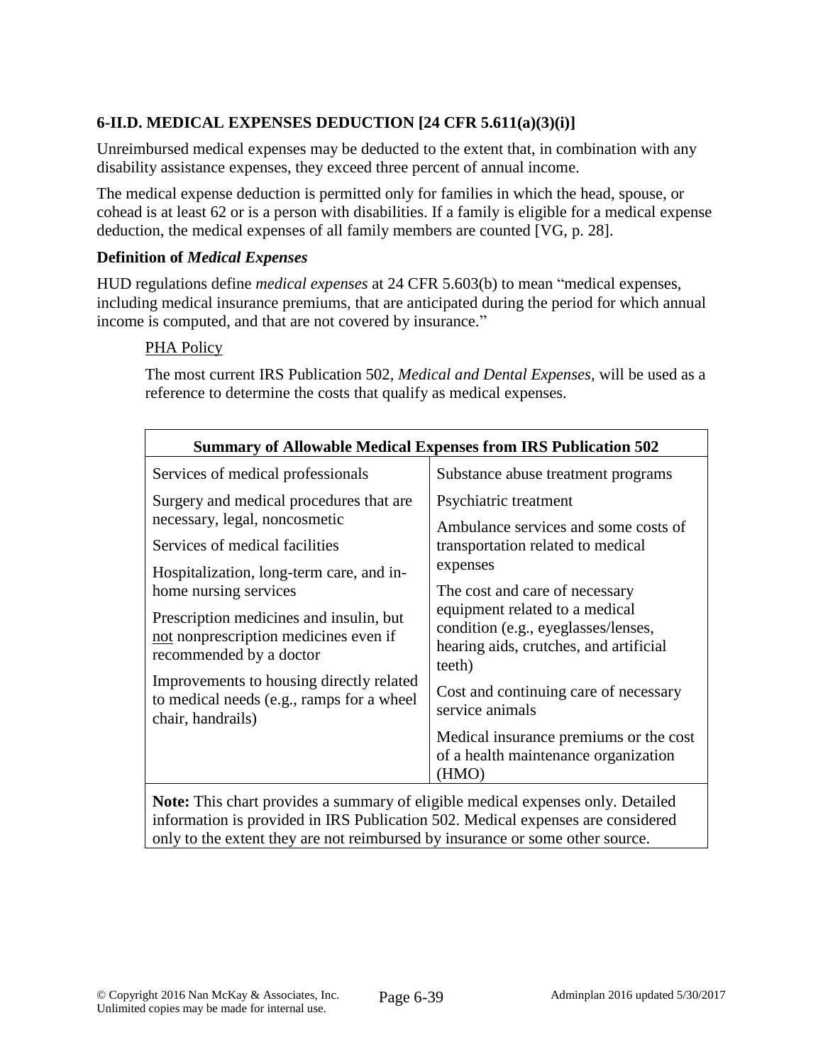## 6-II.D. MEDICAL EXPENSES DEDUCTION [24 CFR 5.611(a)(3)(i)]

Unreimbursed medical expenses may be deducted to the extent that, in combination with any disability assistance expenses, they exceed three percent of annual income.

The medical expense deduction is permitted only for families in which the head, spouse, or cohead is at least 62 or is a person with disabilities. If a family is eligible for a medical expense deduction, the medical expenses of all family members are counted [VG, p. 28].

### Definition of *Medical Expenses*

HUD regulations define *medical expenses* at 24 CFR 5.603(b) to mean "medical expenses, including medical insurance premiums, that are anticipated during the period for which annual income is computed, and that are not covered by insurance."

PHA Policy

The most current IRS Publication 502, *Medical and Dental Expenses,* will be used as a reference to determine the costs that qualify as medical expenses.

| **Summary of Allowable Medical Expenses from IRS Publication 502** | |
|---|---|
| Services of medical professionals | Substance abuse treatment programs |
| Surgery and medical procedures that are necessary, legal, noncosmetic | Psychiatric treatment |
| Services of medical facilities | Ambulance services and some costs of transportation related to medical expenses |
| Hospitalization, long-term care, and in-home nursing services | The cost and care of necessary equipment related to a medical condition (e.g., eyeglasses/lenses, hearing aids, crutches, and artificial teeth) |
| Prescription medicines and insulin, but not nonprescription medicines even if recommended by a doctor | Cost and continuing care of necessary service animals |
| Improvements to housing directly related to medical needs (e.g., ramps for a wheel chair, handrails) | Medical insurance premiums or the cost of a health maintenance organization (HMO) |
| **Note:** This chart provides a summary of eligible medical expenses only. Detailed information is provided in IRS Publication 502. Medical expenses are considered only to the extent they are not reimbursed by insurance or some other source. | |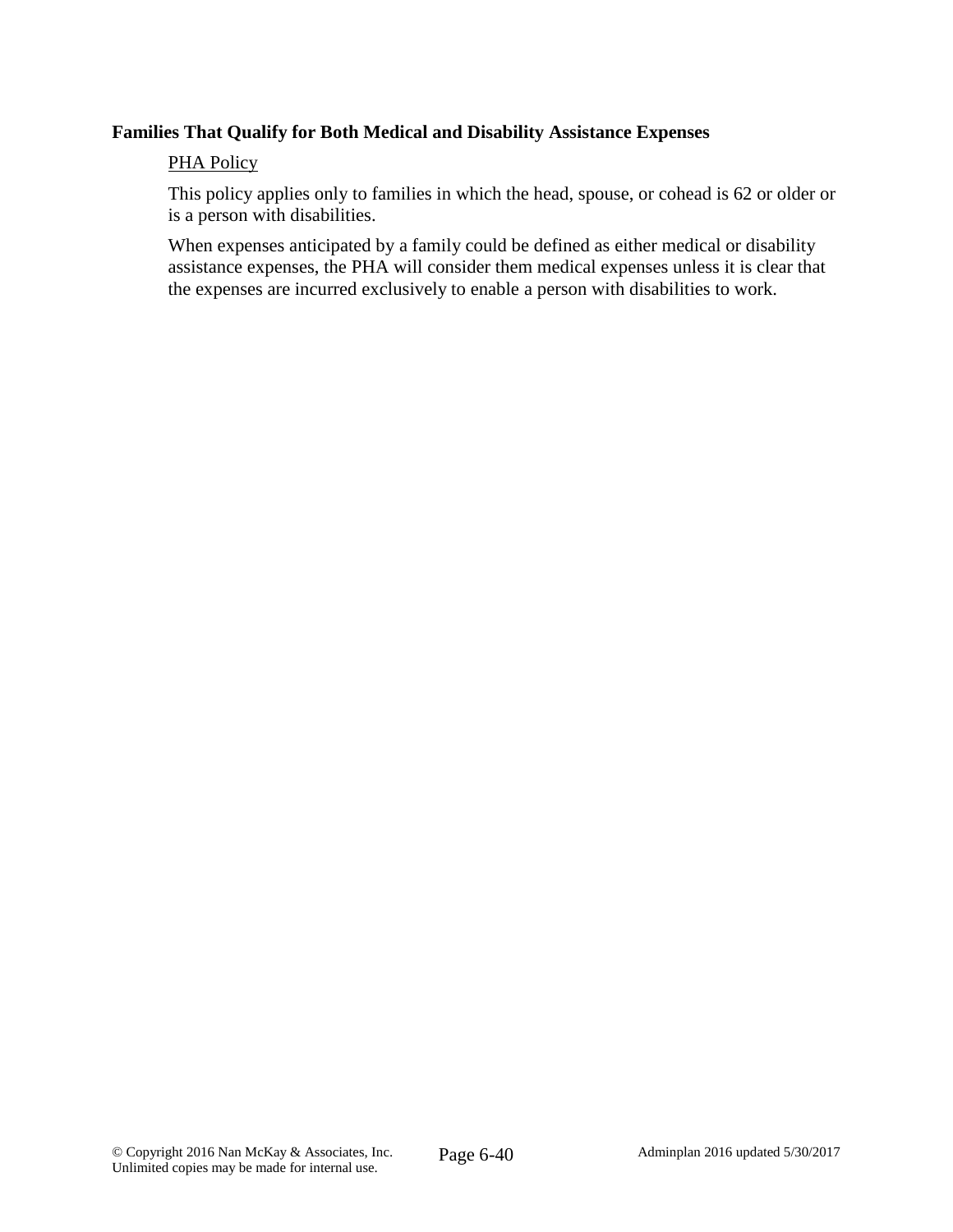**Families That Qualify for Both Medical and Disability Assistance Expenses**

PHA Policy

This policy applies only to families in which the head, spouse, or cohead is 62 or older or is a person with disabilities.

When expenses anticipated by a family could be defined as either medical or disability assistance expenses, the PHA will consider them medical expenses unless it is clear that the expenses are incurred exclusively to enable a person with disabilities to work.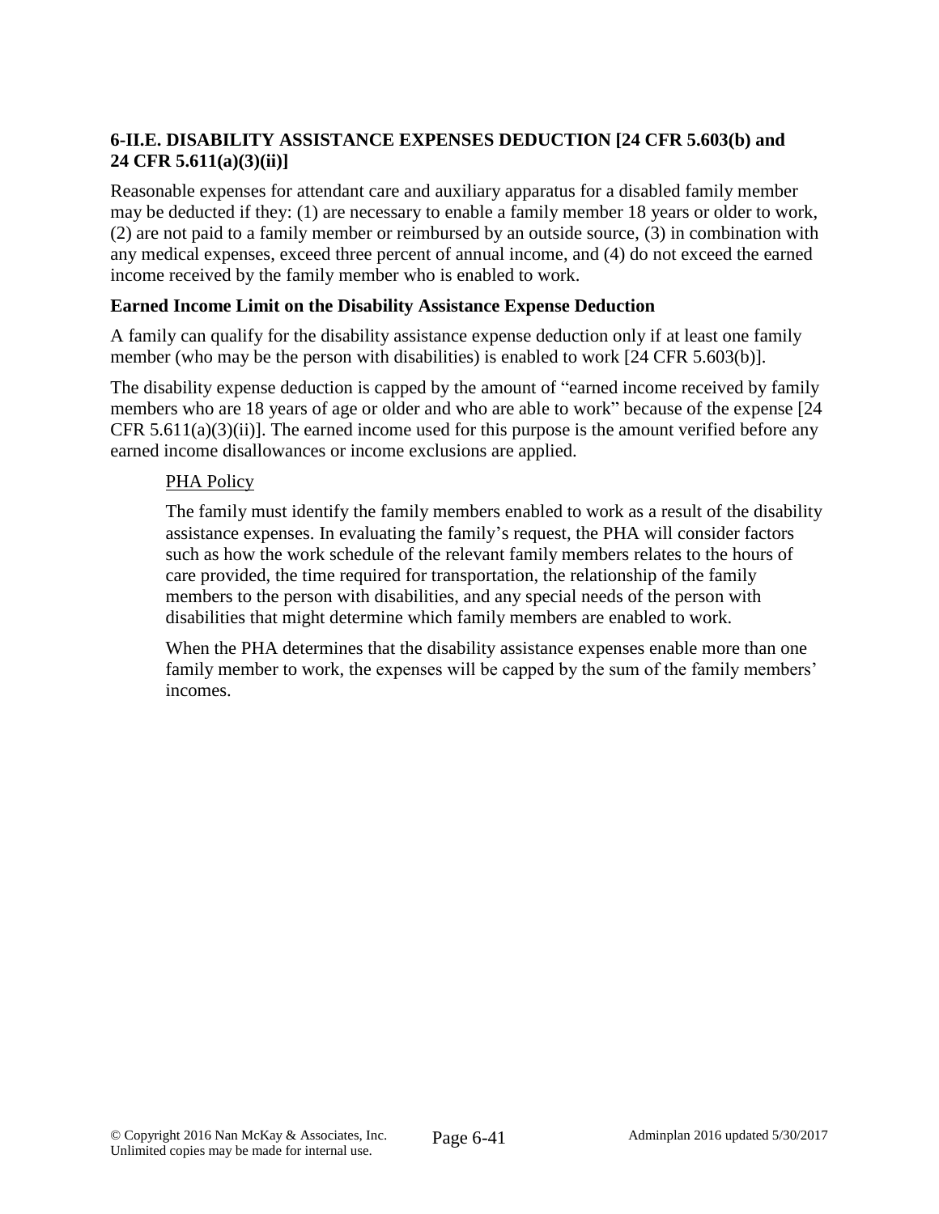## 6-II.E. DISABILITY ASSISTANCE EXPENSES DEDUCTION [24 CFR 5.603(b) and 24 CFR 5.611(a)(3)(ii)]

Reasonable expenses for attendant care and auxiliary apparatus for a disabled family member may be deducted if they: (1) are necessary to enable a family member 18 years or older to work, (2) are not paid to a family member or reimbursed by an outside source, (3) in combination with any medical expenses, exceed three percent of annual income, and (4) do not exceed the earned income received by the family member who is enabled to work.

### Earned Income Limit on the Disability Assistance Expense Deduction

A family can qualify for the disability assistance expense deduction only if at least one family member (who may be the person with disabilities) is enabled to work [24 CFR 5.603(b)].

The disability expense deduction is capped by the amount of "earned income received by family members who are 18 years of age or older and who are able to work" because of the expense [24 CFR 5.611(a)(3)(ii)]. The earned income used for this purpose is the amount verified before any earned income disallowances or income exclusions are applied.

<u>PHA Policy</u>

The family must identify the family members enabled to work as a result of the disability assistance expenses. In evaluating the family's request, the PHA will consider factors such as how the work schedule of the relevant family members relates to the hours of care provided, the time required for transportation, the relationship of the family members to the person with disabilities, and any special needs of the person with disabilities that might determine which family members are enabled to work.

When the PHA determines that the disability assistance expenses enable more than one family member to work, the expenses will be capped by the sum of the family members' incomes.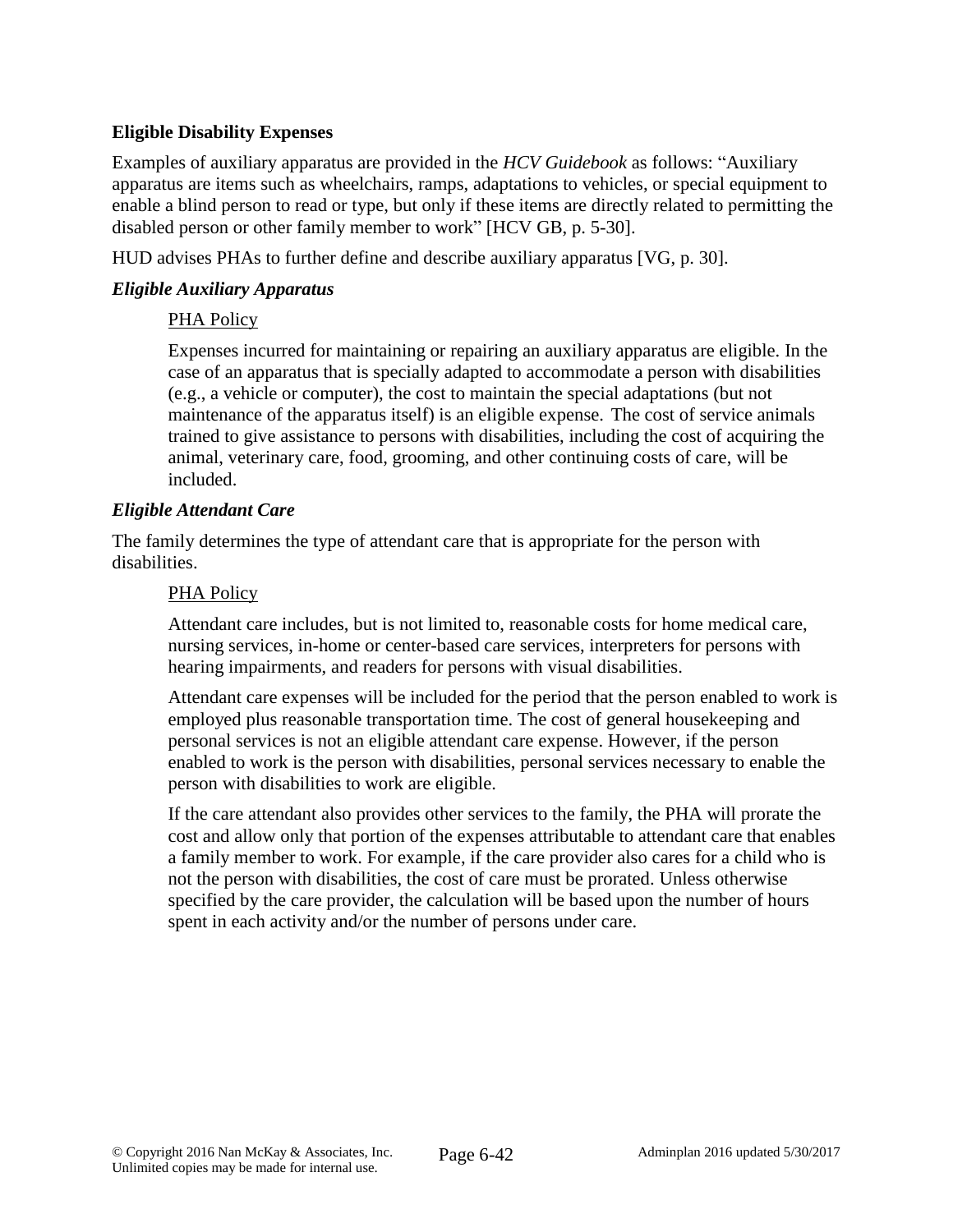**Eligible Disability Expenses**

Examples of auxiliary apparatus are provided in the *HCV Guidebook* as follows: "Auxiliary apparatus are items such as wheelchairs, ramps, adaptations to vehicles, or special equipment to enable a blind person to read or type, but only if these items are directly related to permitting the disabled person or other family member to work" [HCV GB, p. 5-30].

HUD advises PHAs to further define and describe auxiliary apparatus [VG, p. 30].

***Eligible Auxiliary Apparatus***

PHA Policy

Expenses incurred for maintaining or repairing an auxiliary apparatus are eligible. In the case of an apparatus that is specially adapted to accommodate a person with disabilities (e.g., a vehicle or computer), the cost to maintain the special adaptations (but not maintenance of the apparatus itself) is an eligible expense. The cost of service animals trained to give assistance to persons with disabilities, including the cost of acquiring the animal, veterinary care, food, grooming, and other continuing costs of care, will be included.

***Eligible Attendant Care***

The family determines the type of attendant care that is appropriate for the person with disabilities.

PHA Policy

Attendant care includes, but is not limited to, reasonable costs for home medical care, nursing services, in-home or center-based care services, interpreters for persons with hearing impairments, and readers for persons with visual disabilities.

Attendant care expenses will be included for the period that the person enabled to work is employed plus reasonable transportation time. The cost of general housekeeping and personal services is not an eligible attendant care expense. However, if the person enabled to work is the person with disabilities, personal services necessary to enable the person with disabilities to work are eligible.

If the care attendant also provides other services to the family, the PHA will prorate the cost and allow only that portion of the expenses attributable to attendant care that enables a family member to work. For example, if the care provider also cares for a child who is not the person with disabilities, the cost of care must be prorated. Unless otherwise specified by the care provider, the calculation will be based upon the number of hours spent in each activity and/or the number of persons under care.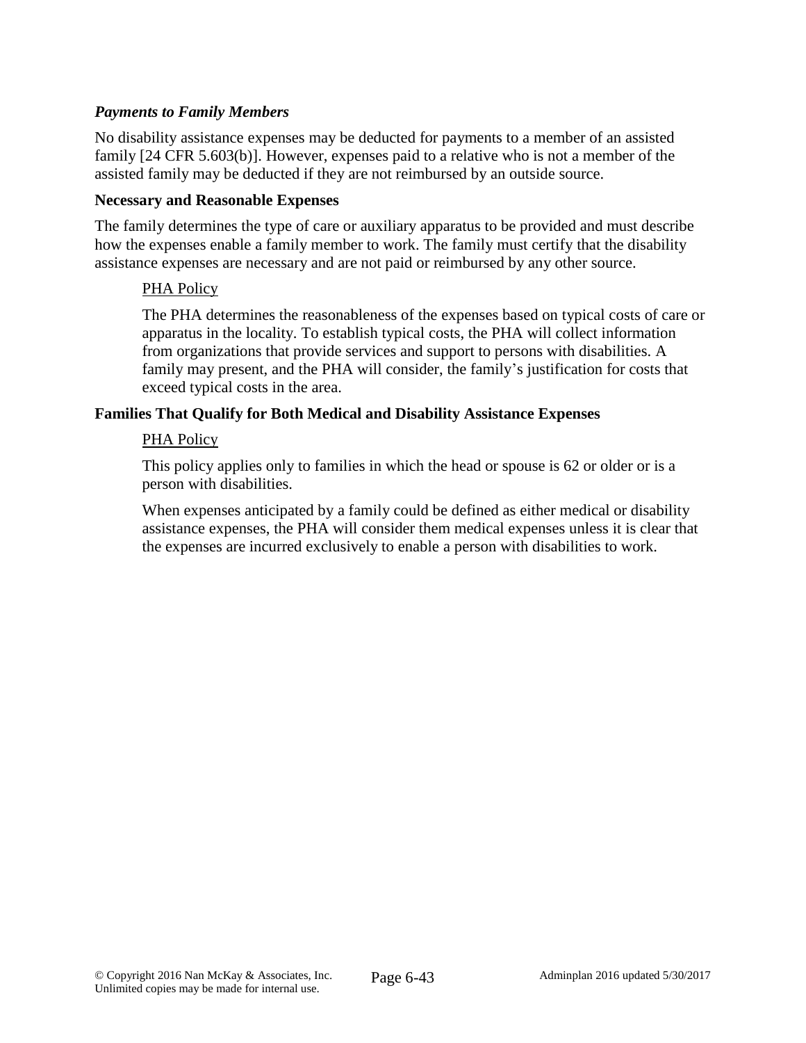*Payments to Family Members*

No disability assistance expenses may be deducted for payments to a member of an assisted family [24 CFR 5.603(b)]. However, expenses paid to a relative who is not a member of the assisted family may be deducted if they are not reimbursed by an outside source.

**Necessary and Reasonable Expenses**

The family determines the type of care or auxiliary apparatus to be provided and must describe how the expenses enable a family member to work. The family must certify that the disability assistance expenses are necessary and are not paid or reimbursed by any other source.

<u>PHA Policy</u>

The PHA determines the reasonableness of the expenses based on typical costs of care or apparatus in the locality. To establish typical costs, the PHA will collect information from organizations that provide services and support to persons with disabilities. A family may present, and the PHA will consider, the family's justification for costs that exceed typical costs in the area.

**Families That Qualify for Both Medical and Disability Assistance Expenses**

<u>PHA Policy</u>

This policy applies only to families in which the head or spouse is 62 or older or is a person with disabilities.

When expenses anticipated by a family could be defined as either medical or disability assistance expenses, the PHA will consider them medical expenses unless it is clear that the expenses are incurred exclusively to enable a person with disabilities to work.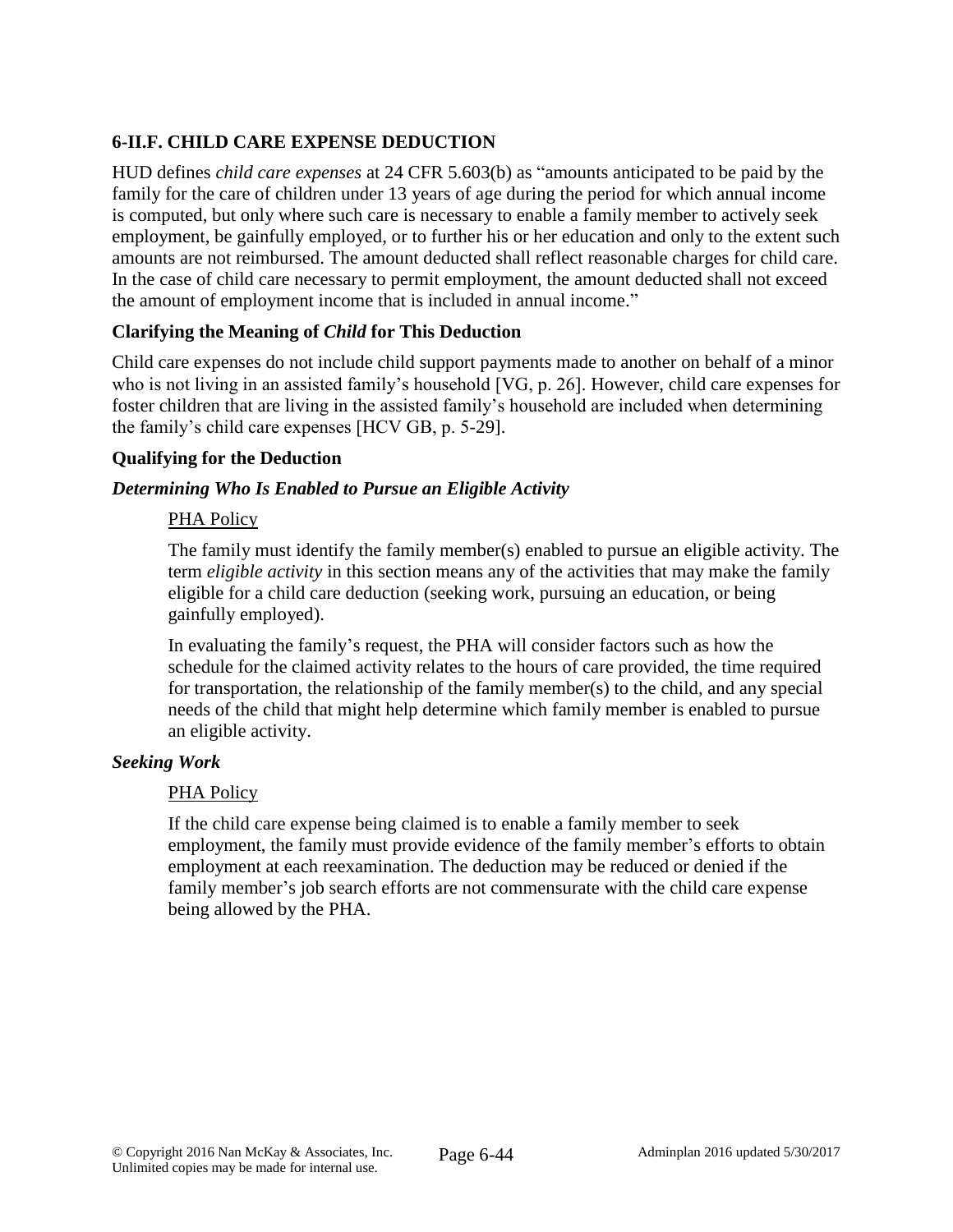## 6-II.F. CHILD CARE EXPENSE DEDUCTION

HUD defines *child care expenses* at 24 CFR 5.603(b) as "amounts anticipated to be paid by the family for the care of children under 13 years of age during the period for which annual income is computed, but only where such care is necessary to enable a family member to actively seek employment, be gainfully employed, or to further his or her education and only to the extent such amounts are not reimbursed. The amount deducted shall reflect reasonable charges for child care. In the case of child care necessary to permit employment, the amount deducted shall not exceed the amount of employment income that is included in annual income."

### Clarifying the Meaning of *Child* for This Deduction

Child care expenses do not include child support payments made to another on behalf of a minor who is not living in an assisted family's household [VG, p. 26]. However, child care expenses for foster children that are living in the assisted family's household are included when determining the family's child care expenses [HCV GB, p. 5-29].

### Qualifying for the Deduction

#### *Determining Who Is Enabled to Pursue an Eligible Activity*

<u>PHA Policy</u>

The family must identify the family member(s) enabled to pursue an eligible activity. The term *eligible activity* in this section means any of the activities that may make the family eligible for a child care deduction (seeking work, pursuing an education, or being gainfully employed).

In evaluating the family's request, the PHA will consider factors such as how the schedule for the claimed activity relates to the hours of care provided, the time required for transportation, the relationship of the family member(s) to the child, and any special needs of the child that might help determine which family member is enabled to pursue an eligible activity.

#### *Seeking Work*

<u>PHA Policy</u>

If the child care expense being claimed is to enable a family member to seek employment, the family must provide evidence of the family member's efforts to obtain employment at each reexamination. The deduction may be reduced or denied if the family member's job search efforts are not commensurate with the child care expense being allowed by the PHA.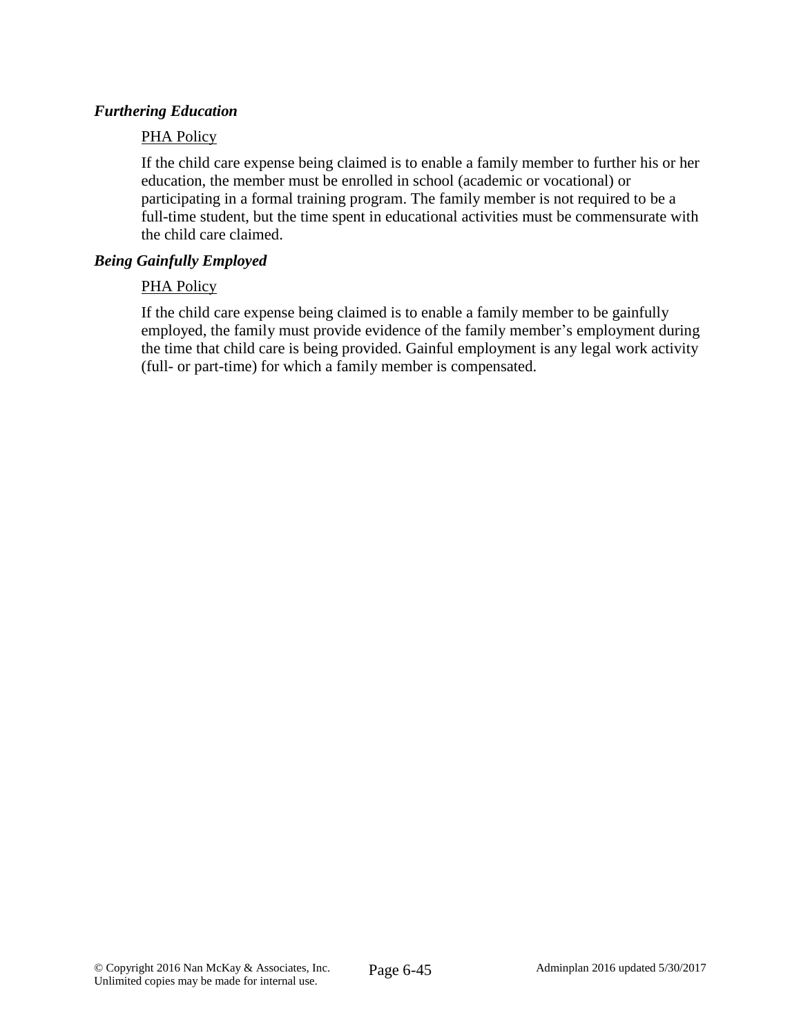***Furthering Education***

PHA Policy

If the child care expense being claimed is to enable a family member to further his or her education, the member must be enrolled in school (academic or vocational) or participating in a formal training program. The family member is not required to be a full-time student, but the time spent in educational activities must be commensurate with the child care claimed.

***Being Gainfully Employed***

PHA Policy

If the child care expense being claimed is to enable a family member to be gainfully employed, the family must provide evidence of the family member's employment during the time that child care is being provided. Gainful employment is any legal work activity (full- or part-time) for which a family member is compensated.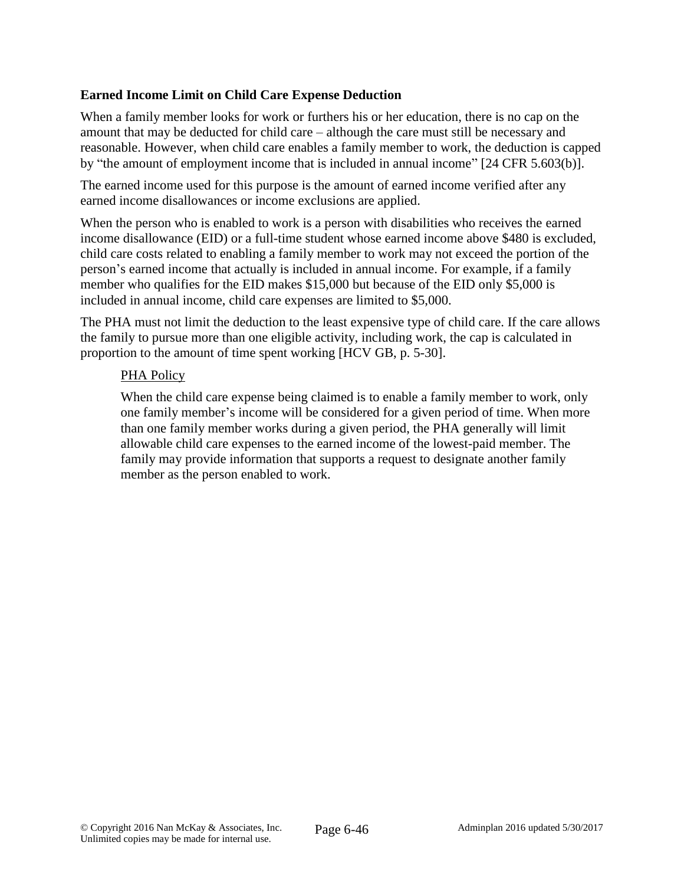### Earned Income Limit on Child Care Expense Deduction

When a family member looks for work or furthers his or her education, there is no cap on the amount that may be deducted for child care – although the care must still be necessary and reasonable. However, when child care enables a family member to work, the deduction is capped by "the amount of employment income that is included in annual income" [24 CFR 5.603(b)].

The earned income used for this purpose is the amount of earned income verified after any earned income disallowances or income exclusions are applied.

When the person who is enabled to work is a person with disabilities who receives the earned income disallowance (EID) or a full-time student whose earned income above $480 is excluded, child care costs related to enabling a family member to work may not exceed the portion of the person's earned income that actually is included in annual income. For example, if a family member who qualifies for the EID makes $15,000 but because of the EID only $5,000 is included in annual income, child care expenses are limited to $5,000.

The PHA must not limit the deduction to the least expensive type of child care. If the care allows the family to pursue more than one eligible activity, including work, the cap is calculated in proportion to the amount of time spent working [HCV GB, p. 5-30].

> PHA Policy
>
> When the child care expense being claimed is to enable a family member to work, only one family member's income will be considered for a given period of time. When more than one family member works during a given period, the PHA generally will limit allowable child care expenses to the earned income of the lowest-paid member. The family may provide information that supports a request to designate another family member as the person enabled to work.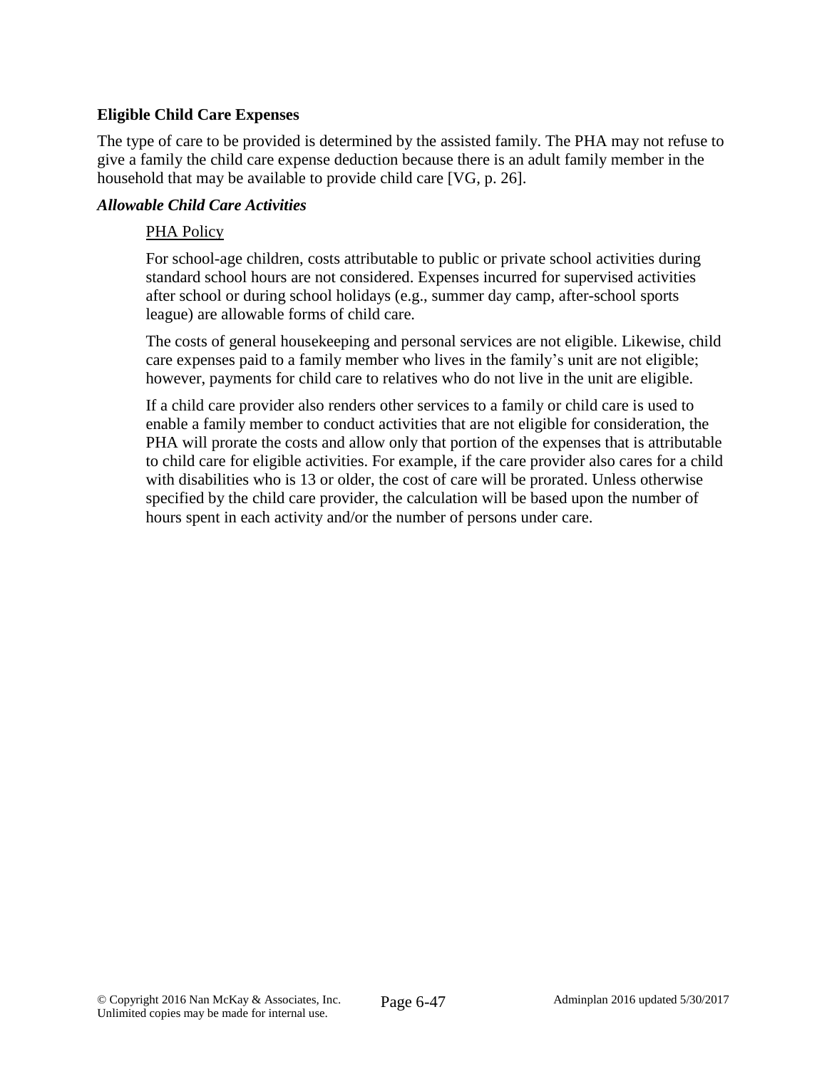**Eligible Child Care Expenses**

The type of care to be provided is determined by the assisted family. The PHA may not refuse to give a family the child care expense deduction because there is an adult family member in the household that may be available to provide child care [VG, p. 26].

***Allowable Child Care Activities***

<u>PHA Policy</u>

For school-age children, costs attributable to public or private school activities during standard school hours are not considered. Expenses incurred for supervised activities after school or during school holidays (e.g., summer day camp, after-school sports league) are allowable forms of child care.

The costs of general housekeeping and personal services are not eligible. Likewise, child care expenses paid to a family member who lives in the family's unit are not eligible; however, payments for child care to relatives who do not live in the unit are eligible.

If a child care provider also renders other services to a family or child care is used to enable a family member to conduct activities that are not eligible for consideration, the PHA will prorate the costs and allow only that portion of the expenses that is attributable to child care for eligible activities. For example, if the care provider also cares for a child with disabilities who is 13 or older, the cost of care will be prorated. Unless otherwise specified by the child care provider, the calculation will be based upon the number of hours spent in each activity and/or the number of persons under care.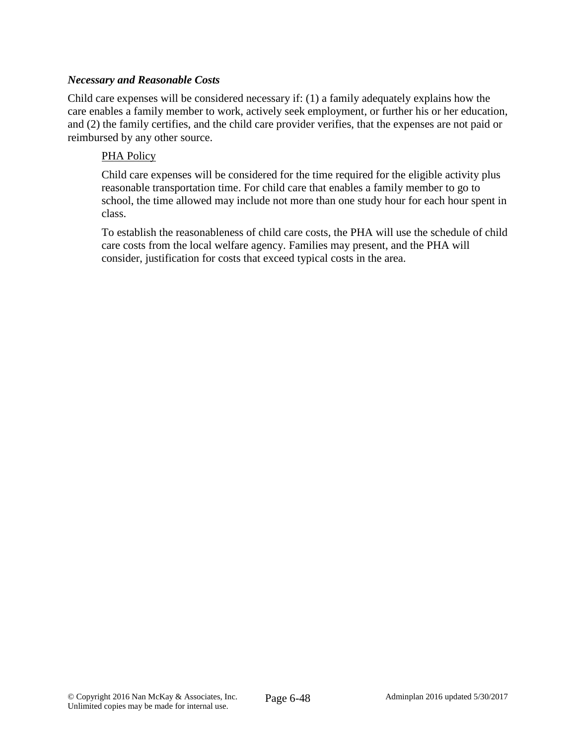***Necessary and Reasonable Costs***

Child care expenses will be considered necessary if: (1) a family adequately explains how the care enables a family member to work, actively seek employment, or further his or her education, and (2) the family certifies, and the child care provider verifies, that the expenses are not paid or reimbursed by any other source.

<u>PHA Policy</u>

Child care expenses will be considered for the time required for the eligible activity plus reasonable transportation time. For child care that enables a family member to go to school, the time allowed may include not more than one study hour for each hour spent in class.

To establish the reasonableness of child care costs, the PHA will use the schedule of child care costs from the local welfare agency. Families may present, and the PHA will consider, justification for costs that exceed typical costs in the area.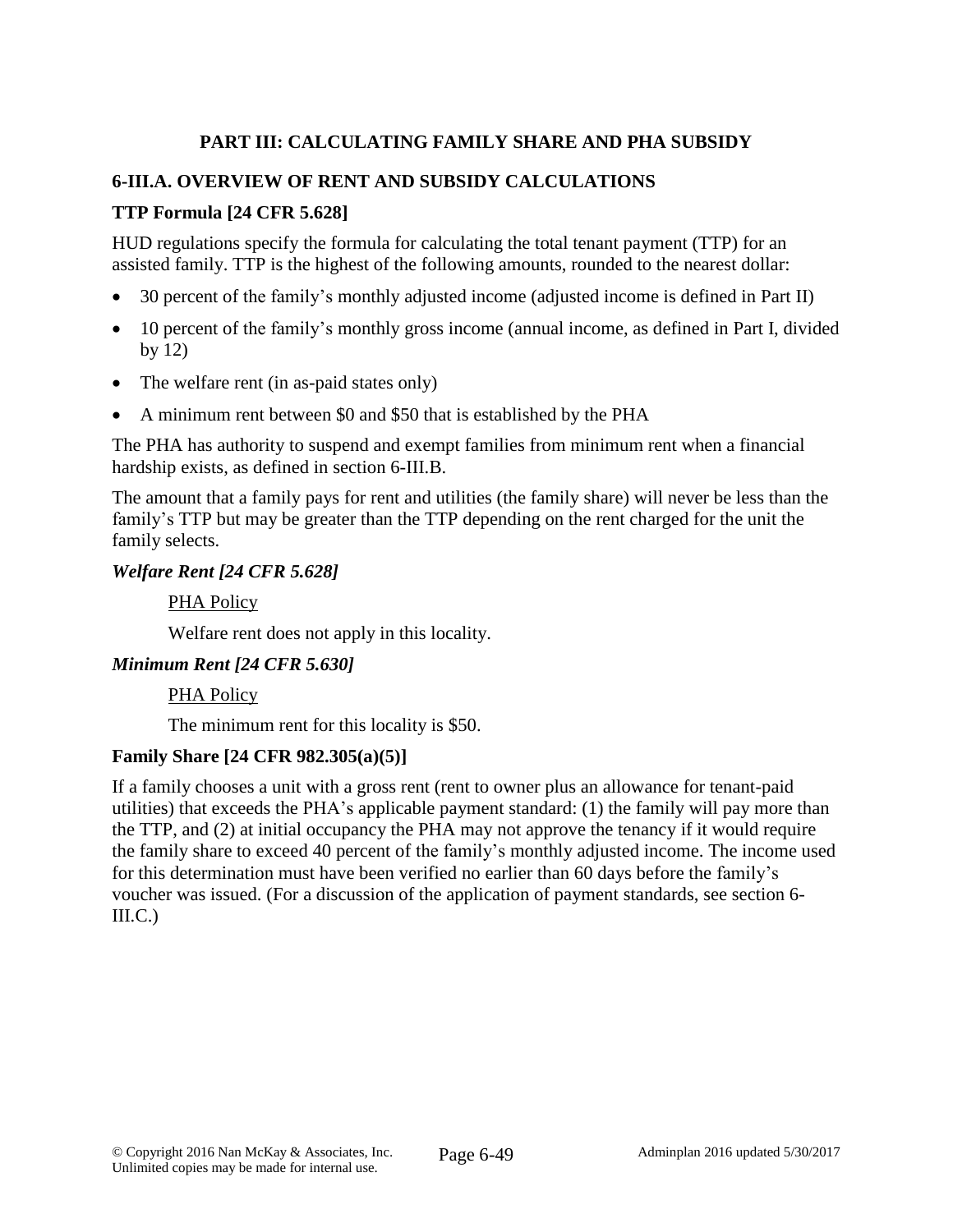## PART III: CALCULATING FAMILY SHARE AND PHA SUBSIDY

### 6-III.A. OVERVIEW OF RENT AND SUBSIDY CALCULATIONS

**TTP Formula [24 CFR 5.628]**

HUD regulations specify the formula for calculating the total tenant payment (TTP) for an assisted family. TTP is the highest of the following amounts, rounded to the nearest dollar:

- 30 percent of the family's monthly adjusted income (adjusted income is defined in Part II)
- 10 percent of the family's monthly gross income (annual income, as defined in Part I, divided by 12)
- The welfare rent (in as-paid states only)
- A minimum rent between $0 and $50 that is established by the PHA

The PHA has authority to suspend and exempt families from minimum rent when a financial hardship exists, as defined in section 6-III.B.

The amount that a family pays for rent and utilities (the family share) will never be less than the family's TTP but may be greater than the TTP depending on the rent charged for the unit the family selects.

***Welfare Rent [24 CFR 5.628]***

PHA Policy

Welfare rent does not apply in this locality.

***Minimum Rent [24 CFR 5.630]***

PHA Policy

The minimum rent for this locality is $50.

**Family Share [24 CFR 982.305(a)(5)]**

If a family chooses a unit with a gross rent (rent to owner plus an allowance for tenant-paid utilities) that exceeds the PHA's applicable payment standard: (1) the family will pay more than the TTP, and (2) at initial occupancy the PHA may not approve the tenancy if it would require the family share to exceed 40 percent of the family's monthly adjusted income. The income used for this determination must have been verified no earlier than 60 days before the family's voucher was issued. (For a discussion of the application of payment standards, see section 6-III.C.)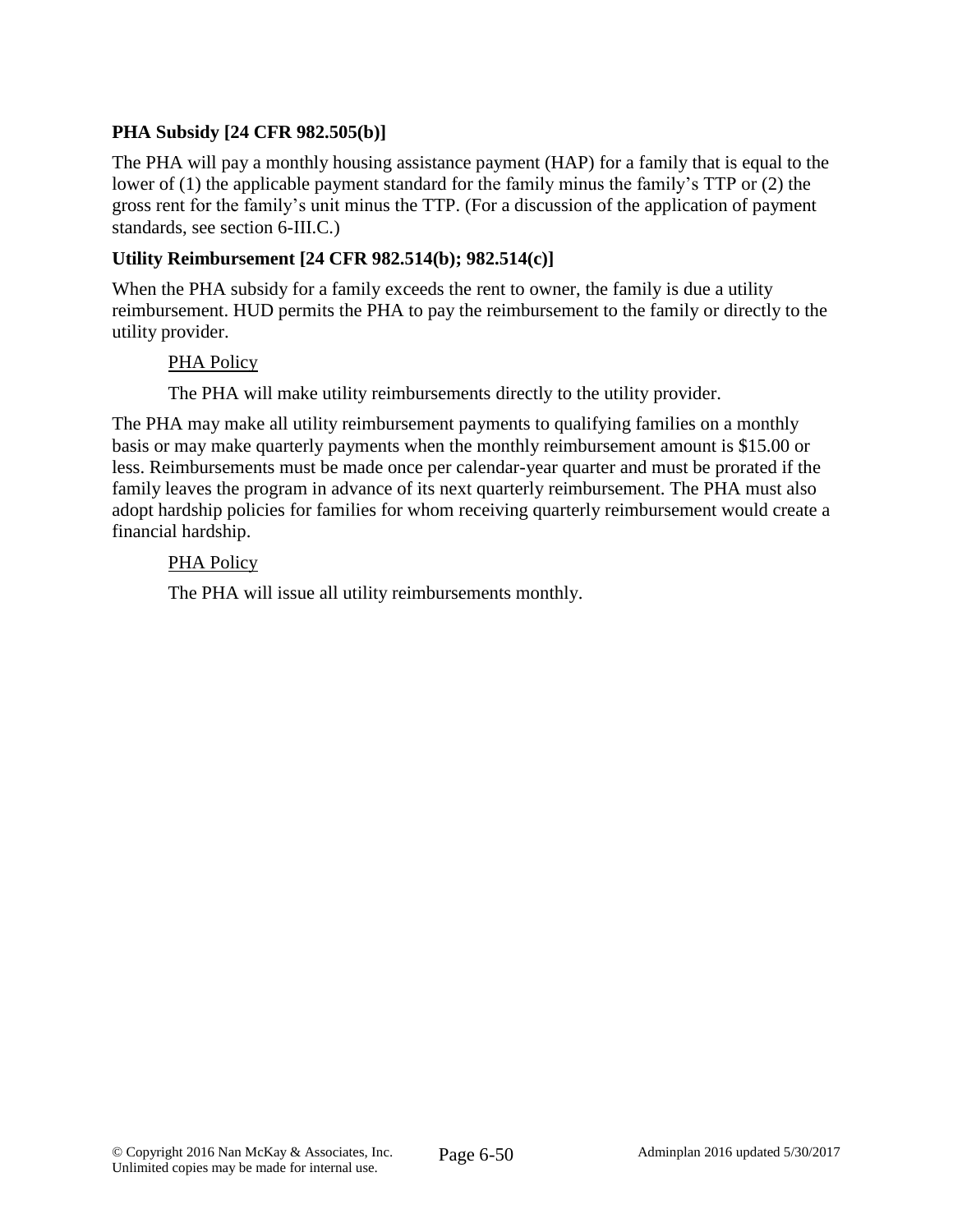**PHA Subsidy [24 CFR 982.505(b)]**

The PHA will pay a monthly housing assistance payment (HAP) for a family that is equal to the lower of (1) the applicable payment standard for the family minus the family's TTP or (2) the gross rent for the family's unit minus the TTP. (For a discussion of the application of payment standards, see section 6-III.C.)

**Utility Reimbursement [24 CFR 982.514(b); 982.514(c)]**

When the PHA subsidy for a family exceeds the rent to owner, the family is due a utility reimbursement. HUD permits the PHA to pay the reimbursement to the family or directly to the utility provider.

> <u>PHA Policy</u>
>
> The PHA will make utility reimbursements directly to the utility provider.

The PHA may make all utility reimbursement payments to qualifying families on a monthly basis or may make quarterly payments when the monthly reimbursement amount is $15.00 or less. Reimbursements must be made once per calendar-year quarter and must be prorated if the family leaves the program in advance of its next quarterly reimbursement. The PHA must also adopt hardship policies for families for whom receiving quarterly reimbursement would create a financial hardship.

> <u>PHA Policy</u>
>
> The PHA will issue all utility reimbursements monthly.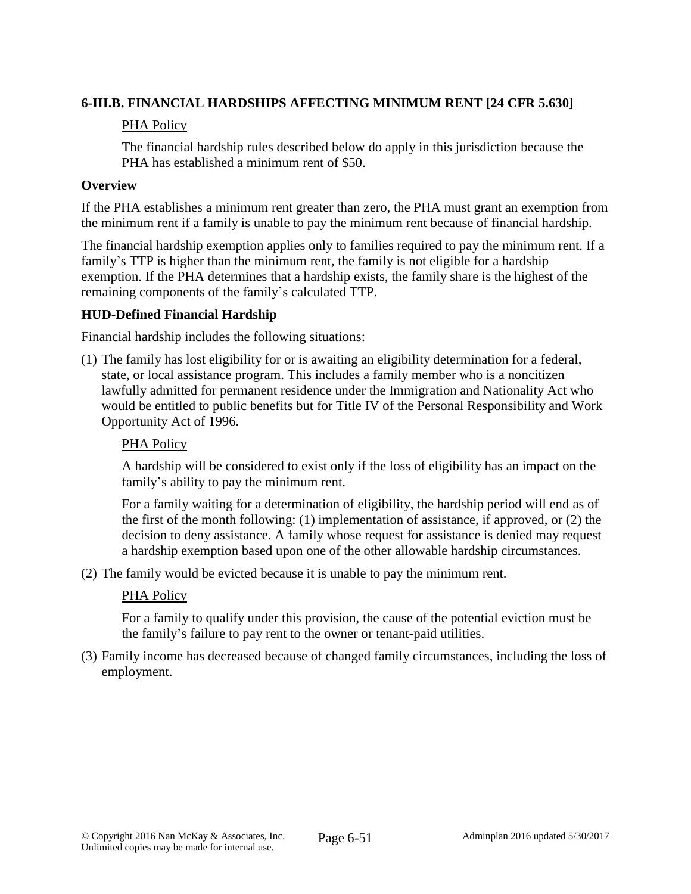### 6-III.B. FINANCIAL HARDSHIPS AFFECTING MINIMUM RENT [24 CFR 5.630]

PHA Policy

The financial hardship rules described below do apply in this jurisdiction because the PHA has established a minimum rent of $50.

**Overview**

If the PHA establishes a minimum rent greater than zero, the PHA must grant an exemption from the minimum rent if a family is unable to pay the minimum rent because of financial hardship.

The financial hardship exemption applies only to families required to pay the minimum rent. If a family's TTP is higher than the minimum rent, the family is not eligible for a hardship exemption. If the PHA determines that a hardship exists, the family share is the highest of the remaining components of the family's calculated TTP.

**HUD-Defined Financial Hardship**

Financial hardship includes the following situations:

(1) The family has lost eligibility for or is awaiting an eligibility determination for a federal, state, or local assistance program. This includes a family member who is a noncitizen lawfully admitted for permanent residence under the Immigration and Nationality Act who would be entitled to public benefits but for Title IV of the Personal Responsibility and Work Opportunity Act of 1996.

PHA Policy

A hardship will be considered to exist only if the loss of eligibility has an impact on the family's ability to pay the minimum rent.

For a family waiting for a determination of eligibility, the hardship period will end as of the first of the month following: (1) implementation of assistance, if approved, or (2) the decision to deny assistance. A family whose request for assistance is denied may request a hardship exemption based upon one of the other allowable hardship circumstances.

(2) The family would be evicted because it is unable to pay the minimum rent.

PHA Policy

For a family to qualify under this provision, the cause of the potential eviction must be the family's failure to pay rent to the owner or tenant-paid utilities.

(3) Family income has decreased because of changed family circumstances, including the loss of employment.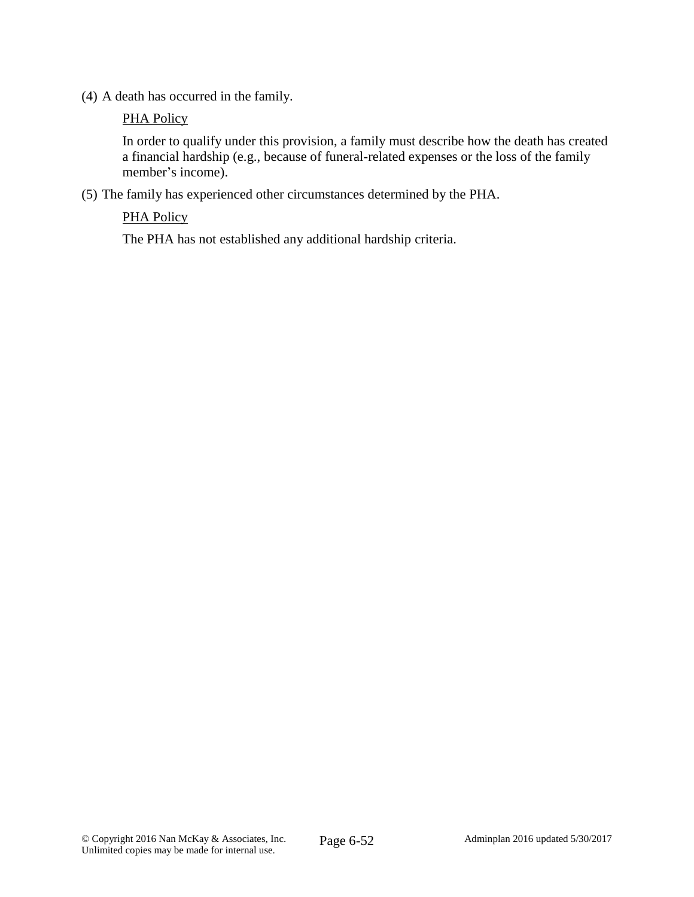(4) A death has occurred in the family.

<u>PHA Policy</u>

In order to qualify under this provision, a family must describe how the death has created a financial hardship (e.g., because of funeral-related expenses or the loss of the family member's income).

(5) The family has experienced other circumstances determined by the PHA.

<u>PHA Policy</u>

The PHA has not established any additional hardship criteria.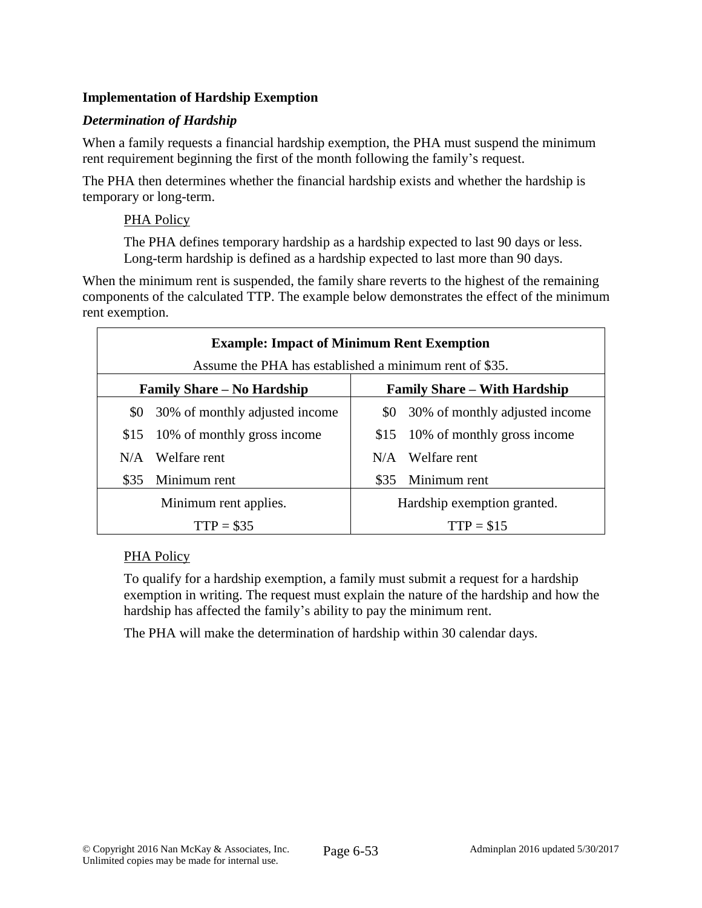### Implementation of Hardship Exemption

#### *Determination of Hardship*

When a family requests a financial hardship exemption, the PHA must suspend the minimum rent requirement beginning the first of the month following the family's request.

The PHA then determines whether the financial hardship exists and whether the hardship is temporary or long-term.

PHA Policy

The PHA defines temporary hardship as a hardship expected to last 90 days or less. Long-term hardship is defined as a hardship expected to last more than 90 days.

When the minimum rent is suspended, the family share reverts to the highest of the remaining components of the calculated TTP. The example below demonstrates the effect of the minimum rent exemption.

| **Example: Impact of Minimum Rent Exemption** | | | |
|---|---|---|---|
| Assume the PHA has established a minimum rent of $35. | | | |
| **Family Share – No Hardship** | | **Family Share – With Hardship** | |
| $0 | 30% of monthly adjusted income | $0 | 30% of monthly adjusted income |
| $15 | 10% of monthly gross income | $15 | 10% of monthly gross income |
| N/A | Welfare rent | N/A | Welfare rent |
| $35 | Minimum rent | $35 | Minimum rent |
| Minimum rent applies. | | Hardship exemption granted. | |
| TTP = $35 | | TTP = $15 | |

PHA Policy

To qualify for a hardship exemption, a family must submit a request for a hardship exemption in writing. The request must explain the nature of the hardship and how the hardship has affected the family's ability to pay the minimum rent.

The PHA will make the determination of hardship within 30 calendar days.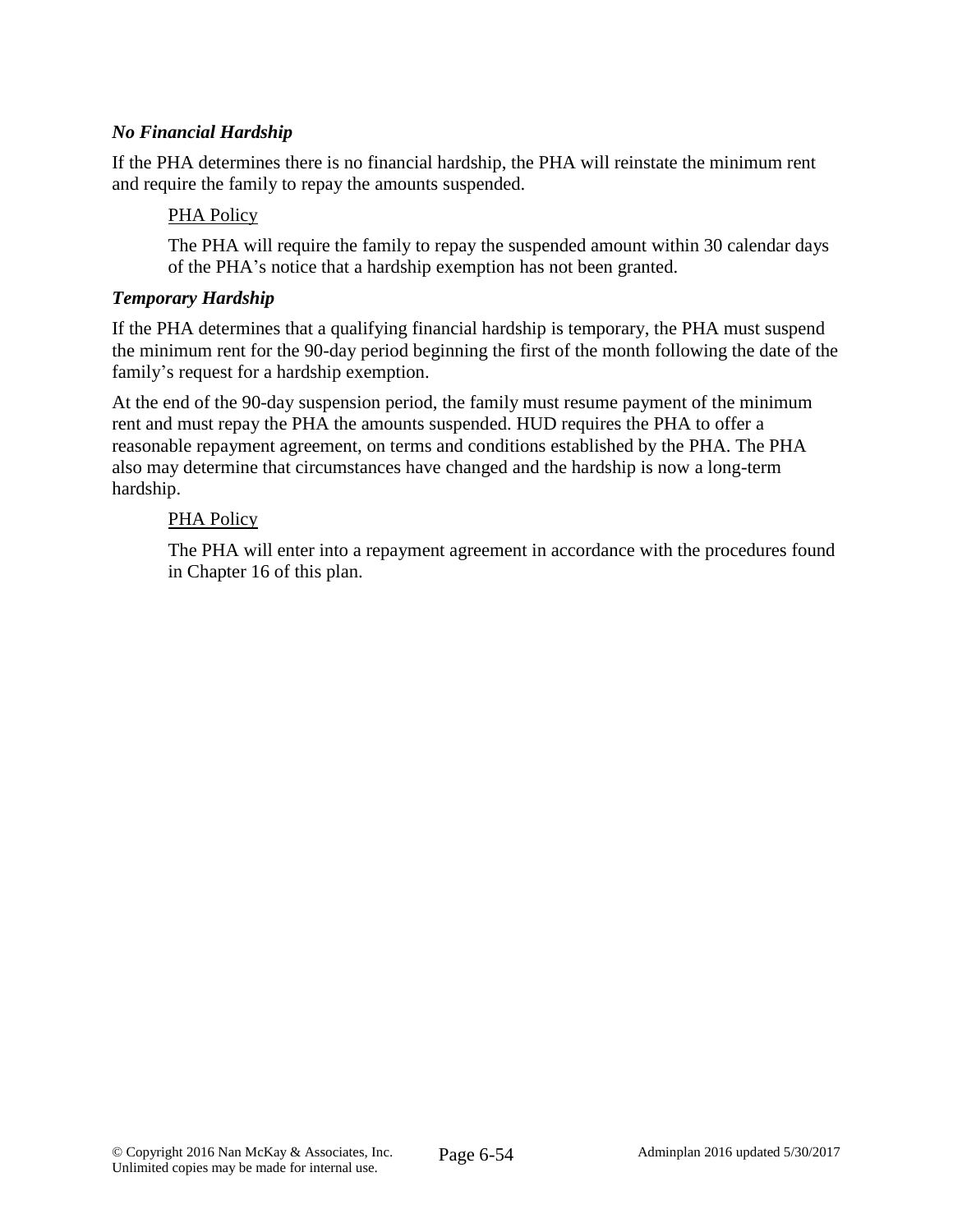***No Financial Hardship***

If the PHA determines there is no financial hardship, the PHA will reinstate the minimum rent and require the family to repay the amounts suspended.

> PHA Policy
>
> The PHA will require the family to repay the suspended amount within 30 calendar days of the PHA's notice that a hardship exemption has not been granted.

***Temporary Hardship***

If the PHA determines that a qualifying financial hardship is temporary, the PHA must suspend the minimum rent for the 90-day period beginning the first of the month following the date of the family's request for a hardship exemption.

At the end of the 90-day suspension period, the family must resume payment of the minimum rent and must repay the PHA the amounts suspended. HUD requires the PHA to offer a reasonable repayment agreement, on terms and conditions established by the PHA. The PHA also may determine that circumstances have changed and the hardship is now a long-term hardship.

> PHA Policy
>
> The PHA will enter into a repayment agreement in accordance with the procedures found in Chapter 16 of this plan.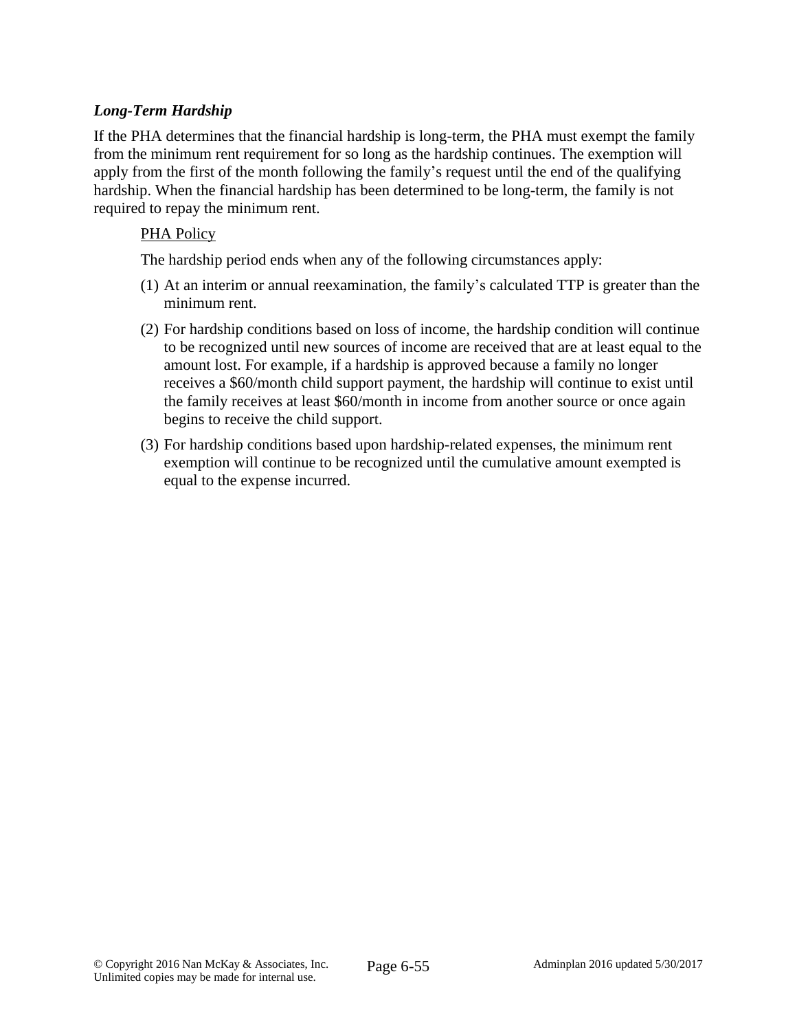### *Long-Term Hardship*

If the PHA determines that the financial hardship is long-term, the PHA must exempt the family from the minimum rent requirement for so long as the hardship continues. The exemption will apply from the first of the month following the family's request until the end of the qualifying hardship. When the financial hardship has been determined to be long-term, the family is not required to repay the minimum rent.

> <u>PHA Policy</u>
>
> The hardship period ends when any of the following circumstances apply:
>
> (1) At an interim or annual reexamination, the family's calculated TTP is greater than the minimum rent.
>
> (2) For hardship conditions based on loss of income, the hardship condition will continue to be recognized until new sources of income are received that are at least equal to the amount lost. For example, if a hardship is approved because a family no longer receives a $60/month child support payment, the hardship will continue to exist until the family receives at least $60/month in income from another source or once again begins to receive the child support.
>
> (3) For hardship conditions based upon hardship-related expenses, the minimum rent exemption will continue to be recognized until the cumulative amount exempted is equal to the expense incurred.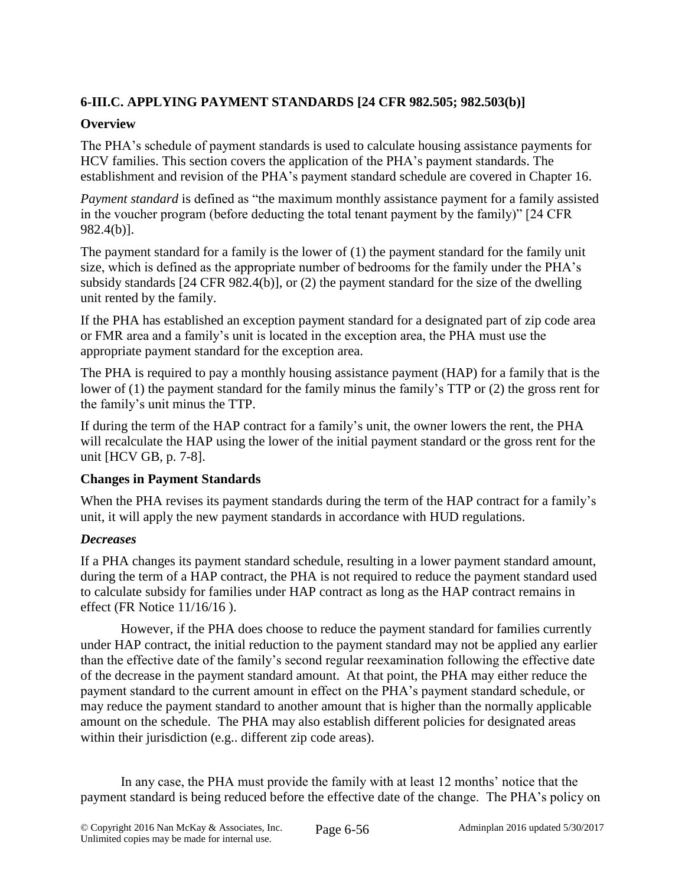## 6-III.C. APPLYING PAYMENT STANDARDS [24 CFR 982.505; 982.503(b)]

### Overview

The PHA's schedule of payment standards is used to calculate housing assistance payments for HCV families. This section covers the application of the PHA's payment standards. The establishment and revision of the PHA's payment standard schedule are covered in Chapter 16.

*Payment standard* is defined as "the maximum monthly assistance payment for a family assisted in the voucher program (before deducting the total tenant payment by the family)" [24 CFR 982.4(b)].

The payment standard for a family is the lower of (1) the payment standard for the family unit size, which is defined as the appropriate number of bedrooms for the family under the PHA's subsidy standards [24 CFR 982.4(b)], or (2) the payment standard for the size of the dwelling unit rented by the family.

If the PHA has established an exception payment standard for a designated part of zip code area or FMR area and a family's unit is located in the exception area, the PHA must use the appropriate payment standard for the exception area.

The PHA is required to pay a monthly housing assistance payment (HAP) for a family that is the lower of (1) the payment standard for the family minus the family's TTP or (2) the gross rent for the family's unit minus the TTP.

If during the term of the HAP contract for a family's unit, the owner lowers the rent, the PHA will recalculate the HAP using the lower of the initial payment standard or the gross rent for the unit [HCV GB, p. 7-8].

### Changes in Payment Standards

When the PHA revises its payment standards during the term of the HAP contract for a family's unit, it will apply the new payment standards in accordance with HUD regulations.

#### *Decreases*

If a PHA changes its payment standard schedule, resulting in a lower payment standard amount, during the term of a HAP contract, the PHA is not required to reduce the payment standard used to calculate subsidy for families under HAP contract as long as the HAP contract remains in effect (FR Notice 11/16/16 ).

However, if the PHA does choose to reduce the payment standard for families currently under HAP contract, the initial reduction to the payment standard may not be applied any earlier than the effective date of the family's second regular reexamination following the effective date of the decrease in the payment standard amount. At that point, the PHA may either reduce the payment standard to the current amount in effect on the PHA's payment standard schedule, or may reduce the payment standard to another amount that is higher than the normally applicable amount on the schedule. The PHA may also establish different policies for designated areas within their jurisdiction (e.g.. different zip code areas).

In any case, the PHA must provide the family with at least 12 months' notice that the payment standard is being reduced before the effective date of the change. The PHA's policy on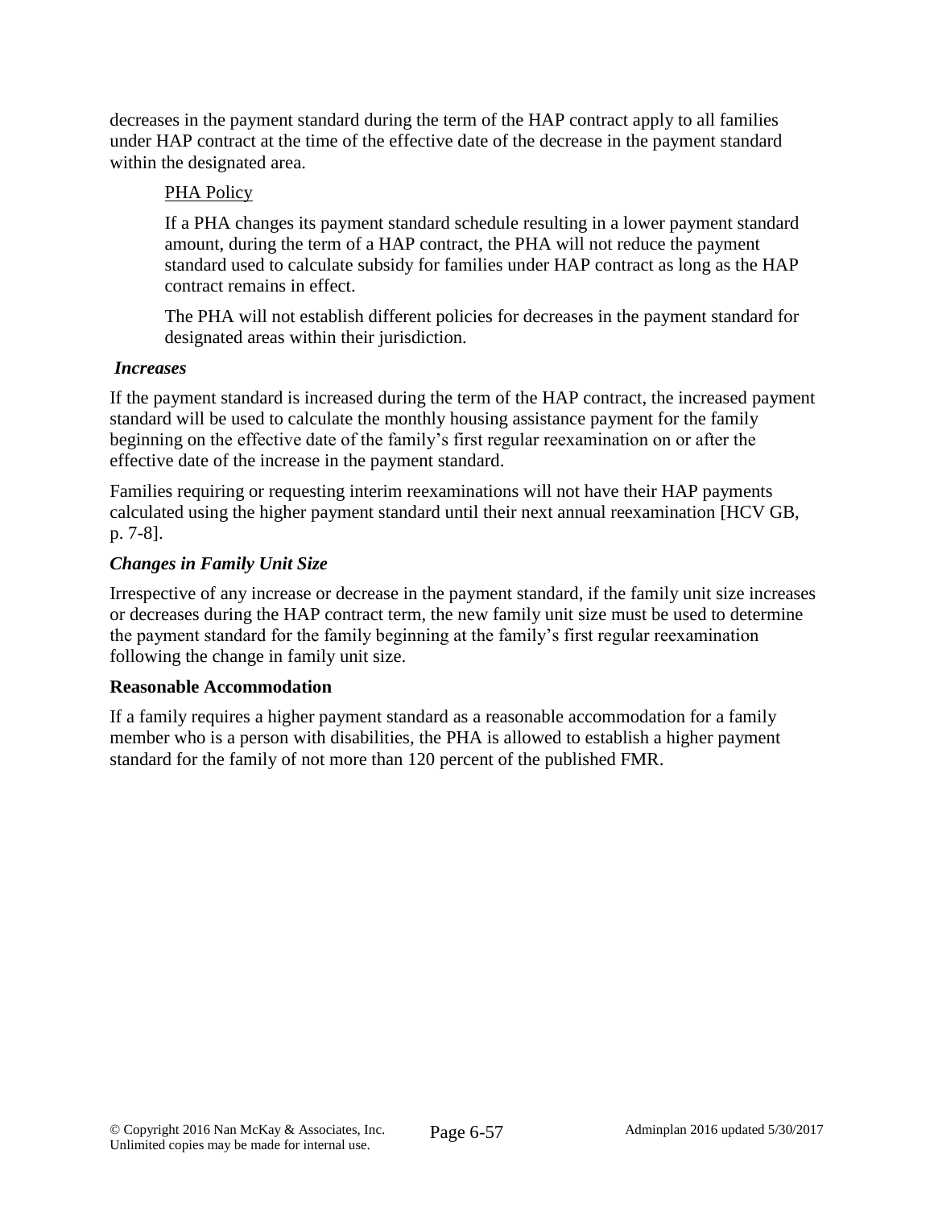decreases in the payment standard during the term of the HAP contract apply to all families under HAP contract at the time of the effective date of the decrease in the payment standard within the designated area.

> <u>PHA Policy</u>
>
> If a PHA changes its payment standard schedule resulting in a lower payment standard amount, during the term of a HAP contract, the PHA will not reduce the payment standard used to calculate subsidy for families under HAP contract as long as the HAP contract remains in effect.
>
> The PHA will not establish different policies for decreases in the payment standard for designated areas within their jurisdiction.

***Increases***

If the payment standard is increased during the term of the HAP contract, the increased payment standard will be used to calculate the monthly housing assistance payment for the family beginning on the effective date of the family's first regular reexamination on or after the effective date of the increase in the payment standard.

Families requiring or requesting interim reexaminations will not have their HAP payments calculated using the higher payment standard until their next annual reexamination [HCV GB, p. 7-8].

***Changes in Family Unit Size***

Irrespective of any increase or decrease in the payment standard, if the family unit size increases or decreases during the HAP contract term, the new family unit size must be used to determine the payment standard for the family beginning at the family's first regular reexamination following the change in family unit size.

**Reasonable Accommodation**

If a family requires a higher payment standard as a reasonable accommodation for a family member who is a person with disabilities, the PHA is allowed to establish a higher payment standard for the family of not more than 120 percent of the published FMR.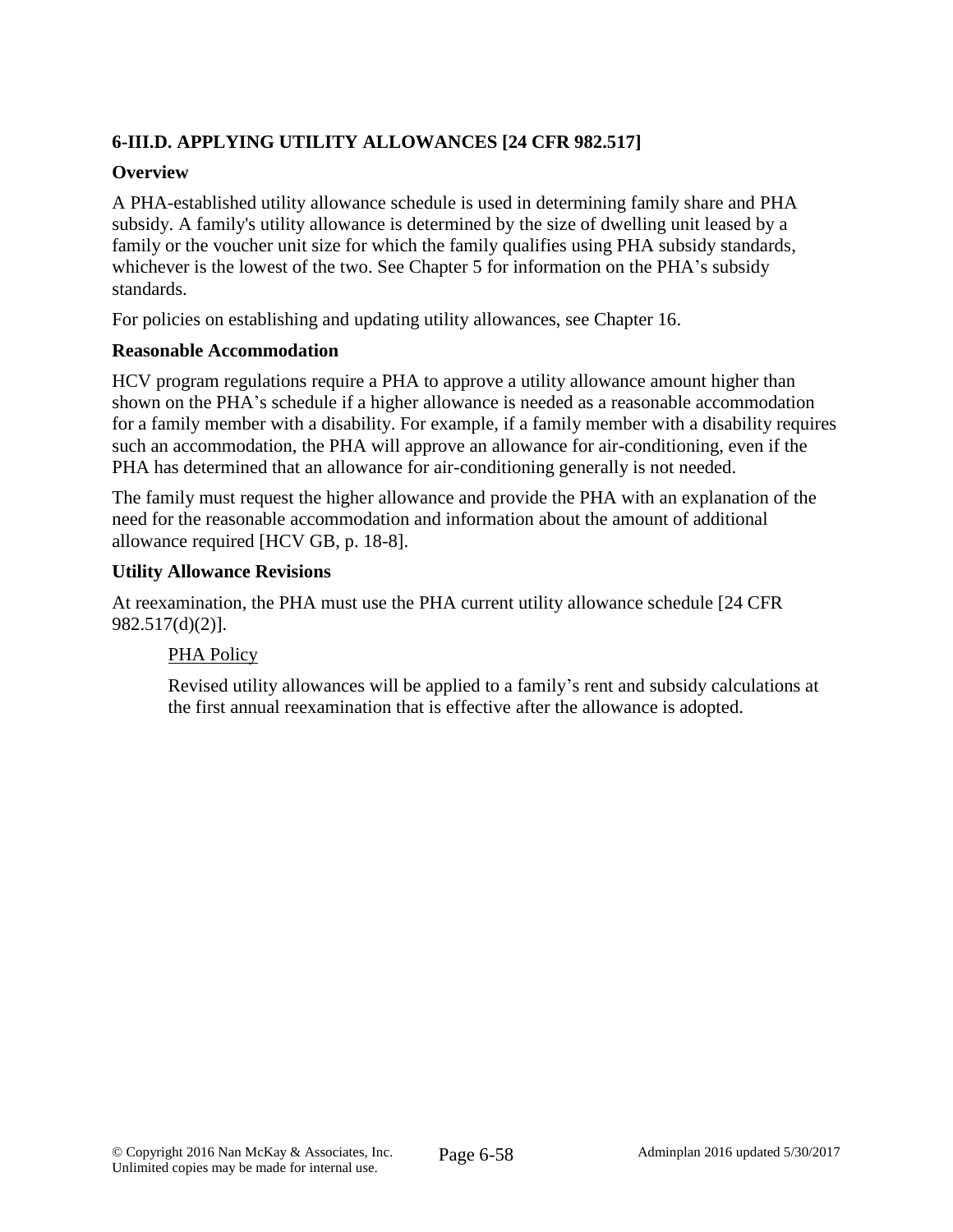## 6-III.D. APPLYING UTILITY ALLOWANCES [24 CFR 982.517]

### Overview

A PHA-established utility allowance schedule is used in determining family share and PHA subsidy. A family's utility allowance is determined by the size of dwelling unit leased by a family or the voucher unit size for which the family qualifies using PHA subsidy standards, whichever is the lowest of the two. See Chapter 5 for information on the PHA's subsidy standards.

For policies on establishing and updating utility allowances, see Chapter 16.

### Reasonable Accommodation

HCV program regulations require a PHA to approve a utility allowance amount higher than shown on the PHA's schedule if a higher allowance is needed as a reasonable accommodation for a family member with a disability. For example, if a family member with a disability requires such an accommodation, the PHA will approve an allowance for air-conditioning, even if the PHA has determined that an allowance for air-conditioning generally is not needed.

The family must request the higher allowance and provide the PHA with an explanation of the need for the reasonable accommodation and information about the amount of additional allowance required [HCV GB, p. 18-8].

### Utility Allowance Revisions

At reexamination, the PHA must use the PHA current utility allowance schedule [24 CFR 982.517(d)(2)].

> PHA Policy
>
> Revised utility allowances will be applied to a family's rent and subsidy calculations at the first annual reexamination that is effective after the allowance is adopted.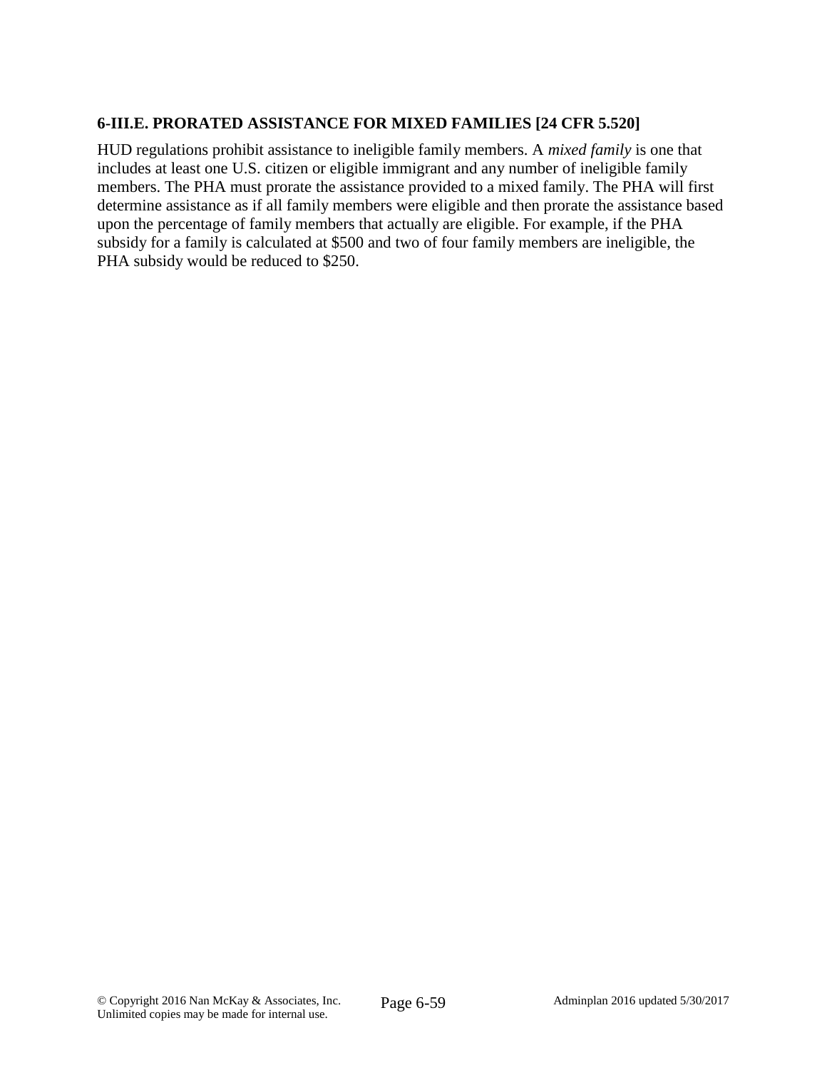## 6-III.E. PRORATED ASSISTANCE FOR MIXED FAMILIES [24 CFR 5.520]

HUD regulations prohibit assistance to ineligible family members. A *mixed family* is one that includes at least one U.S. citizen or eligible immigrant and any number of ineligible family members. The PHA must prorate the assistance provided to a mixed family. The PHA will first determine assistance as if all family members were eligible and then prorate the assistance based upon the percentage of family members that actually are eligible. For example, if the PHA subsidy for a family is calculated at $500 and two of four family members are ineligible, the PHA subsidy would be reduced to $250.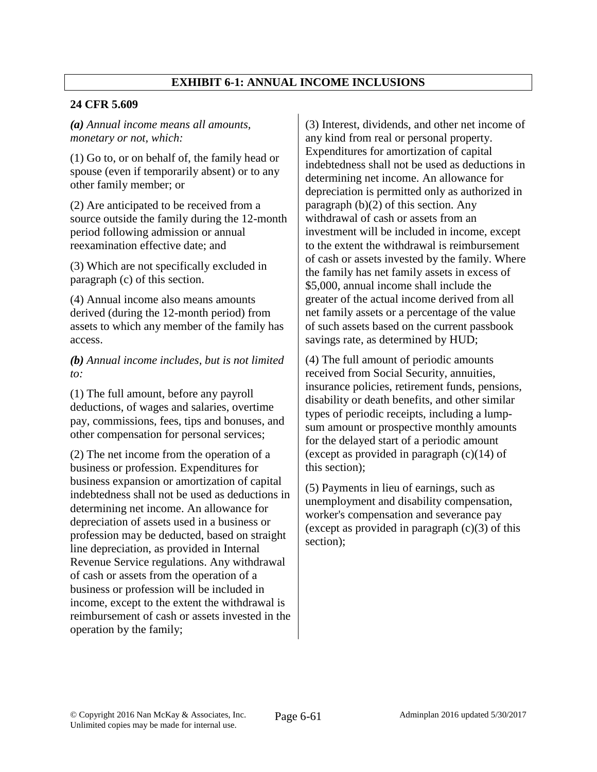## EXHIBIT 6-1: ANNUAL INCOME INCLUSIONS

**24 CFR 5.609**

***(a)*** *Annual income means all amounts, monetary or not, which:*

(1) Go to, or on behalf of, the family head or spouse (even if temporarily absent) or to any other family member; or

(2) Are anticipated to be received from a source outside the family during the 12-month period following admission or annual reexamination effective date; and

(3) Which are not specifically excluded in paragraph (c) of this section.

(4) Annual income also means amounts derived (during the 12-month period) from assets to which any member of the family has access.

***(b)*** *Annual income includes, but is not limited to:*

(1) The full amount, before any payroll deductions, of wages and salaries, overtime pay, commissions, fees, tips and bonuses, and other compensation for personal services;

(2) The net income from the operation of a business or profession. Expenditures for business expansion or amortization of capital indebtedness shall not be used as deductions in determining net income. An allowance for depreciation of assets used in a business or profession may be deducted, based on straight line depreciation, as provided in Internal Revenue Service regulations. Any withdrawal of cash or assets from the operation of a business or profession will be included in income, except to the extent the withdrawal is reimbursement of cash or assets invested in the operation by the family;

(3) Interest, dividends, and other net income of any kind from real or personal property. Expenditures for amortization of capital indebtedness shall not be used as deductions in determining net income. An allowance for depreciation is permitted only as authorized in paragraph (b)(2) of this section. Any withdrawal of cash or assets from an investment will be included in income, except to the extent the withdrawal is reimbursement of cash or assets invested by the family. Where the family has net family assets in excess of $5,000, annual income shall include the greater of the actual income derived from all net family assets or a percentage of the value of such assets based on the current passbook savings rate, as determined by HUD;

(4) The full amount of periodic amounts received from Social Security, annuities, insurance policies, retirement funds, pensions, disability or death benefits, and other similar types of periodic receipts, including a lump-sum amount or prospective monthly amounts for the delayed start of a periodic amount (except as provided in paragraph (c)(14) of this section);

(5) Payments in lieu of earnings, such as unemployment and disability compensation, worker's compensation and severance pay (except as provided in paragraph (c)(3) of this section);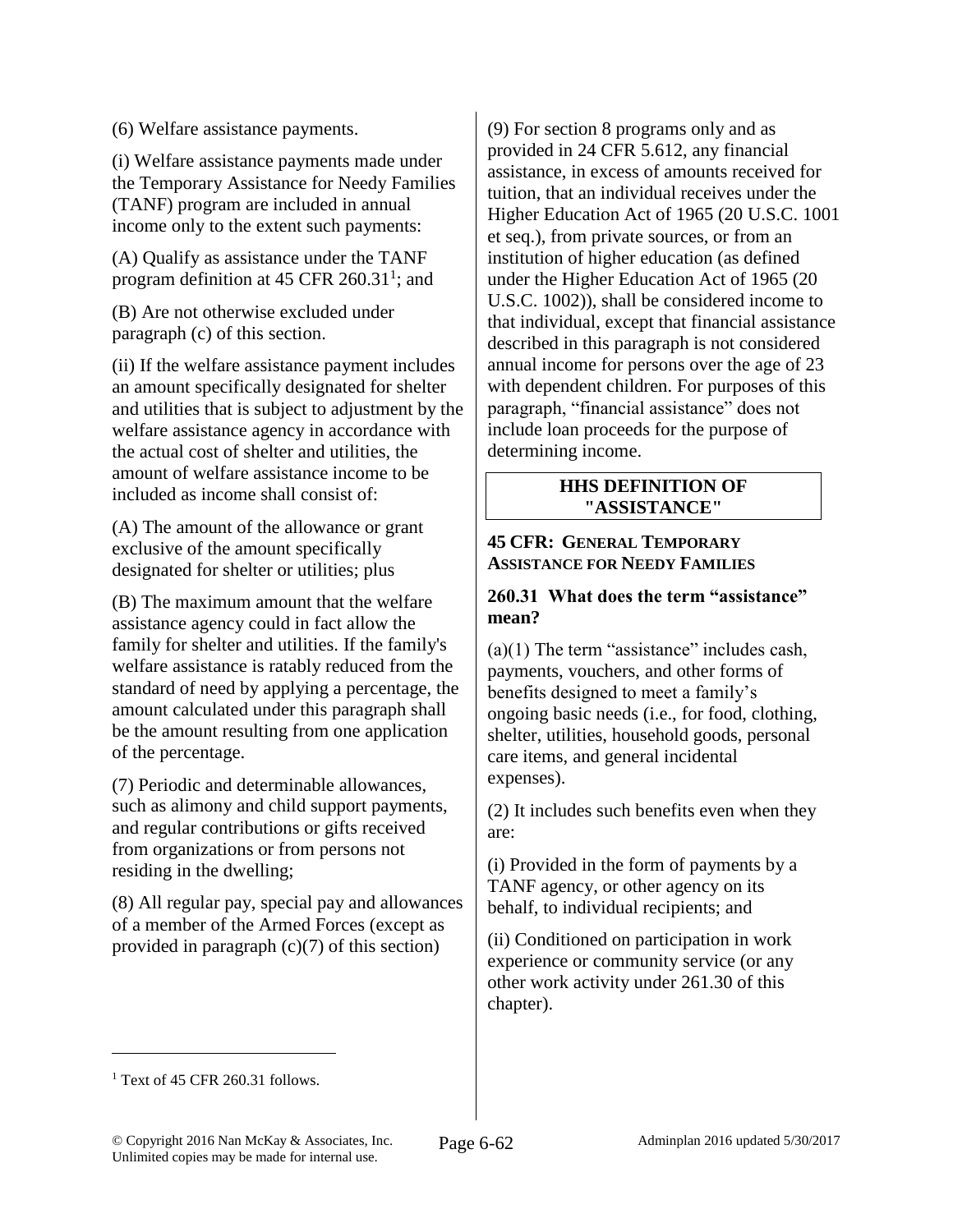(6) Welfare assistance payments.

(i) Welfare assistance payments made under the Temporary Assistance for Needy Families (TANF) program are included in annual income only to the extent such payments:

(A) Qualify as assistance under the TANF program definition at 45 CFR 260.31[1]; and

(B) Are not otherwise excluded under paragraph (c) of this section.

(ii) If the welfare assistance payment includes an amount specifically designated for shelter and utilities that is subject to adjustment by the welfare assistance agency in accordance with the actual cost of shelter and utilities, the amount of welfare assistance income to be included as income shall consist of:

(A) The amount of the allowance or grant exclusive of the amount specifically designated for shelter or utilities; plus

(B) The maximum amount that the welfare assistance agency could in fact allow the family for shelter and utilities. If the family's welfare assistance is ratably reduced from the standard of need by applying a percentage, the amount calculated under this paragraph shall be the amount resulting from one application of the percentage.

(7) Periodic and determinable allowances, such as alimony and child support payments, and regular contributions or gifts received from organizations or from persons not residing in the dwelling;

(8) All regular pay, special pay and allowances of a member of the Armed Forces (except as provided in paragraph (c)(7) of this section)

(9) For section 8 programs only and as provided in 24 CFR 5.612, any financial assistance, in excess of amounts received for tuition, that an individual receives under the Higher Education Act of 1965 (20 U.S.C. 1001 et seq.), from private sources, or from an institution of higher education (as defined under the Higher Education Act of 1965 (20 U.S.C. 1002)), shall be considered income to that individual, except that financial assistance described in this paragraph is not considered annual income for persons over the age of 23 with dependent children. For purposes of this paragraph, "financial assistance" does not include loan proceeds for the purpose of determining income.

## HHS DEFINITION OF "ASSISTANCE"

**45 CFR: GENERAL TEMPORARY ASSISTANCE FOR NEEDY FAMILIES**

**260.31 What does the term "assistance" mean?**

(a)(1) The term "assistance" includes cash, payments, vouchers, and other forms of benefits designed to meet a family's ongoing basic needs (i.e., for food, clothing, shelter, utilities, household goods, personal care items, and general incidental expenses).

(2) It includes such benefits even when they are:

(i) Provided in the form of payments by a TANF agency, or other agency on its behalf, to individual recipients; and

(ii) Conditioned on participation in work experience or community service (or any other work activity under 261.30 of this chapter).

[1] Text of 45 CFR 260.31 follows.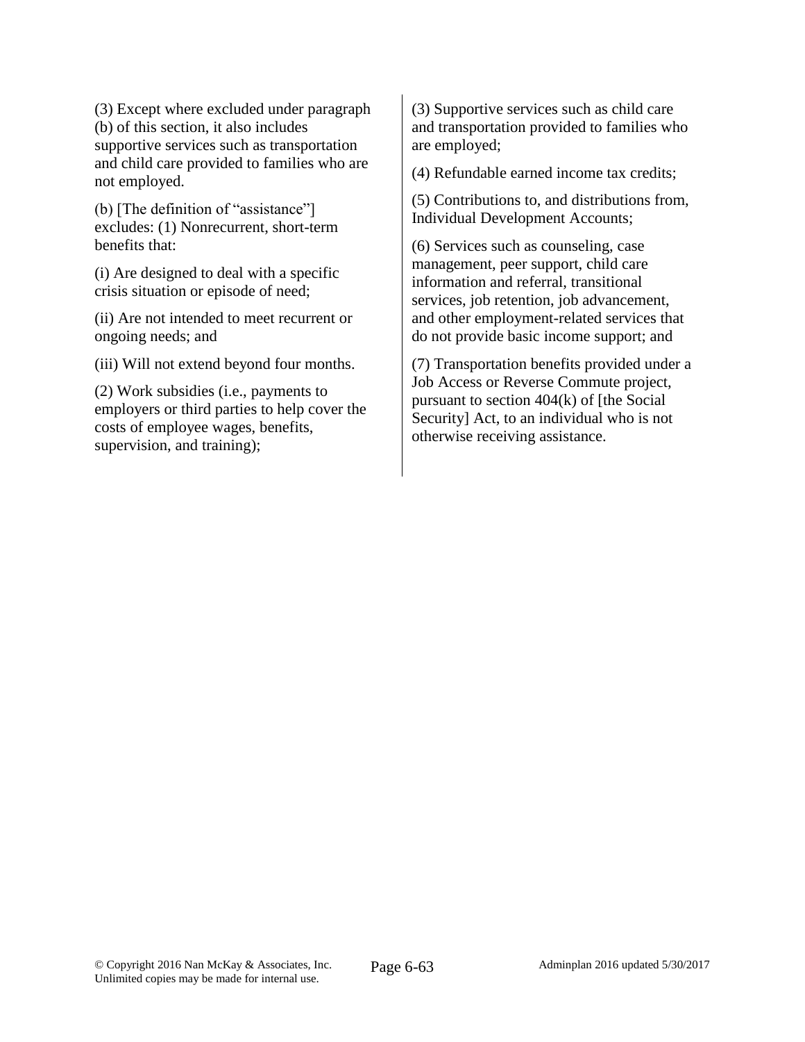(3) Except where excluded under paragraph (b) of this section, it also includes supportive services such as transportation and child care provided to families who are not employed.

(b) [The definition of "assistance"] excludes: (1) Nonrecurrent, short-term benefits that:

(i) Are designed to deal with a specific crisis situation or episode of need;

(ii) Are not intended to meet recurrent or ongoing needs; and

(iii) Will not extend beyond four months.

(2) Work subsidies (i.e., payments to employers or third parties to help cover the costs of employee wages, benefits, supervision, and training);

(3) Supportive services such as child care and transportation provided to families who are employed;

(4) Refundable earned income tax credits;

(5) Contributions to, and distributions from, Individual Development Accounts;

(6) Services such as counseling, case management, peer support, child care information and referral, transitional services, job retention, job advancement, and other employment-related services that do not provide basic income support; and

(7) Transportation benefits provided under a Job Access or Reverse Commute project, pursuant to section 404(k) of [the Social Security] Act, to an individual who is not otherwise receiving assistance.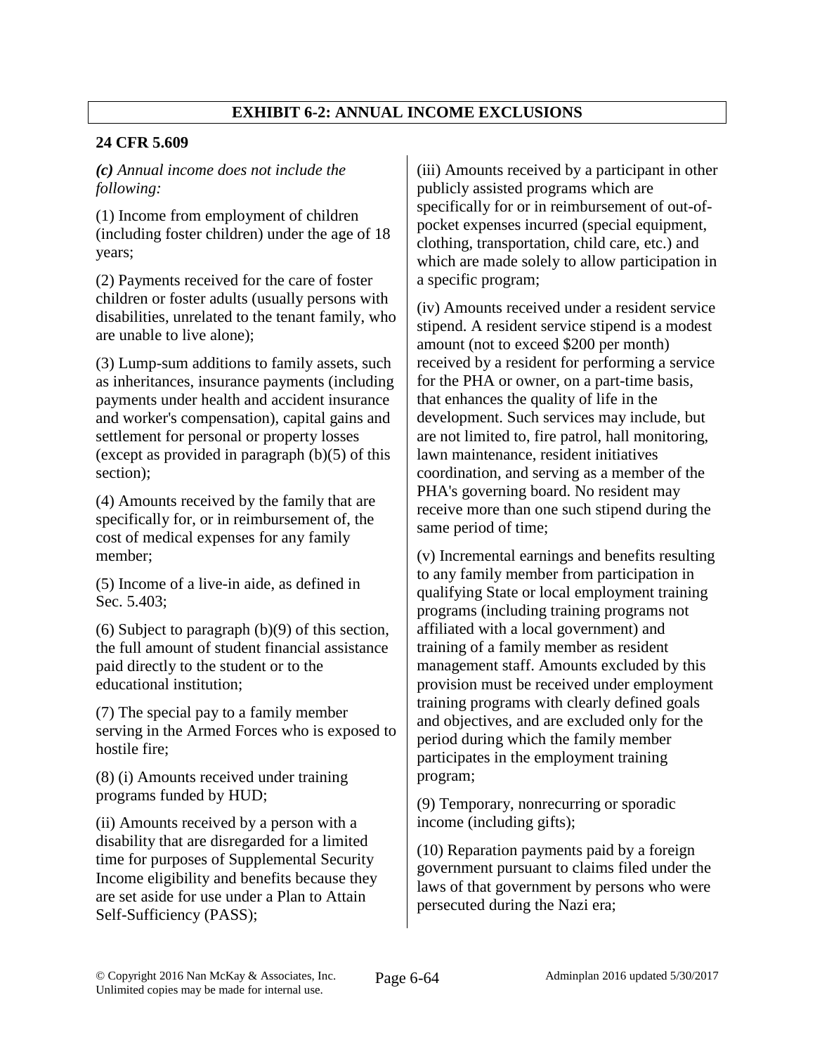## EXHIBIT 6-2: ANNUAL INCOME EXCLUSIONS

**24 CFR 5.609**

***(c)*** *Annual income does not include the following:*

(1) Income from employment of children (including foster children) under the age of 18 years;

(2) Payments received for the care of foster children or foster adults (usually persons with disabilities, unrelated to the tenant family, who are unable to live alone);

(3) Lump-sum additions to family assets, such as inheritances, insurance payments (including payments under health and accident insurance and worker's compensation), capital gains and settlement for personal or property losses (except as provided in paragraph (b)(5) of this section);

(4) Amounts received by the family that are specifically for, or in reimbursement of, the cost of medical expenses for any family member;

(5) Income of a live-in aide, as defined in Sec. 5.403;

(6) Subject to paragraph (b)(9) of this section, the full amount of student financial assistance paid directly to the student or to the educational institution;

(7) The special pay to a family member serving in the Armed Forces who is exposed to hostile fire;

(8) (i) Amounts received under training programs funded by HUD;

(ii) Amounts received by a person with a disability that are disregarded for a limited time for purposes of Supplemental Security Income eligibility and benefits because they are set aside for use under a Plan to Attain Self-Sufficiency (PASS);

(iii) Amounts received by a participant in other publicly assisted programs which are specifically for or in reimbursement of out-of-pocket expenses incurred (special equipment, clothing, transportation, child care, etc.) and which are made solely to allow participation in a specific program;

(iv) Amounts received under a resident service stipend. A resident service stipend is a modest amount (not to exceed $200 per month) received by a resident for performing a service for the PHA or owner, on a part-time basis, that enhances the quality of life in the development. Such services may include, but are not limited to, fire patrol, hall monitoring, lawn maintenance, resident initiatives coordination, and serving as a member of the PHA's governing board. No resident may receive more than one such stipend during the same period of time;

(v) Incremental earnings and benefits resulting to any family member from participation in qualifying State or local employment training programs (including training programs not affiliated with a local government) and training of a family member as resident management staff. Amounts excluded by this provision must be received under employment training programs with clearly defined goals and objectives, and are excluded only for the period during which the family member participates in the employment training program;

(9) Temporary, nonrecurring or sporadic income (including gifts);

(10) Reparation payments paid by a foreign government pursuant to claims filed under the laws of that government by persons who were persecuted during the Nazi era;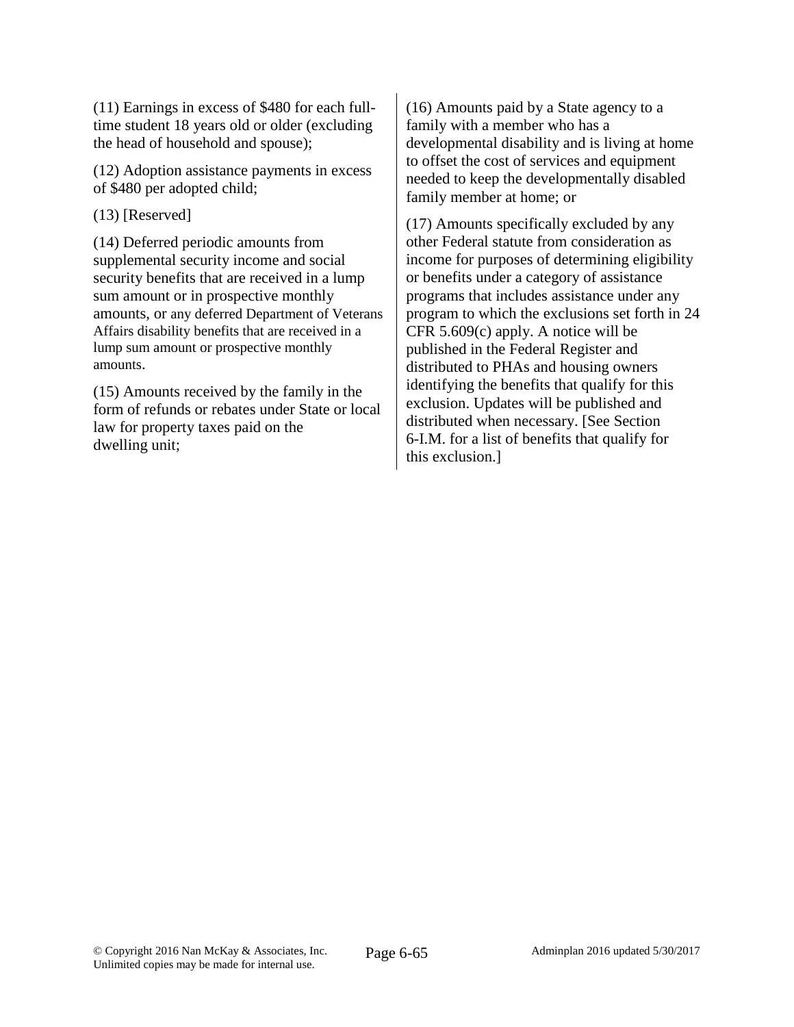(11) Earnings in excess of $480 for each full-time student 18 years old or older (excluding the head of household and spouse);

(12) Adoption assistance payments in excess of $480 per adopted child;

(13) [Reserved]

(14) Deferred periodic amounts from supplemental security income and social security benefits that are received in a lump sum amount or in prospective monthly amounts, or any deferred Department of Veterans Affairs disability benefits that are received in a lump sum amount or prospective monthly amounts.

(15) Amounts received by the family in the form of refunds or rebates under State or local law for property taxes paid on the dwelling unit;

(16) Amounts paid by a State agency to a family with a member who has a developmental disability and is living at home to offset the cost of services and equipment needed to keep the developmentally disabled family member at home; or

(17) Amounts specifically excluded by any other Federal statute from consideration as income for purposes of determining eligibility or benefits under a category of assistance programs that includes assistance under any program to which the exclusions set forth in 24 CFR 5.609(c) apply. A notice will be published in the Federal Register and distributed to PHAs and housing owners identifying the benefits that qualify for this exclusion. Updates will be published and distributed when necessary. [See Section 6-I.M. for a list of benefits that qualify for this exclusion.]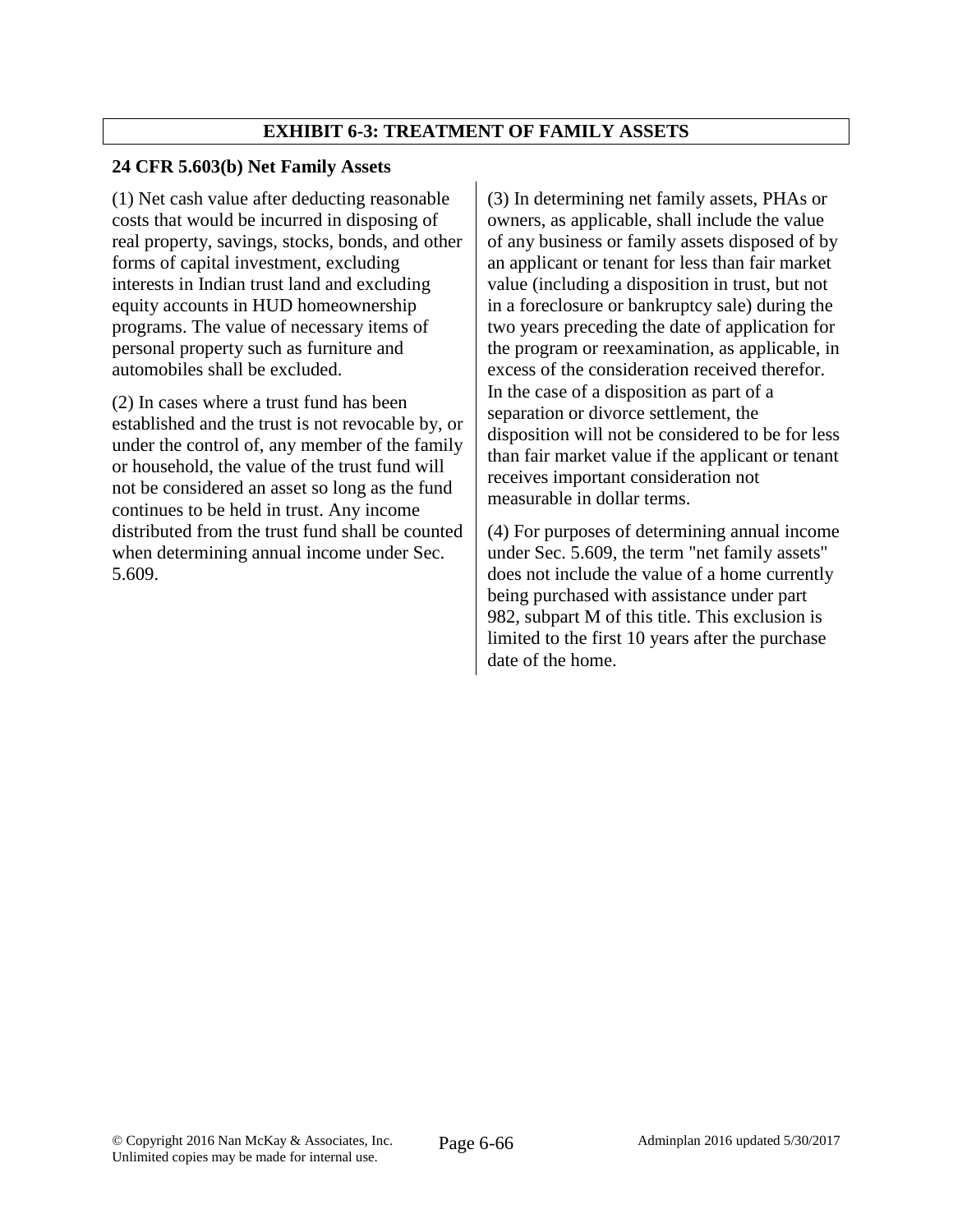# EXHIBIT 6-3: TREATMENT OF FAMILY ASSETS

**24 CFR 5.603(b) Net Family Assets**

(1) Net cash value after deducting reasonable costs that would be incurred in disposing of real property, savings, stocks, bonds, and other forms of capital investment, excluding interests in Indian trust land and excluding equity accounts in HUD homeownership programs. The value of necessary items of personal property such as furniture and automobiles shall be excluded.

(2) In cases where a trust fund has been established and the trust is not revocable by, or under the control of, any member of the family or household, the value of the trust fund will not be considered an asset so long as the fund continues to be held in trust. Any income distributed from the trust fund shall be counted when determining annual income under Sec. 5.609.

(3) In determining net family assets, PHAs or owners, as applicable, shall include the value of any business or family assets disposed of by an applicant or tenant for less than fair market value (including a disposition in trust, but not in a foreclosure or bankruptcy sale) during the two years preceding the date of application for the program or reexamination, as applicable, in excess of the consideration received therefor. In the case of a disposition as part of a separation or divorce settlement, the disposition will not be considered to be for less than fair market value if the applicant or tenant receives important consideration not measurable in dollar terms.

(4) For purposes of determining annual income under Sec. 5.609, the term "net family assets" does not include the value of a home currently being purchased with assistance under part 982, subpart M of this title. This exclusion is limited to the first 10 years after the purchase date of the home.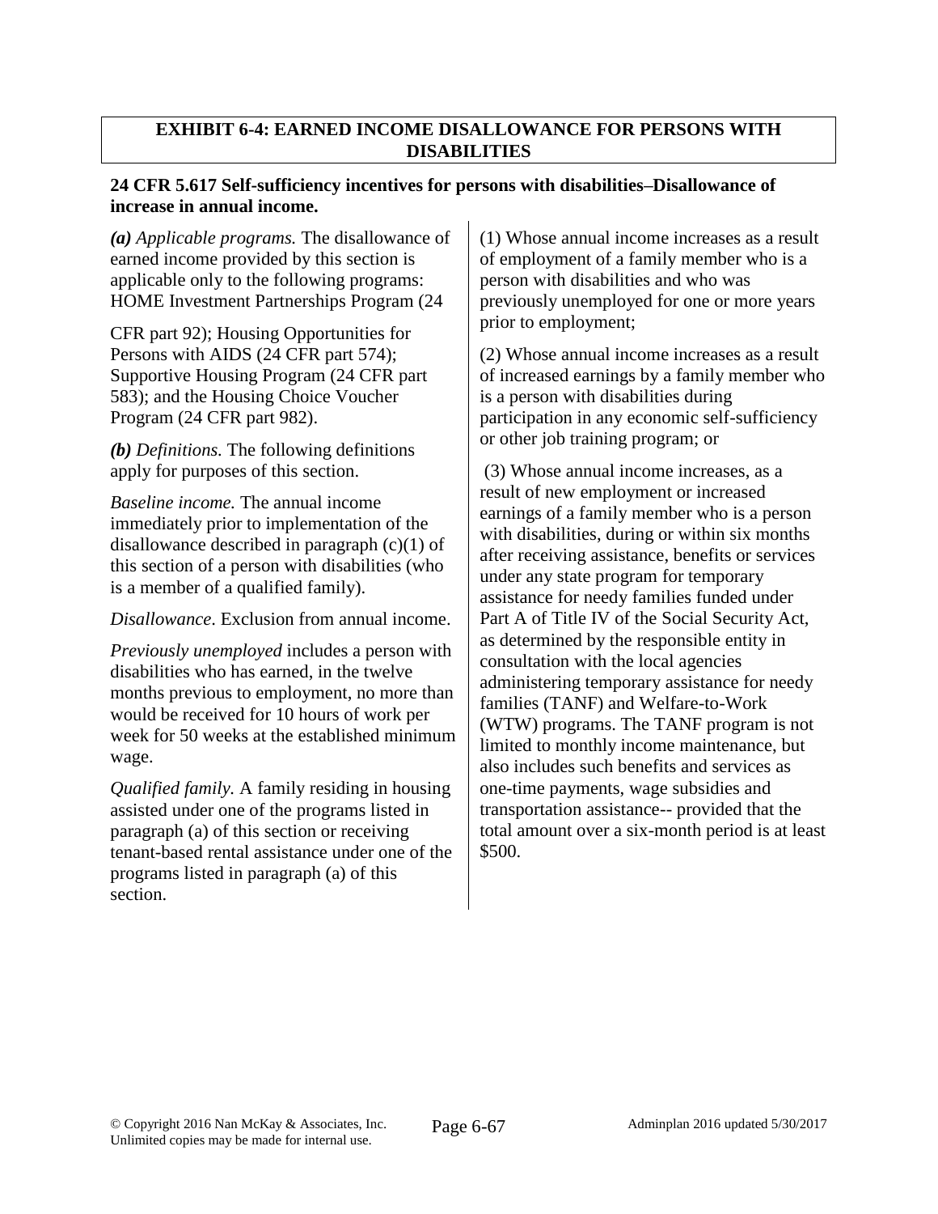## EXHIBIT 6-4: EARNED INCOME DISALLOWANCE FOR PERSONS WITH DISABILITIES

### 24 CFR 5.617 Self-sufficiency incentives for persons with disabilities–Disallowance of increase in annual income.

***(a)*** *Applicable programs.* The disallowance of earned income provided by this section is applicable only to the following programs: HOME Investment Partnerships Program (24 CFR part 92); Housing Opportunities for Persons with AIDS (24 CFR part 574); Supportive Housing Program (24 CFR part 583); and the Housing Choice Voucher Program (24 CFR part 982).

***(b)*** *Definitions.* The following definitions apply for purposes of this section.

*Baseline income.* The annual income immediately prior to implementation of the disallowance described in paragraph (c)(1) of this section of a person with disabilities (who is a member of a qualified family).

*Disallowance*. Exclusion from annual income.

*Previously unemployed* includes a person with disabilities who has earned, in the twelve months previous to employment, no more than would be received for 10 hours of work per week for 50 weeks at the established minimum wage.

*Qualified family.* A family residing in housing assisted under one of the programs listed in paragraph (a) of this section or receiving tenant-based rental assistance under one of the programs listed in paragraph (a) of this section.

(1) Whose annual income increases as a result of employment of a family member who is a person with disabilities and who was previously unemployed for one or more years prior to employment;

(2) Whose annual income increases as a result of increased earnings by a family member who is a person with disabilities during participation in any economic self-sufficiency or other job training program; or

(3) Whose annual income increases, as a result of new employment or increased earnings of a family member who is a person with disabilities, during or within six months after receiving assistance, benefits or services under any state program for temporary assistance for needy families funded under Part A of Title IV of the Social Security Act, as determined by the responsible entity in consultation with the local agencies administering temporary assistance for needy families (TANF) and Welfare-to-Work (WTW) programs. The TANF program is not limited to monthly income maintenance, but also includes such benefits and services as one-time payments, wage subsidies and transportation assistance-- provided that the total amount over a six-month period is at least $500.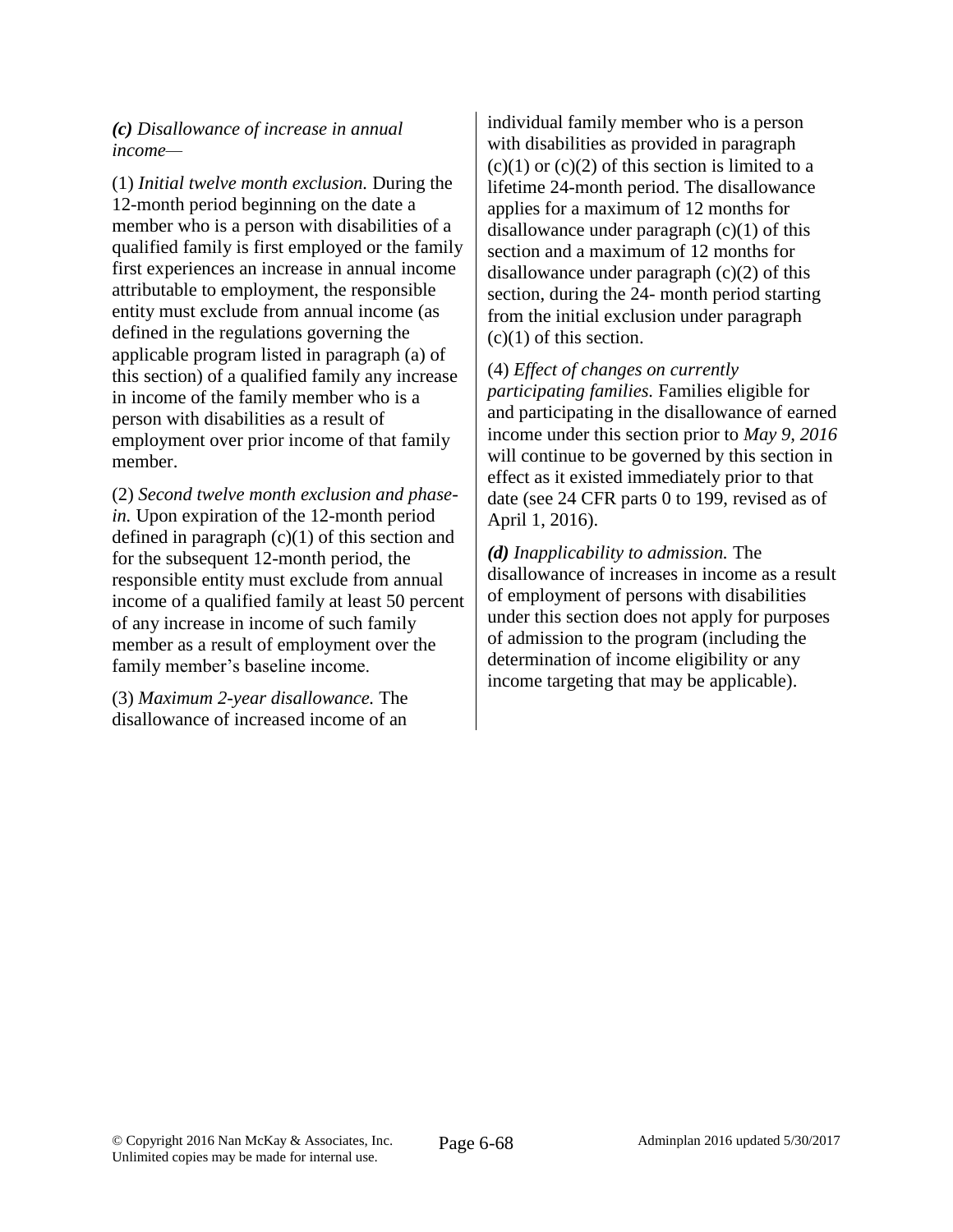***(c)*** *Disallowance of increase in annual income*—

(1) *Initial twelve month exclusion.* During the 12-month period beginning on the date a member who is a person with disabilities of a qualified family is first employed or the family first experiences an increase in annual income attributable to employment, the responsible entity must exclude from annual income (as defined in the regulations governing the applicable program listed in paragraph (a) of this section) of a qualified family any increase in income of the family member who is a person with disabilities as a result of employment over prior income of that family member.

(2) *Second twelve month exclusion and phase-in.* Upon expiration of the 12-month period defined in paragraph (c)(1) of this section and for the subsequent 12-month period, the responsible entity must exclude from annual income of a qualified family at least 50 percent of any increase in income of such family member as a result of employment over the family member's baseline income.

(3) *Maximum 2-year disallowance.* The disallowance of increased income of an individual family member who is a person with disabilities as provided in paragraph (c)(1) or (c)(2) of this section is limited to a lifetime 24-month period. The disallowance applies for a maximum of 12 months for disallowance under paragraph (c)(1) of this section and a maximum of 12 months for disallowance under paragraph (c)(2) of this section, during the 24- month period starting from the initial exclusion under paragraph (c)(1) of this section.

(4) *Effect of changes on currently participating families.* Families eligible for and participating in the disallowance of earned income under this section prior to *May 9, 2016* will continue to be governed by this section in effect as it existed immediately prior to that date (see 24 CFR parts 0 to 199, revised as of April 1, 2016).

***(d)*** *Inapplicability to admission.* The disallowance of increases in income as a result of employment of persons with disabilities under this section does not apply for purposes of admission to the program (including the determination of income eligibility or any income targeting that may be applicable).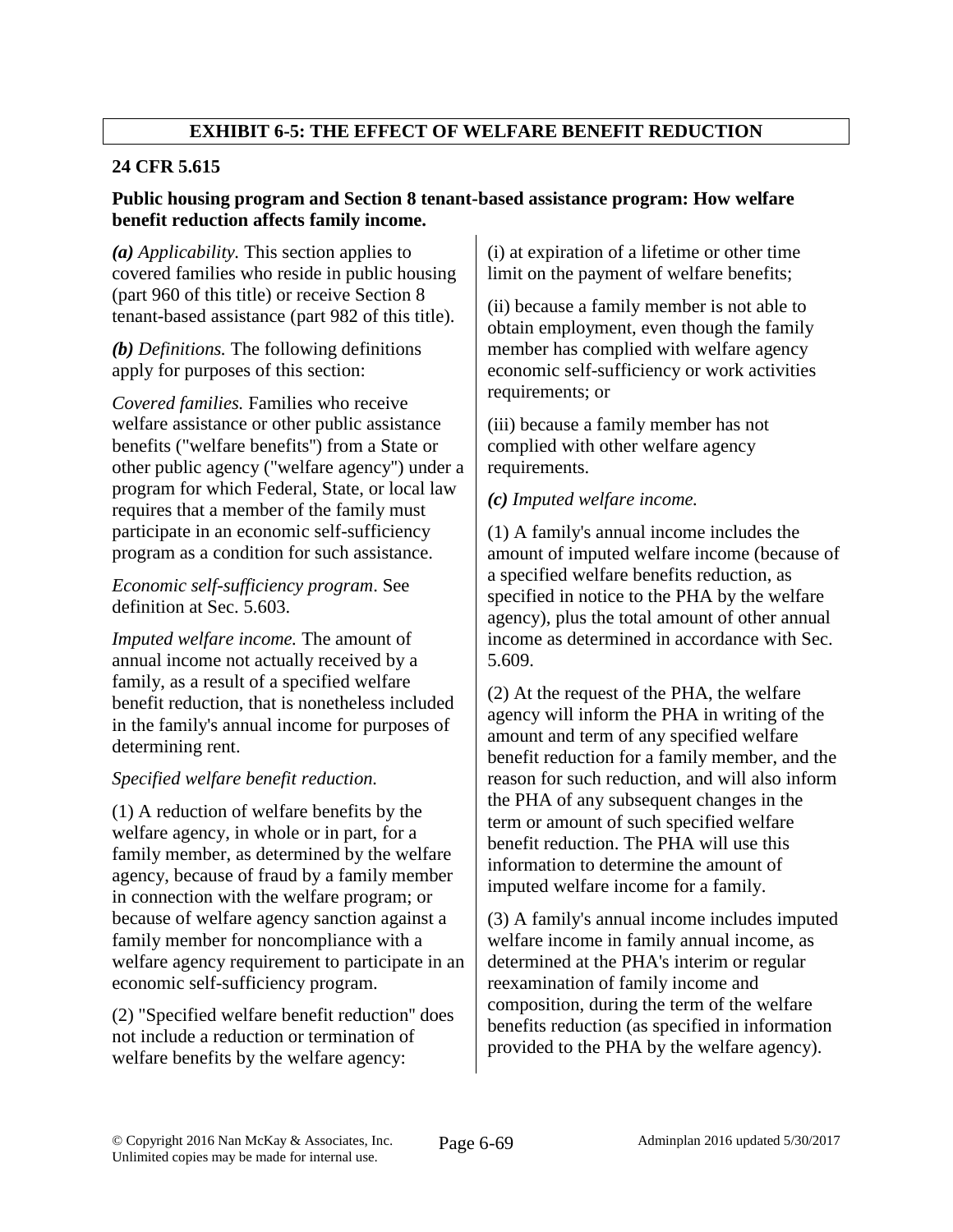## EXHIBIT 6-5: THE EFFECT OF WELFARE BENEFIT REDUCTION

### 24 CFR 5.615

**Public housing program and Section 8 tenant-based assistance program: How welfare benefit reduction affects family income.**

***(a)*** *Applicability.* This section applies to covered families who reside in public housing (part 960 of this title) or receive Section 8 tenant-based assistance (part 982 of this title).

***(b)*** *Definitions.* The following definitions apply for purposes of this section:

*Covered families.* Families who receive welfare assistance or other public assistance benefits ("welfare benefits") from a State or other public agency ("welfare agency") under a program for which Federal, State, or local law requires that a member of the family must participate in an economic self-sufficiency program as a condition for such assistance.

*Economic self-sufficiency program*. See definition at Sec. 5.603.

*Imputed welfare income.* The amount of annual income not actually received by a family, as a result of a specified welfare benefit reduction, that is nonetheless included in the family's annual income for purposes of determining rent.

*Specified welfare benefit reduction.*

(1) A reduction of welfare benefits by the welfare agency, in whole or in part, for a family member, as determined by the welfare agency, because of fraud by a family member in connection with the welfare program; or because of welfare agency sanction against a family member for noncompliance with a welfare agency requirement to participate in an economic self-sufficiency program.

(2) "Specified welfare benefit reduction" does not include a reduction or termination of welfare benefits by the welfare agency:

(i) at expiration of a lifetime or other time limit on the payment of welfare benefits;

(ii) because a family member is not able to obtain employment, even though the family member has complied with welfare agency economic self-sufficiency or work activities requirements; or

(iii) because a family member has not complied with other welfare agency requirements.

***(c)*** *Imputed welfare income.*

(1) A family's annual income includes the amount of imputed welfare income (because of a specified welfare benefits reduction, as specified in notice to the PHA by the welfare agency), plus the total amount of other annual income as determined in accordance with Sec. 5.609.

(2) At the request of the PHA, the welfare agency will inform the PHA in writing of the amount and term of any specified welfare benefit reduction for a family member, and the reason for such reduction, and will also inform the PHA of any subsequent changes in the term or amount of such specified welfare benefit reduction. The PHA will use this information to determine the amount of imputed welfare income for a family.

(3) A family's annual income includes imputed welfare income in family annual income, as determined at the PHA's interim or regular reexamination of family income and composition, during the term of the welfare benefits reduction (as specified in information provided to the PHA by the welfare agency).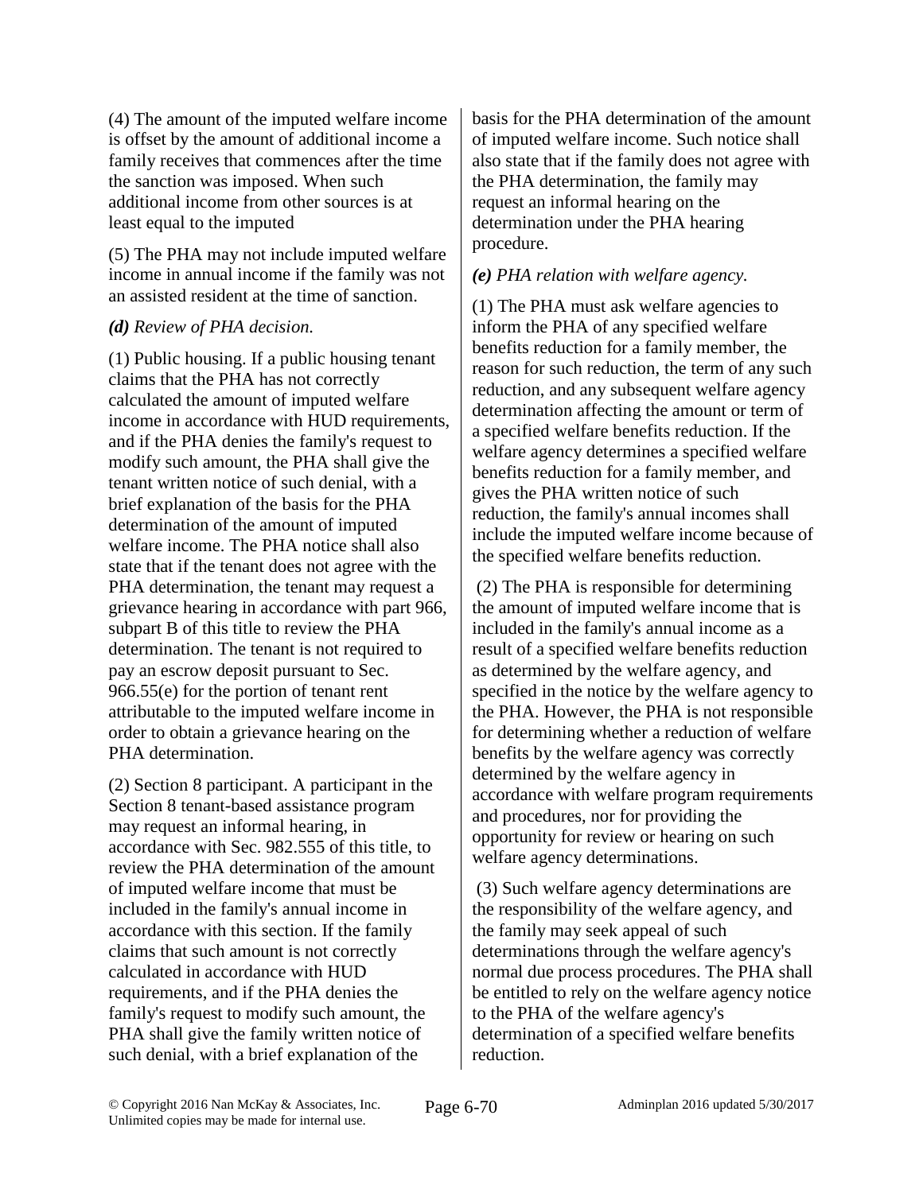(4) The amount of the imputed welfare income is offset by the amount of additional income a family receives that commences after the time the sanction was imposed. When such additional income from other sources is at least equal to the imputed

(5) The PHA may not include imputed welfare income in annual income if the family was not an assisted resident at the time of sanction.

***(d)*** *Review of PHA decision.*

(1) Public housing. If a public housing tenant claims that the PHA has not correctly calculated the amount of imputed welfare income in accordance with HUD requirements, and if the PHA denies the family's request to modify such amount, the PHA shall give the tenant written notice of such denial, with a brief explanation of the basis for the PHA determination of the amount of imputed welfare income. The PHA notice shall also state that if the tenant does not agree with the PHA determination, the tenant may request a grievance hearing in accordance with part 966, subpart B of this title to review the PHA determination. The tenant is not required to pay an escrow deposit pursuant to Sec. 966.55(e) for the portion of tenant rent attributable to the imputed welfare income in order to obtain a grievance hearing on the PHA determination.

(2) Section 8 participant. A participant in the Section 8 tenant-based assistance program may request an informal hearing, in accordance with Sec. 982.555 of this title, to review the PHA determination of the amount of imputed welfare income that must be included in the family's annual income in accordance with this section. If the family claims that such amount is not correctly calculated in accordance with HUD requirements, and if the PHA denies the family's request to modify such amount, the PHA shall give the family written notice of such denial, with a brief explanation of the basis for the PHA determination of the amount of imputed welfare income. Such notice shall also state that if the family does not agree with the PHA determination, the family may request an informal hearing on the determination under the PHA hearing procedure.

***(e)*** *PHA relation with welfare agency.*

(1) The PHA must ask welfare agencies to inform the PHA of any specified welfare benefits reduction for a family member, the reason for such reduction, the term of any such reduction, and any subsequent welfare agency determination affecting the amount or term of a specified welfare benefits reduction. If the welfare agency determines a specified welfare benefits reduction for a family member, and gives the PHA written notice of such reduction, the family's annual incomes shall include the imputed welfare income because of the specified welfare benefits reduction.

(2) The PHA is responsible for determining the amount of imputed welfare income that is included in the family's annual income as a result of a specified welfare benefits reduction as determined by the welfare agency, and specified in the notice by the welfare agency to the PHA. However, the PHA is not responsible for determining whether a reduction of welfare benefits by the welfare agency was correctly determined by the welfare agency in accordance with welfare program requirements and procedures, nor for providing the opportunity for review or hearing on such welfare agency determinations.

(3) Such welfare agency determinations are the responsibility of the welfare agency, and the family may seek appeal of such determinations through the welfare agency's normal due process procedures. The PHA shall be entitled to rely on the welfare agency notice to the PHA of the welfare agency's determination of a specified welfare benefits reduction.